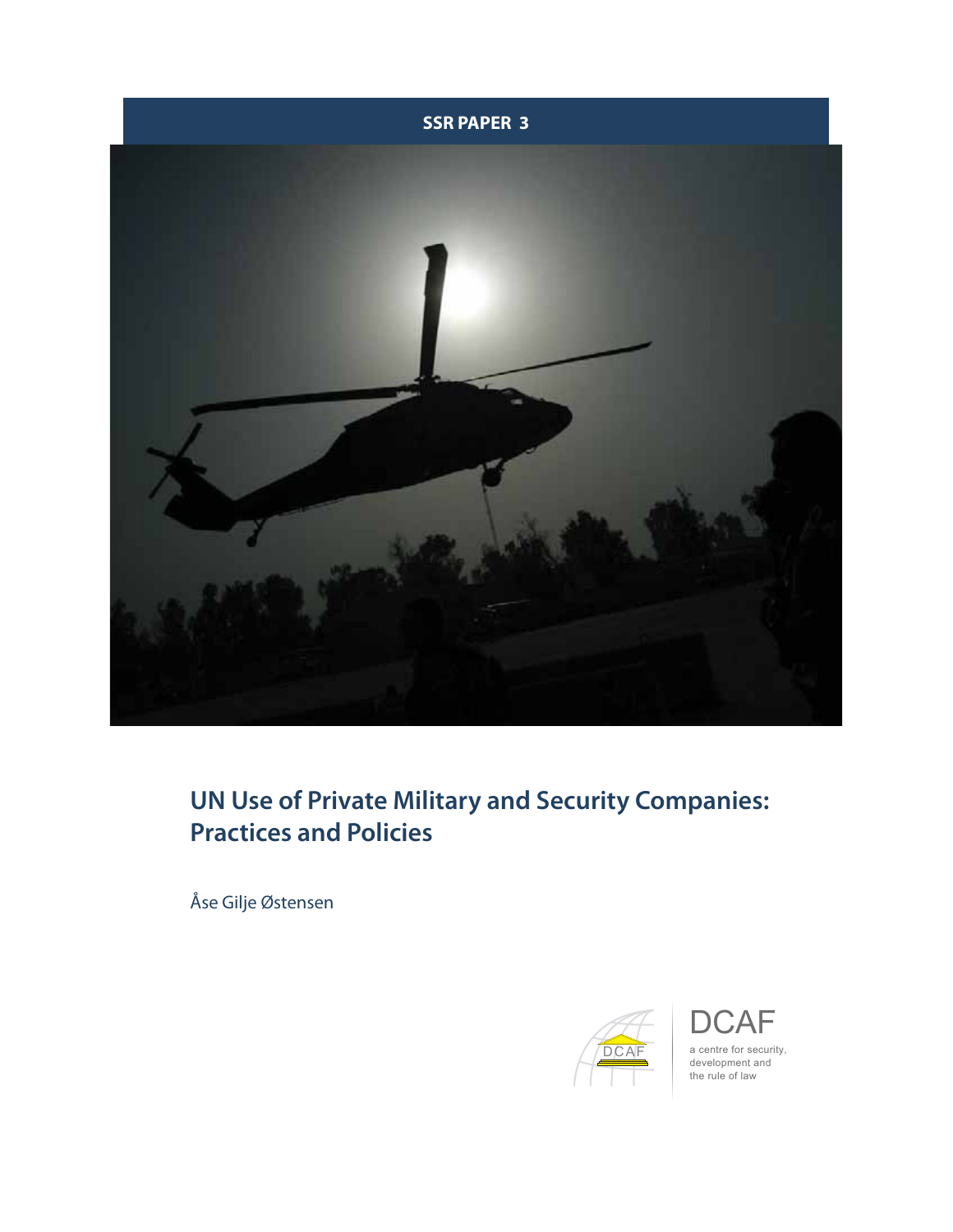SSR PAPER 3

# UN Use of Private Military and Security Companies: Practices and Policies

Åse Gilje Østensen

DCAF

a centre for security, development and the rule of law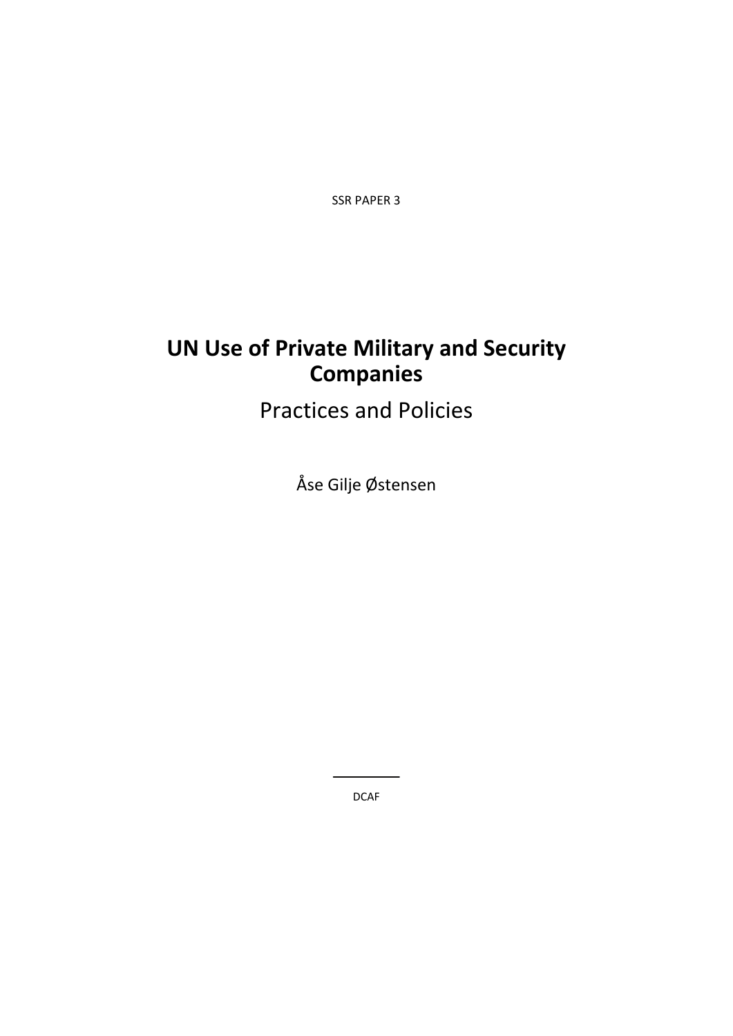SSR PAPER 3

# UN Use of Private Military and Security Companies

## Practices and Policies

Åse Gilje Østensen

DCAF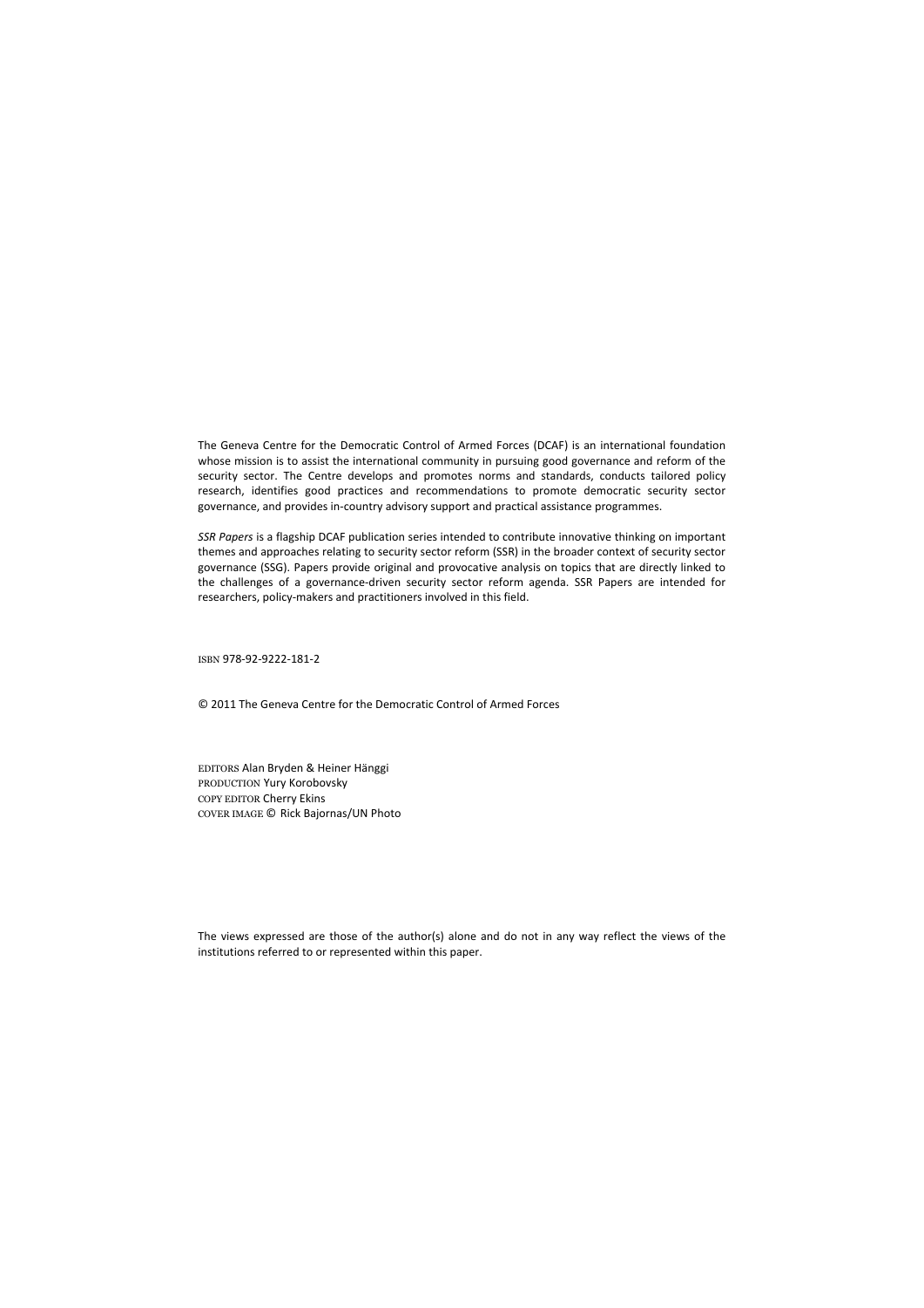The Geneva Centre for the Democratic Control of Armed Forces (DCAF) is an international foundation whose mission is to assist the international community in pursuing good governance and reform of the security sector. The Centre develops and promotes norms and standards, conducts tailored policy research, identifies good practices and recommendations to promote democratic security sector governance, and provides in-country advisory support and practical assistance programmes.

*SSR Papers* is a flagship DCAF publication series intended to contribute innovative thinking on important themes and approaches relating to security sector reform (SSR) in the broader context of security sector governance (SSG). Papers provide original and provocative analysis on topics that are directly linked to the challenges of a governance-driven security sector reform agenda. SSR Papers are intended for researchers, policy-makers and practitioners involved in this field.

ISBN 978-92-9222-181-2

© 2011 The Geneva Centre for the Democratic Control of Armed Forces

EDITORS Alan Bryden & Heiner Hänggi
PRODUCTION Yury Korobovsky
COPY EDITOR Cherry Ekins
COVER IMAGE © Rick Bajornas/UN Photo

The views expressed are those of the author(s) alone and do not in any way reflect the views of the institutions referred to or represented within this paper.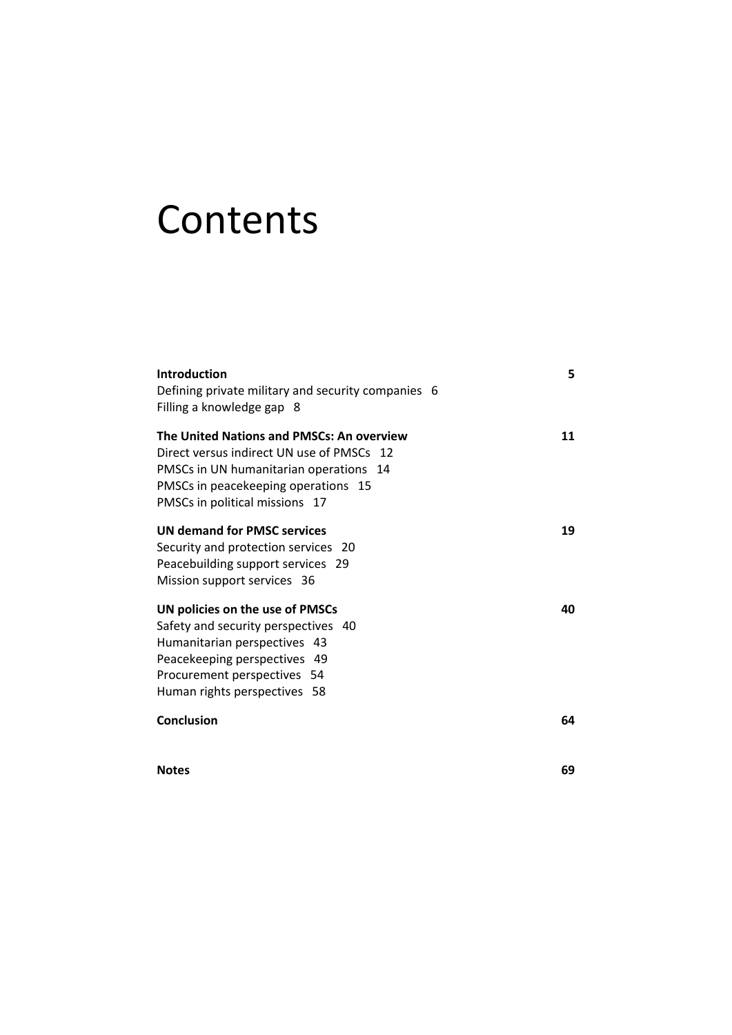# Contents

**Introduction** **5**

Defining private military and security companies 6

Filling a knowledge gap 8

**The United Nations and PMSCs: An overview** **11**

Direct versus indirect UN use of PMSCs 12

PMSCs in UN humanitarian operations 14

PMSCs in peacekeeping operations 15

PMSCs in political missions 17

**UN demand for PMSC services** **19**

Security and protection services 20

Peacebuilding support services 29

Mission support services 36

**UN policies on the use of PMSCs** **40**

Safety and security perspectives 40

Humanitarian perspectives 43

Peacekeeping perspectives 49

Procurement perspectives 54

Human rights perspectives 58

**Conclusion** **64**

**Notes** **69**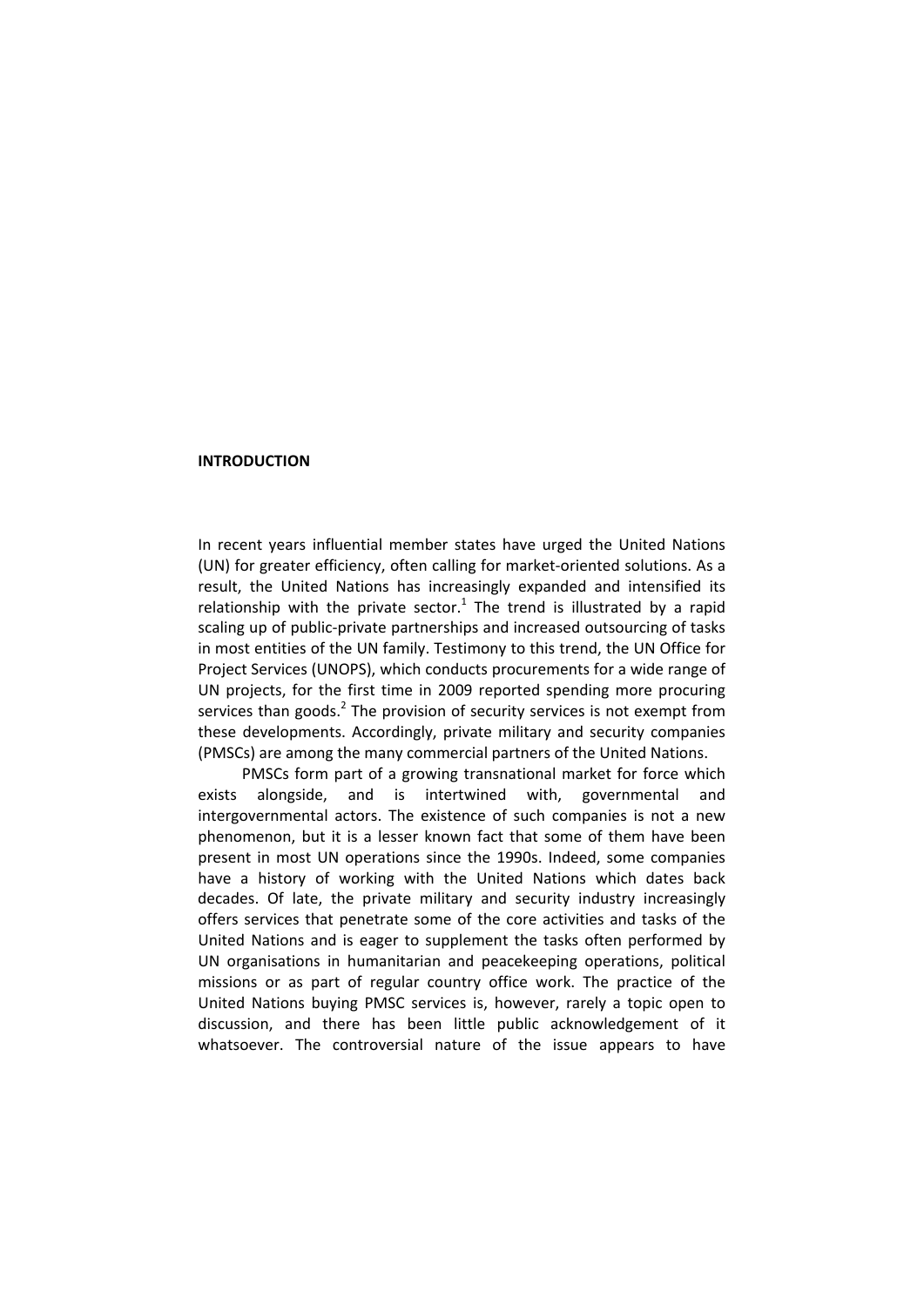## INTRODUCTION

In recent years influential member states have urged the United Nations (UN) for greater efficiency, often calling for market-oriented solutions. As a result, the United Nations has increasingly expanded and intensified its relationship with the private sector.[1] The trend is illustrated by a rapid scaling up of public-private partnerships and increased outsourcing of tasks in most entities of the UN family. Testimony to this trend, the UN Office for Project Services (UNOPS), which conducts procurements for a wide range of UN projects, for the first time in 2009 reported spending more procuring services than goods.[2] The provision of security services is not exempt from these developments. Accordingly, private military and security companies (PMSCs) are among the many commercial partners of the United Nations.

PMSCs form part of a growing transnational market for force which exists alongside, and is intertwined with, governmental and intergovernmental actors. The existence of such companies is not a new phenomenon, but it is a lesser known fact that some of them have been present in most UN operations since the 1990s. Indeed, some companies have a history of working with the United Nations which dates back decades. Of late, the private military and security industry increasingly offers services that penetrate some of the core activities and tasks of the United Nations and is eager to supplement the tasks often performed by UN organisations in humanitarian and peacekeeping operations, political missions or as part of regular country office work. The practice of the United Nations buying PMSC services is, however, rarely a topic open to discussion, and there has been little public acknowledgement of it whatsoever. The controversial nature of the issue appears to have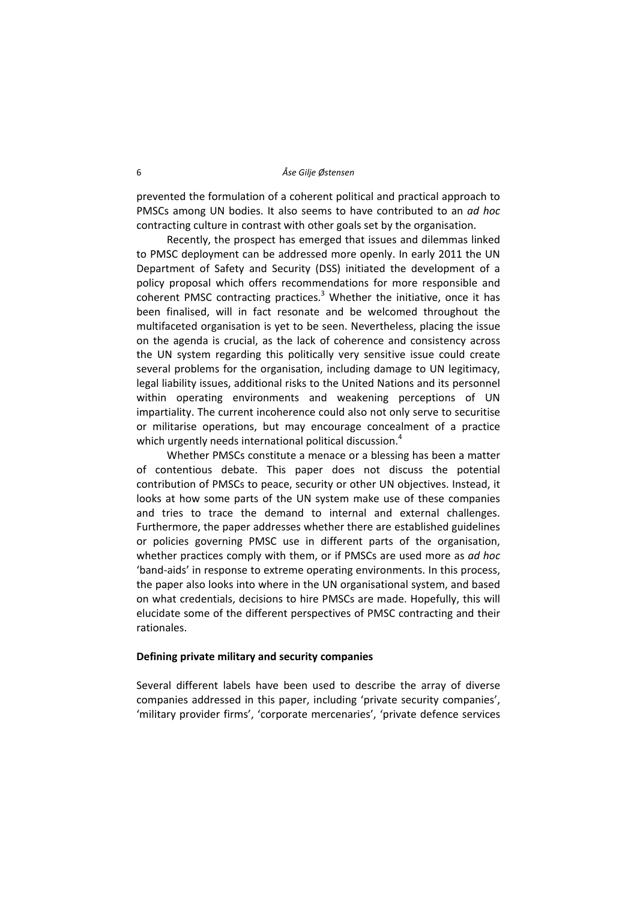prevented the formulation of a coherent political and practical approach to PMSCs among UN bodies. It also seems to have contributed to an *ad hoc* contracting culture in contrast with other goals set by the organisation.

Recently, the prospect has emerged that issues and dilemmas linked to PMSC deployment can be addressed more openly. In early 2011 the UN Department of Safety and Security (DSS) initiated the development of a policy proposal which offers recommendations for more responsible and coherent PMSC contracting practices.[3] Whether the initiative, once it has been finalised, will in fact resonate and be welcomed throughout the multifaceted organisation is yet to be seen. Nevertheless, placing the issue on the agenda is crucial, as the lack of coherence and consistency across the UN system regarding this politically very sensitive issue could create several problems for the organisation, including damage to UN legitimacy, legal liability issues, additional risks to the United Nations and its personnel within operating environments and weakening perceptions of UN impartiality. The current incoherence could also not only serve to securitise or militarise operations, but may encourage concealment of a practice which urgently needs international political discussion.[4]

Whether PMSCs constitute a menace or a blessing has been a matter of contentious debate. This paper does not discuss the potential contribution of PMSCs to peace, security or other UN objectives. Instead, it looks at how some parts of the UN system make use of these companies and tries to trace the demand to internal and external challenges. Furthermore, the paper addresses whether there are established guidelines or policies governing PMSC use in different parts of the organisation, whether practices comply with them, or if PMSCs are used more as *ad hoc* 'band-aids' in response to extreme operating environments. In this process, the paper also looks into where in the UN organisational system, and based on what credentials, decisions to hire PMSCs are made. Hopefully, this will elucidate some of the different perspectives of PMSC contracting and their rationales.

**Defining private military and security companies**

Several different labels have been used to describe the array of diverse companies addressed in this paper, including 'private security companies', 'military provider firms', 'corporate mercenaries', 'private defence services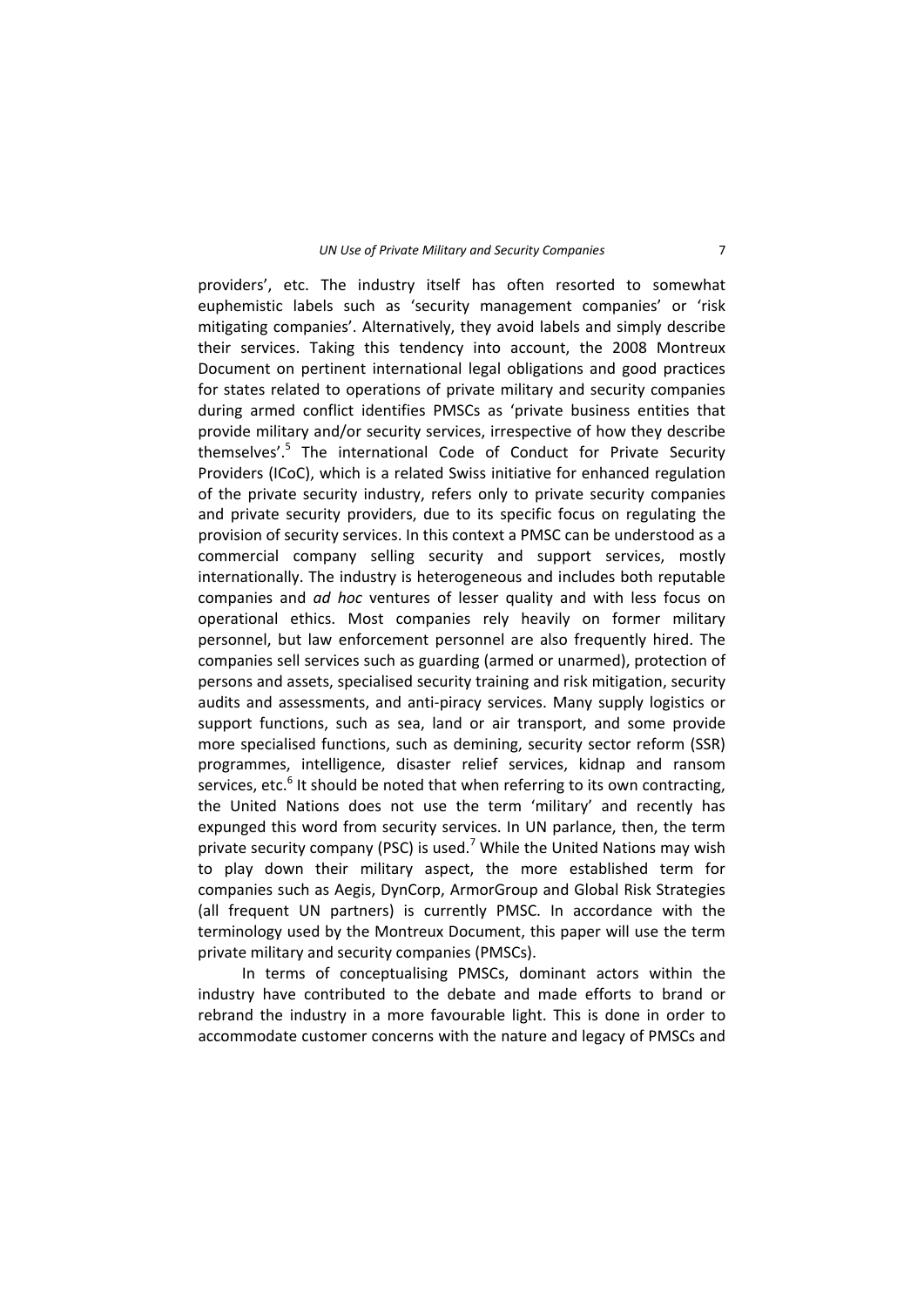providers', etc. The industry itself has often resorted to somewhat euphemistic labels such as 'security management companies' or 'risk mitigating companies'. Alternatively, they avoid labels and simply describe their services. Taking this tendency into account, the 2008 Montreux Document on pertinent international legal obligations and good practices for states related to operations of private military and security companies during armed conflict identifies PMSCs as 'private business entities that provide military and/or security services, irrespective of how they describe themselves'.[5] The international Code of Conduct for Private Security Providers (ICoC), which is a related Swiss initiative for enhanced regulation of the private security industry, refers only to private security companies and private security providers, due to its specific focus on regulating the provision of security services. In this context a PMSC can be understood as a commercial company selling security and support services, mostly internationally. The industry is heterogeneous and includes both reputable companies and *ad hoc* ventures of lesser quality and with less focus on operational ethics. Most companies rely heavily on former military personnel, but law enforcement personnel are also frequently hired. The companies sell services such as guarding (armed or unarmed), protection of persons and assets, specialised security training and risk mitigation, security audits and assessments, and anti-piracy services. Many supply logistics or support functions, such as sea, land or air transport, and some provide more specialised functions, such as demining, security sector reform (SSR) programmes, intelligence, disaster relief services, kidnap and ransom services, etc.[6] It should be noted that when referring to its own contracting, the United Nations does not use the term 'military' and recently has expunged this word from security services. In UN parlance, then, the term private security company (PSC) is used.[7] While the United Nations may wish to play down their military aspect, the more established term for companies such as Aegis, DynCorp, ArmorGroup and Global Risk Strategies (all frequent UN partners) is currently PMSC. In accordance with the terminology used by the Montreux Document, this paper will use the term private military and security companies (PMSCs).

In terms of conceptualising PMSCs, dominant actors within the industry have contributed to the debate and made efforts to brand or rebrand the industry in a more favourable light. This is done in order to accommodate customer concerns with the nature and legacy of PMSCs and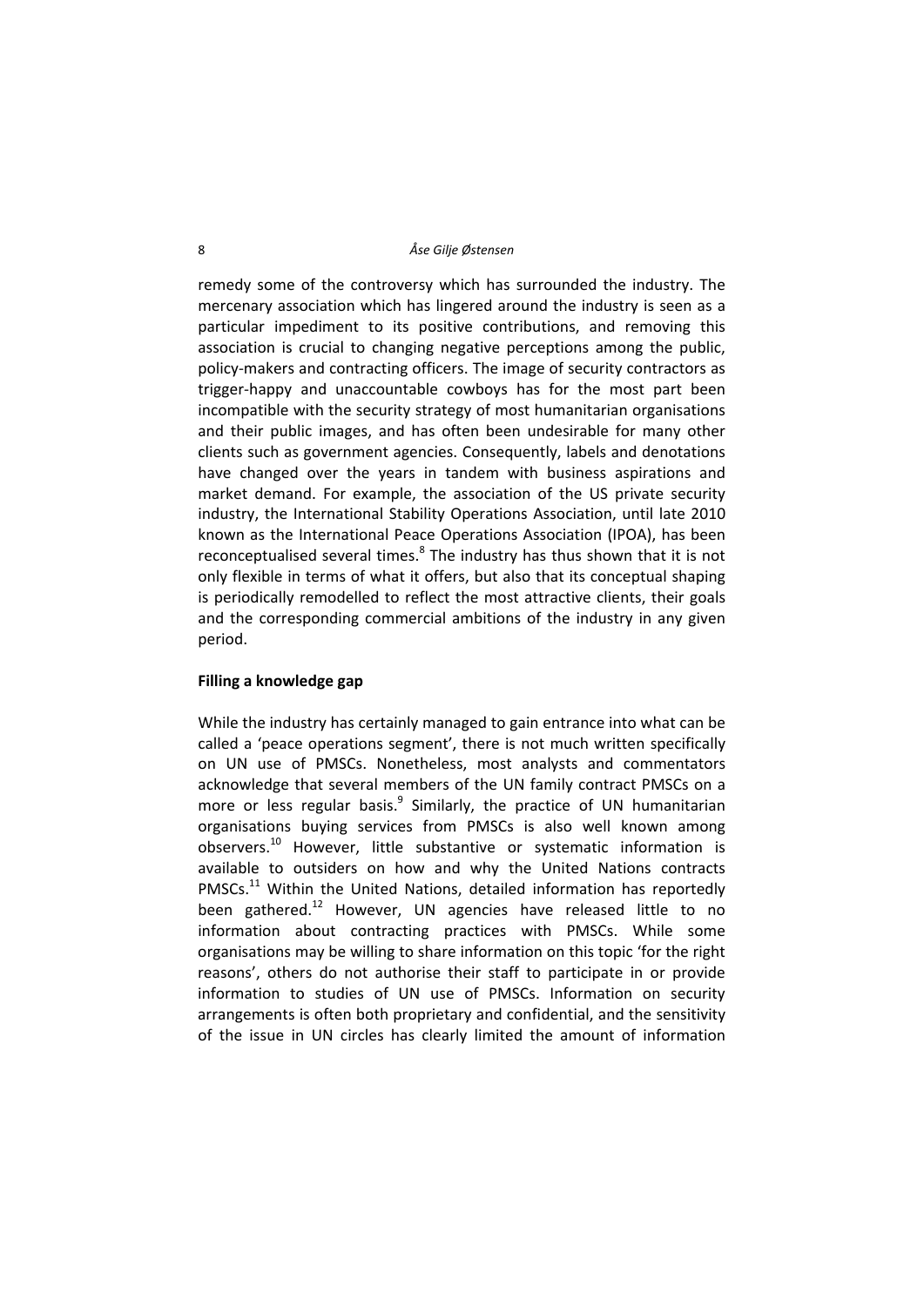remedy some of the controversy which has surrounded the industry. The mercenary association which has lingered around the industry is seen as a particular impediment to its positive contributions, and removing this association is crucial to changing negative perceptions among the public, policy-makers and contracting officers. The image of security contractors as trigger-happy and unaccountable cowboys has for the most part been incompatible with the security strategy of most humanitarian organisations and their public images, and has often been undesirable for many other clients such as government agencies. Consequently, labels and denotations have changed over the years in tandem with business aspirations and market demand. For example, the association of the US private security industry, the International Stability Operations Association, until late 2010 known as the International Peace Operations Association (IPOA), has been reconceptualised several times.[8] The industry has thus shown that it is not only flexible in terms of what it offers, but also that its conceptual shaping is periodically remodelled to reflect the most attractive clients, their goals and the corresponding commercial ambitions of the industry in any given period.

**Filling a knowledge gap**

While the industry has certainly managed to gain entrance into what can be called a 'peace operations segment', there is not much written specifically on UN use of PMSCs. Nonetheless, most analysts and commentators acknowledge that several members of the UN family contract PMSCs on a more or less regular basis.[9] Similarly, the practice of UN humanitarian organisations buying services from PMSCs is also well known among observers.[10] However, little substantive or systematic information is available to outsiders on how and why the United Nations contracts PMSCs.[11] Within the United Nations, detailed information has reportedly been gathered.[12] However, UN agencies have released little to no information about contracting practices with PMSCs. While some organisations may be willing to share information on this topic 'for the right reasons', others do not authorise their staff to participate in or provide information to studies of UN use of PMSCs. Information on security arrangements is often both proprietary and confidential, and the sensitivity of the issue in UN circles has clearly limited the amount of information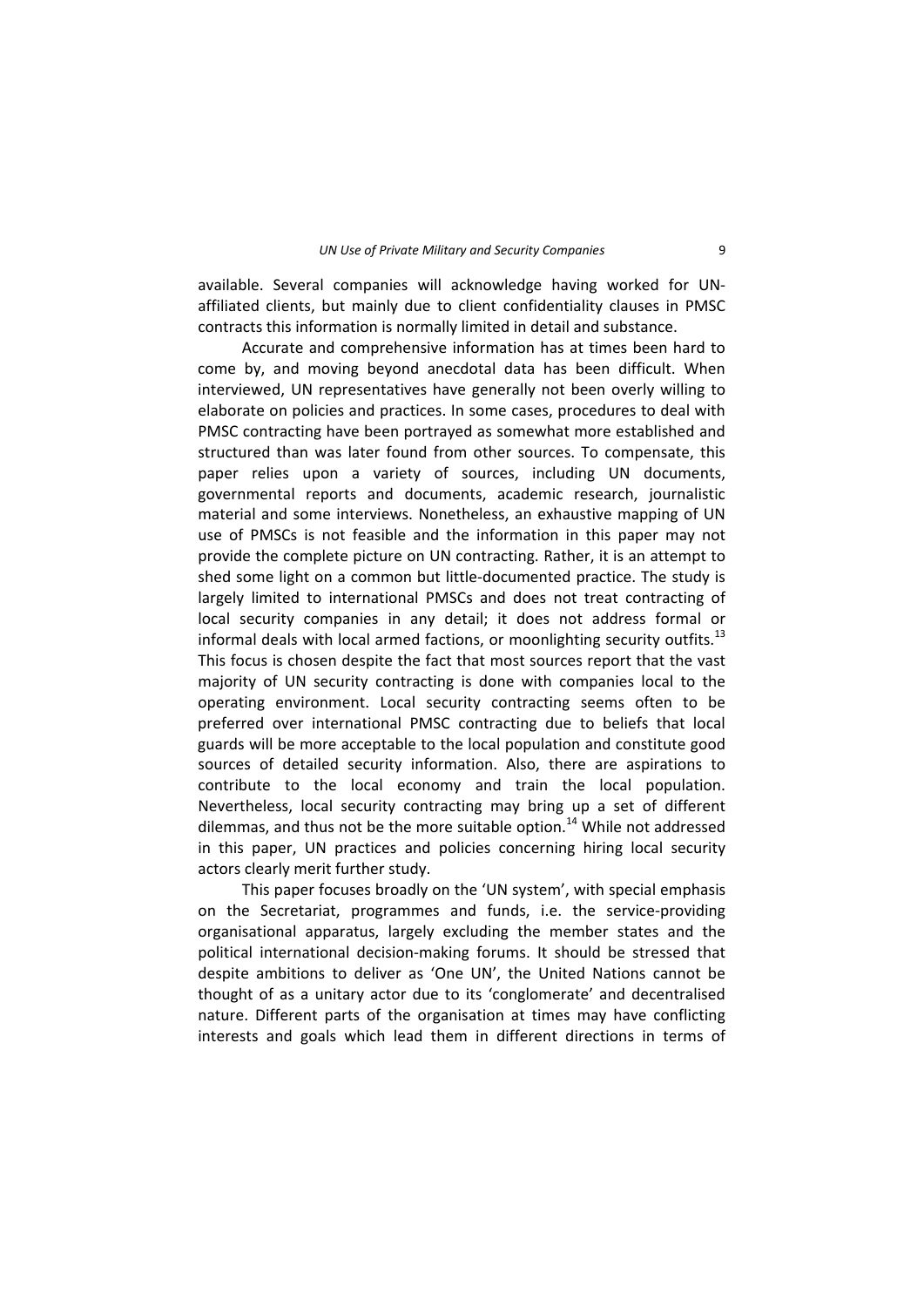available. Several companies will acknowledge having worked for UN-affiliated clients, but mainly due to client confidentiality clauses in PMSC contracts this information is normally limited in detail and substance.

Accurate and comprehensive information has at times been hard to come by, and moving beyond anecdotal data has been difficult. When interviewed, UN representatives have generally not been overly willing to elaborate on policies and practices. In some cases, procedures to deal with PMSC contracting have been portrayed as somewhat more established and structured than was later found from other sources. To compensate, this paper relies upon a variety of sources, including UN documents, governmental reports and documents, academic research, journalistic material and some interviews. Nonetheless, an exhaustive mapping of UN use of PMSCs is not feasible and the information in this paper may not provide the complete picture on UN contracting. Rather, it is an attempt to shed some light on a common but little-documented practice. The study is largely limited to international PMSCs and does not treat contracting of local security companies in any detail; it does not address formal or informal deals with local armed factions, or moonlighting security outfits.[13] This focus is chosen despite the fact that most sources report that the vast majority of UN security contracting is done with companies local to the operating environment. Local security contracting seems often to be preferred over international PMSC contracting due to beliefs that local guards will be more acceptable to the local population and constitute good sources of detailed security information. Also, there are aspirations to contribute to the local economy and train the local population. Nevertheless, local security contracting may bring up a set of different dilemmas, and thus not be the more suitable option.[14] While not addressed in this paper, UN practices and policies concerning hiring local security actors clearly merit further study.

This paper focuses broadly on the 'UN system', with special emphasis on the Secretariat, programmes and funds, i.e. the service-providing organisational apparatus, largely excluding the member states and the political international decision-making forums. It should be stressed that despite ambitions to deliver as 'One UN', the United Nations cannot be thought of as a unitary actor due to its 'conglomerate' and decentralised nature. Different parts of the organisation at times may have conflicting interests and goals which lead them in different directions in terms of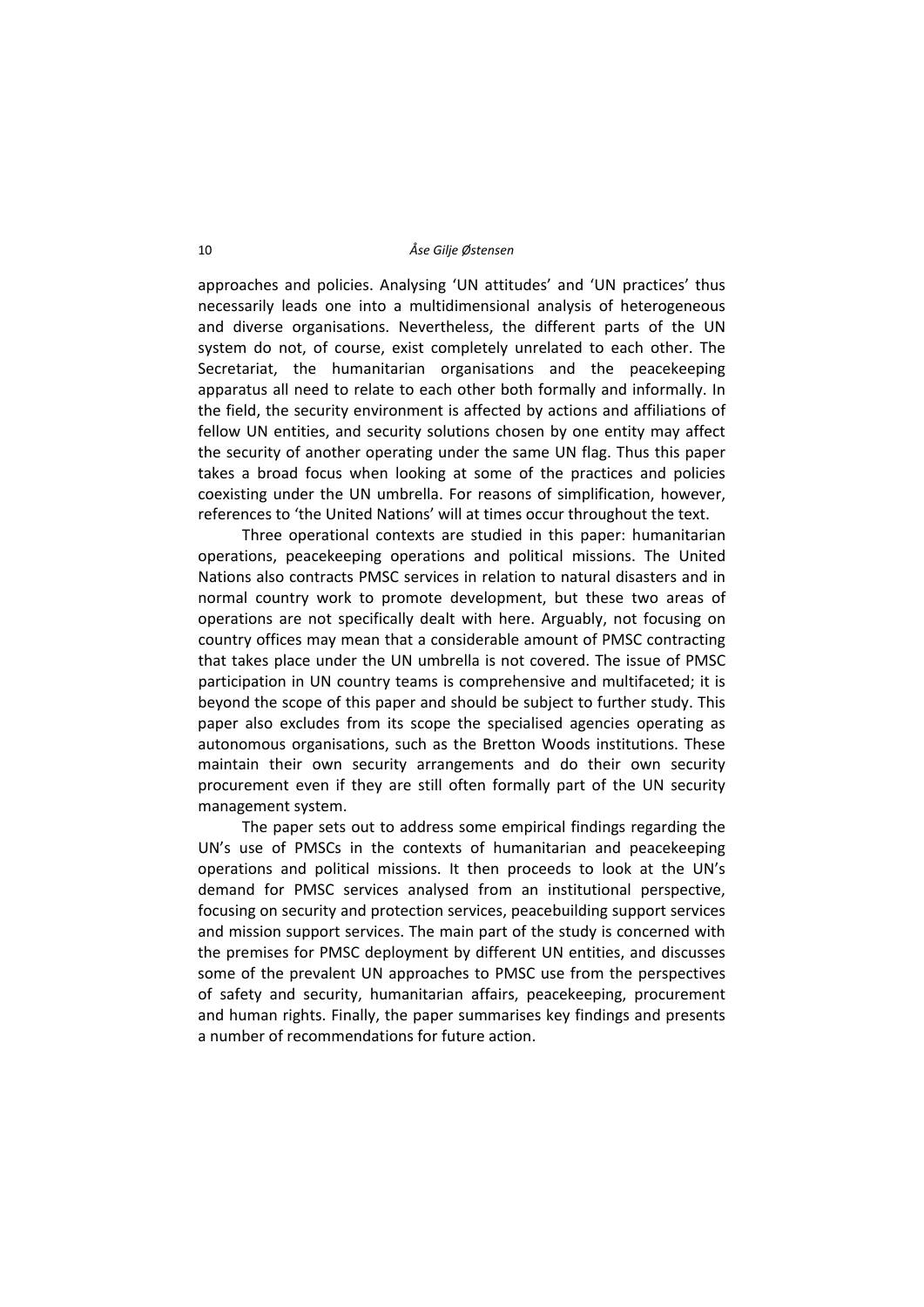approaches and policies. Analysing 'UN attitudes' and 'UN practices' thus necessarily leads one into a multidimensional analysis of heterogeneous and diverse organisations. Nevertheless, the different parts of the UN system do not, of course, exist completely unrelated to each other. The Secretariat, the humanitarian organisations and the peacekeeping apparatus all need to relate to each other both formally and informally. In the field, the security environment is affected by actions and affiliations of fellow UN entities, and security solutions chosen by one entity may affect the security of another operating under the same UN flag. Thus this paper takes a broad focus when looking at some of the practices and policies coexisting under the UN umbrella. For reasons of simplification, however, references to 'the United Nations' will at times occur throughout the text.

Three operational contexts are studied in this paper: humanitarian operations, peacekeeping operations and political missions. The United Nations also contracts PMSC services in relation to natural disasters and in normal country work to promote development, but these two areas of operations are not specifically dealt with here. Arguably, not focusing on country offices may mean that a considerable amount of PMSC contracting that takes place under the UN umbrella is not covered. The issue of PMSC participation in UN country teams is comprehensive and multifaceted; it is beyond the scope of this paper and should be subject to further study. This paper also excludes from its scope the specialised agencies operating as autonomous organisations, such as the Bretton Woods institutions. These maintain their own security arrangements and do their own security procurement even if they are still often formally part of the UN security management system.

The paper sets out to address some empirical findings regarding the UN's use of PMSCs in the contexts of humanitarian and peacekeeping operations and political missions. It then proceeds to look at the UN's demand for PMSC services analysed from an institutional perspective, focusing on security and protection services, peacebuilding support services and mission support services. The main part of the study is concerned with the premises for PMSC deployment by different UN entities, and discusses some of the prevalent UN approaches to PMSC use from the perspectives of safety and security, humanitarian affairs, peacekeeping, procurement and human rights. Finally, the paper summarises key findings and presents a number of recommendations for future action.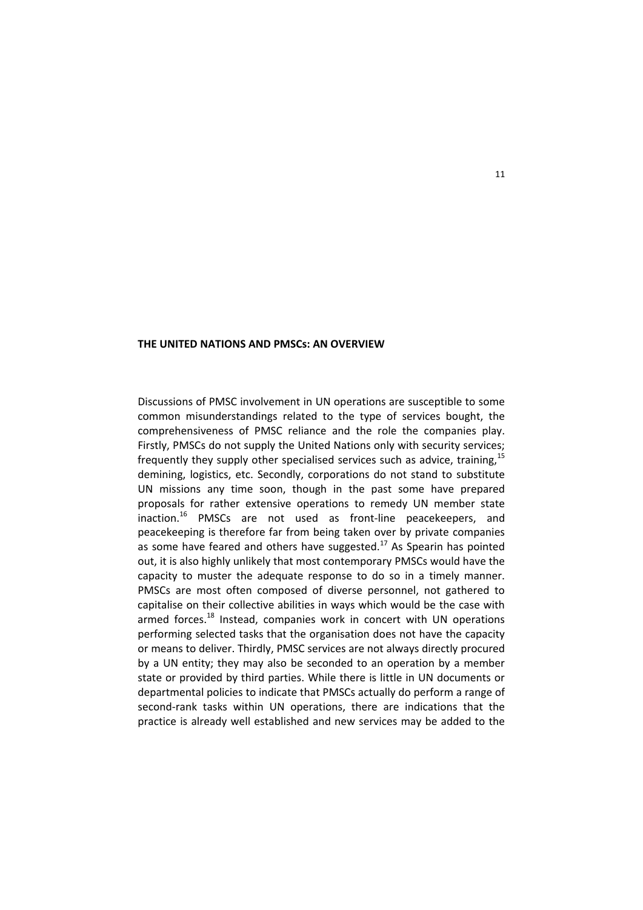## THE UNITED NATIONS AND PMSCs: AN OVERVIEW

Discussions of PMSC involvement in UN operations are susceptible to some common misunderstandings related to the type of services bought, the comprehensiveness of PMSC reliance and the role the companies play. Firstly, PMSCs do not supply the United Nations only with security services; frequently they supply other specialised services such as advice, training,[15] demining, logistics, etc. Secondly, corporations do not stand to substitute UN missions any time soon, though in the past some have prepared proposals for rather extensive operations to remedy UN member state inaction.[16] PMSCs are not used as front-line peacekeepers, and peacekeeping is therefore far from being taken over by private companies as some have feared and others have suggested.[17] As Spearin has pointed out, it is also highly unlikely that most contemporary PMSCs would have the capacity to muster the adequate response to do so in a timely manner. PMSCs are most often composed of diverse personnel, not gathered to capitalise on their collective abilities in ways which would be the case with armed forces.[18] Instead, companies work in concert with UN operations performing selected tasks that the organisation does not have the capacity or means to deliver. Thirdly, PMSC services are not always directly procured by a UN entity; they may also be seconded to an operation by a member state or provided by third parties. While there is little in UN documents or departmental policies to indicate that PMSCs actually do perform a range of second-rank tasks within UN operations, there are indications that the practice is already well established and new services may be added to the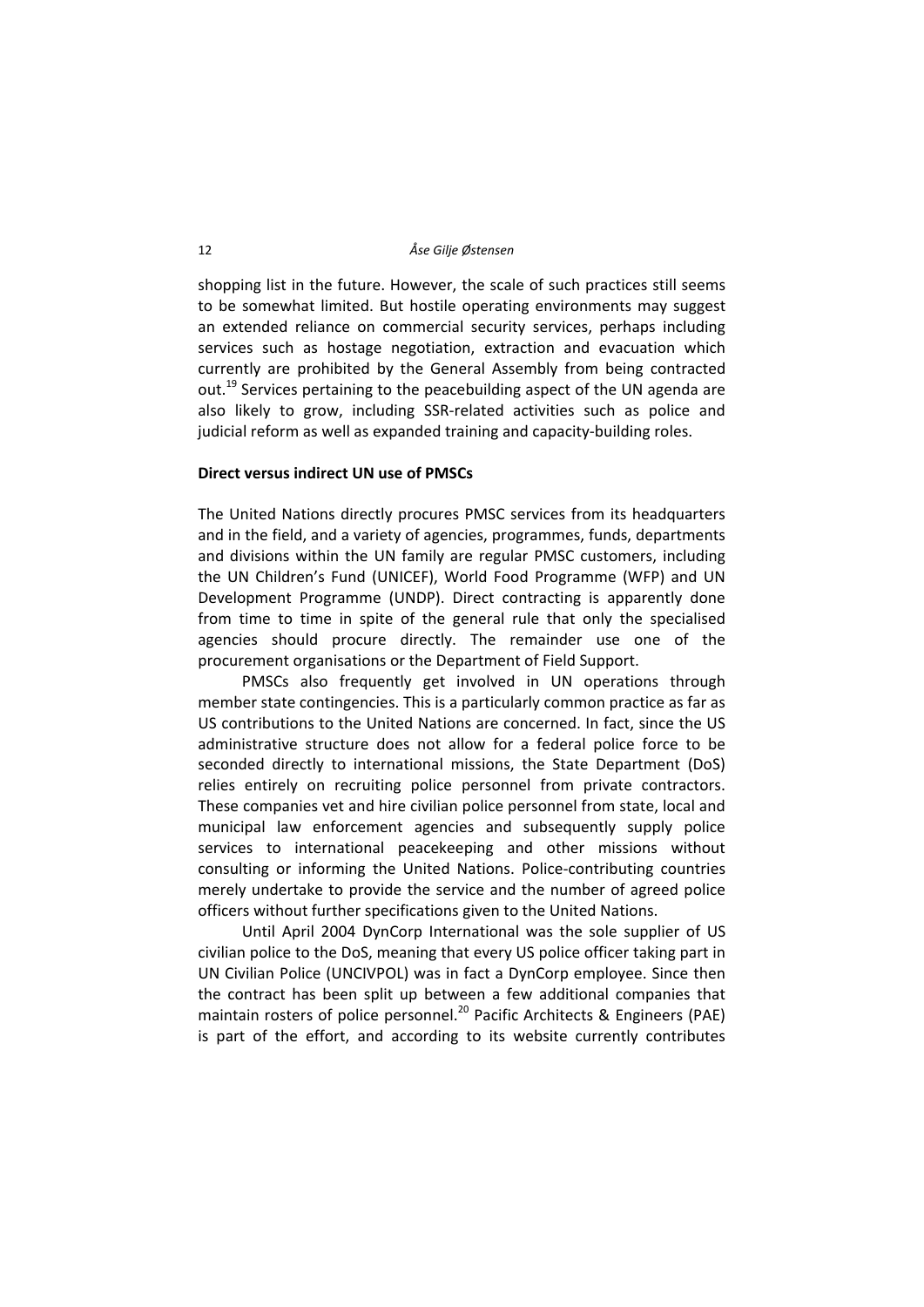shopping list in the future. However, the scale of such practices still seems to be somewhat limited. But hostile operating environments may suggest an extended reliance on commercial security services, perhaps including services such as hostage negotiation, extraction and evacuation which currently are prohibited by the General Assembly from being contracted out.[19] Services pertaining to the peacebuilding aspect of the UN agenda are also likely to grow, including SSR-related activities such as police and judicial reform as well as expanded training and capacity-building roles.

**Direct versus indirect UN use of PMSCs**

The United Nations directly procures PMSC services from its headquarters and in the field, and a variety of agencies, programmes, funds, departments and divisions within the UN family are regular PMSC customers, including the UN Children's Fund (UNICEF), World Food Programme (WFP) and UN Development Programme (UNDP). Direct contracting is apparently done from time to time in spite of the general rule that only the specialised agencies should procure directly. The remainder use one of the procurement organisations or the Department of Field Support.

PMSCs also frequently get involved in UN operations through member state contingencies. This is a particularly common practice as far as US contributions to the United Nations are concerned. In fact, since the US administrative structure does not allow for a federal police force to be seconded directly to international missions, the State Department (DoS) relies entirely on recruiting police personnel from private contractors. These companies vet and hire civilian police personnel from state, local and municipal law enforcement agencies and subsequently supply police services to international peacekeeping and other missions without consulting or informing the United Nations. Police-contributing countries merely undertake to provide the service and the number of agreed police officers without further specifications given to the United Nations.

Until April 2004 DynCorp International was the sole supplier of US civilian police to the DoS, meaning that every US police officer taking part in UN Civilian Police (UNCIVPOL) was in fact a DynCorp employee. Since then the contract has been split up between a few additional companies that maintain rosters of police personnel.[20] Pacific Architects & Engineers (PAE) is part of the effort, and according to its website currently contributes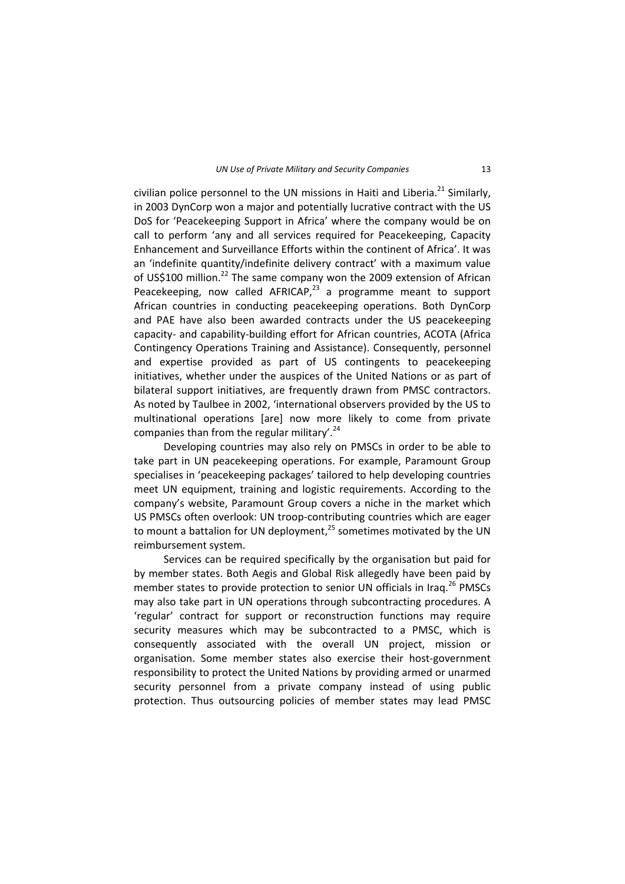civilian police personnel to the UN missions in Haiti and Liberia.[21] Similarly, in 2003 DynCorp won a major and potentially lucrative contract with the US DoS for 'Peacekeeping Support in Africa' where the company would be on call to perform 'any and all services required for Peacekeeping, Capacity Enhancement and Surveillance Efforts within the continent of Africa'. It was an 'indefinite quantity/indefinite delivery contract' with a maximum value of US$100 million.[22] The same company won the 2009 extension of African Peacekeeping, now called AFRICAP,[23] a programme meant to support African countries in conducting peacekeeping operations. Both DynCorp and PAE have also been awarded contracts under the US peacekeeping capacity- and capability-building effort for African countries, ACOTA (Africa Contingency Operations Training and Assistance). Consequently, personnel and expertise provided as part of US contingents to peacekeeping initiatives, whether under the auspices of the United Nations or as part of bilateral support initiatives, are frequently drawn from PMSC contractors. As noted by Taulbee in 2002, 'international observers provided by the US to multinational operations [are] now more likely to come from private companies than from the regular military'.[24]

Developing countries may also rely on PMSCs in order to be able to take part in UN peacekeeping operations. For example, Paramount Group specialises in 'peacekeeping packages' tailored to help developing countries meet UN equipment, training and logistic requirements. According to the company's website, Paramount Group covers a niche in the market which US PMSCs often overlook: UN troop-contributing countries which are eager to mount a battalion for UN deployment,[25] sometimes motivated by the UN reimbursement system.

Services can be required specifically by the organisation but paid for by member states. Both Aegis and Global Risk allegedly have been paid by member states to provide protection to senior UN officials in Iraq.[26] PMSCs may also take part in UN operations through subcontracting procedures. A 'regular' contract for support or reconstruction functions may require security measures which may be subcontracted to a PMSC, which is consequently associated with the overall UN project, mission or organisation. Some member states also exercise their host-government responsibility to protect the United Nations by providing armed or unarmed security personnel from a private company instead of using public protection. Thus outsourcing policies of member states may lead PMSC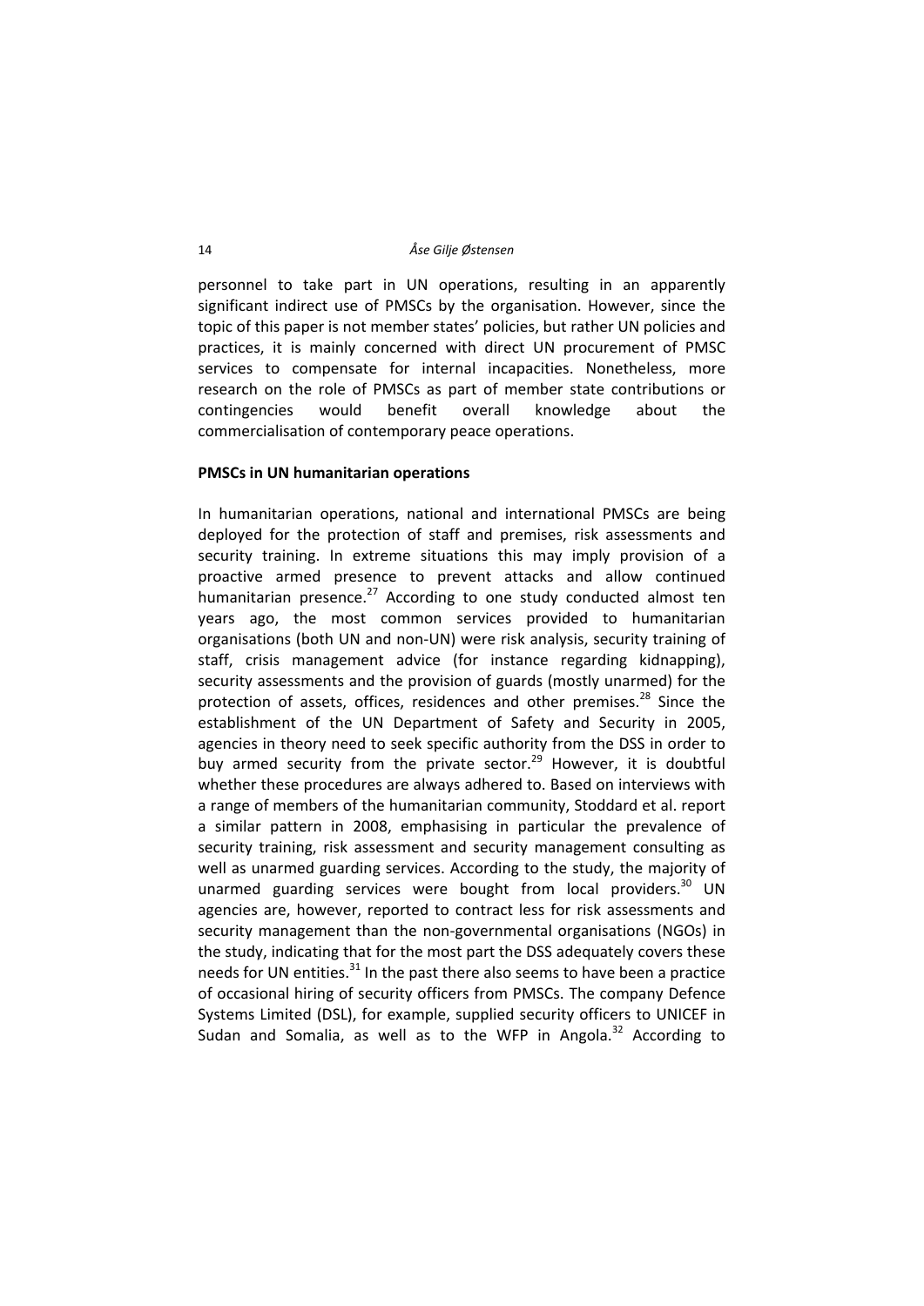personnel to take part in UN operations, resulting in an apparently significant indirect use of PMSCs by the organisation. However, since the topic of this paper is not member states' policies, but rather UN policies and practices, it is mainly concerned with direct UN procurement of PMSC services to compensate for internal incapacities. Nonetheless, more research on the role of PMSCs as part of member state contributions or contingencies would benefit overall knowledge about the commercialisation of contemporary peace operations.

**PMSCs in UN humanitarian operations**

In humanitarian operations, national and international PMSCs are being deployed for the protection of staff and premises, risk assessments and security training. In extreme situations this may imply provision of a proactive armed presence to prevent attacks and allow continued humanitarian presence.[27] According to one study conducted almost ten years ago, the most common services provided to humanitarian organisations (both UN and non-UN) were risk analysis, security training of staff, crisis management advice (for instance regarding kidnapping), security assessments and the provision of guards (mostly unarmed) for the protection of assets, offices, residences and other premises.[28] Since the establishment of the UN Department of Safety and Security in 2005, agencies in theory need to seek specific authority from the DSS in order to buy armed security from the private sector.[29] However, it is doubtful whether these procedures are always adhered to. Based on interviews with a range of members of the humanitarian community, Stoddard et al. report a similar pattern in 2008, emphasising in particular the prevalence of security training, risk assessment and security management consulting as well as unarmed guarding services. According to the study, the majority of unarmed guarding services were bought from local providers.[30] UN agencies are, however, reported to contract less for risk assessments and security management than the non-governmental organisations (NGOs) in the study, indicating that for the most part the DSS adequately covers these needs for UN entities.[31] In the past there also seems to have been a practice of occasional hiring of security officers from PMSCs. The company Defence Systems Limited (DSL), for example, supplied security officers to UNICEF in Sudan and Somalia, as well as to the WFP in Angola.[32] According to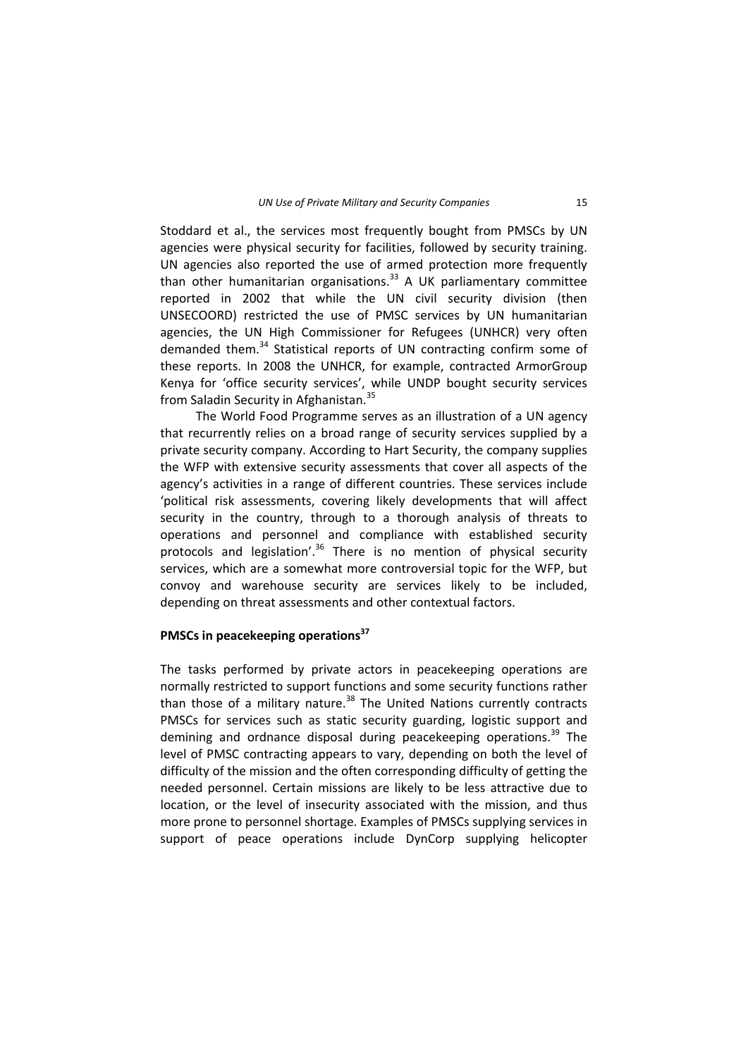Stoddard et al., the services most frequently bought from PMSCs by UN agencies were physical security for facilities, followed by security training. UN agencies also reported the use of armed protection more frequently than other humanitarian organisations.[33] A UK parliamentary committee reported in 2002 that while the UN civil security division (then UNSECOORD) restricted the use of PMSC services by UN humanitarian agencies, the UN High Commissioner for Refugees (UNHCR) very often demanded them.[34] Statistical reports of UN contracting confirm some of these reports. In 2008 the UNHCR, for example, contracted ArmorGroup Kenya for 'office security services', while UNDP bought security services from Saladin Security in Afghanistan.[35]

The World Food Programme serves as an illustration of a UN agency that recurrently relies on a broad range of security services supplied by a private security company. According to Hart Security, the company supplies the WFP with extensive security assessments that cover all aspects of the agency's activities in a range of different countries. These services include 'political risk assessments, covering likely developments that will affect security in the country, through to a thorough analysis of threats to operations and personnel and compliance with established security protocols and legislation'.[36] There is no mention of physical security services, which are a somewhat more controversial topic for the WFP, but convoy and warehouse security are services likely to be included, depending on threat assessments and other contextual factors.

### PMSCs in peacekeeping operations[37]

The tasks performed by private actors in peacekeeping operations are normally restricted to support functions and some security functions rather than those of a military nature.[38] The United Nations currently contracts PMSCs for services such as static security guarding, logistic support and demining and ordnance disposal during peacekeeping operations.[39] The level of PMSC contracting appears to vary, depending on both the level of difficulty of the mission and the often corresponding difficulty of getting the needed personnel. Certain missions are likely to be less attractive due to location, or the level of insecurity associated with the mission, and thus more prone to personnel shortage. Examples of PMSCs supplying services in support of peace operations include DynCorp supplying helicopter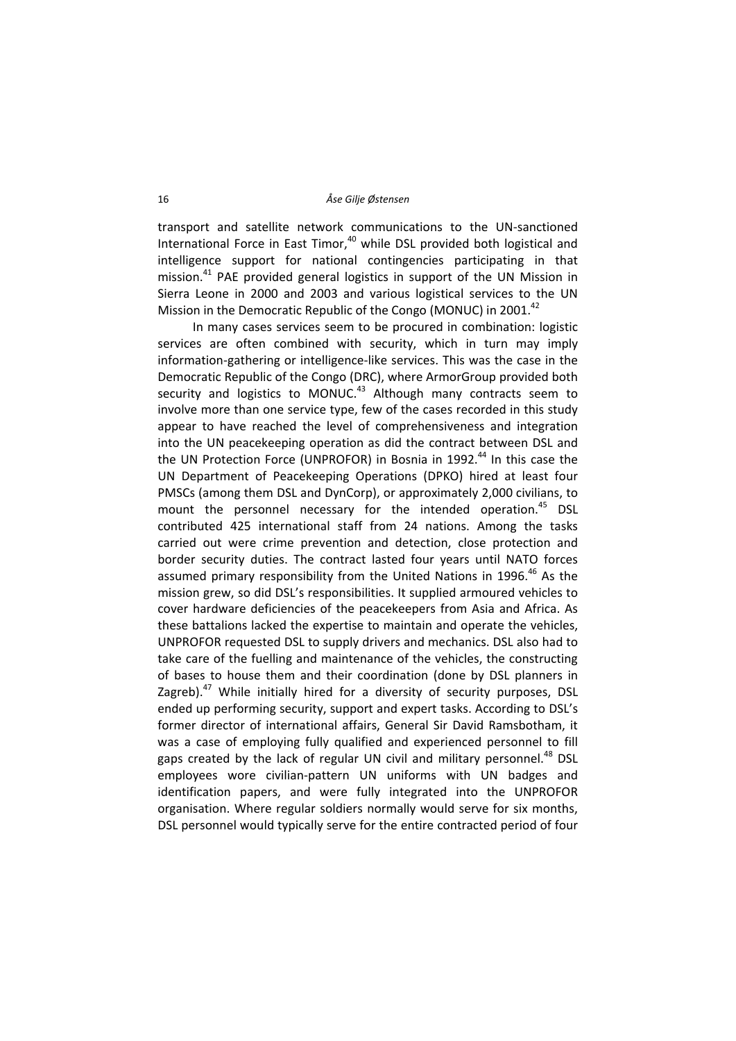transport and satellite network communications to the UN-sanctioned International Force in East Timor,[40] while DSL provided both logistical and intelligence support for national contingencies participating in that mission.[41] PAE provided general logistics in support of the UN Mission in Sierra Leone in 2000 and 2003 and various logistical services to the UN Mission in the Democratic Republic of the Congo (MONUC) in 2001.[42]

In many cases services seem to be procured in combination: logistic services are often combined with security, which in turn may imply information-gathering or intelligence-like services. This was the case in the Democratic Republic of the Congo (DRC), where ArmorGroup provided both security and logistics to MONUC.[43] Although many contracts seem to involve more than one service type, few of the cases recorded in this study appear to have reached the level of comprehensiveness and integration into the UN peacekeeping operation as did the contract between DSL and the UN Protection Force (UNPROFOR) in Bosnia in 1992.[44] In this case the UN Department of Peacekeeping Operations (DPKO) hired at least four PMSCs (among them DSL and DynCorp), or approximately 2,000 civilians, to mount the personnel necessary for the intended operation.[45] DSL contributed 425 international staff from 24 nations. Among the tasks carried out were crime prevention and detection, close protection and border security duties. The contract lasted four years until NATO forces assumed primary responsibility from the United Nations in 1996.[46] As the mission grew, so did DSL's responsibilities. It supplied armoured vehicles to cover hardware deficiencies of the peacekeepers from Asia and Africa. As these battalions lacked the expertise to maintain and operate the vehicles, UNPROFOR requested DSL to supply drivers and mechanics. DSL also had to take care of the fuelling and maintenance of the vehicles, the constructing of bases to house them and their coordination (done by DSL planners in Zagreb).[47] While initially hired for a diversity of security purposes, DSL ended up performing security, support and expert tasks. According to DSL's former director of international affairs, General Sir David Ramsbotham, it was a case of employing fully qualified and experienced personnel to fill gaps created by the lack of regular UN civil and military personnel.[48] DSL employees wore civilian-pattern UN uniforms with UN badges and identification papers, and were fully integrated into the UNPROFOR organisation. Where regular soldiers normally would serve for six months, DSL personnel would typically serve for the entire contracted period of four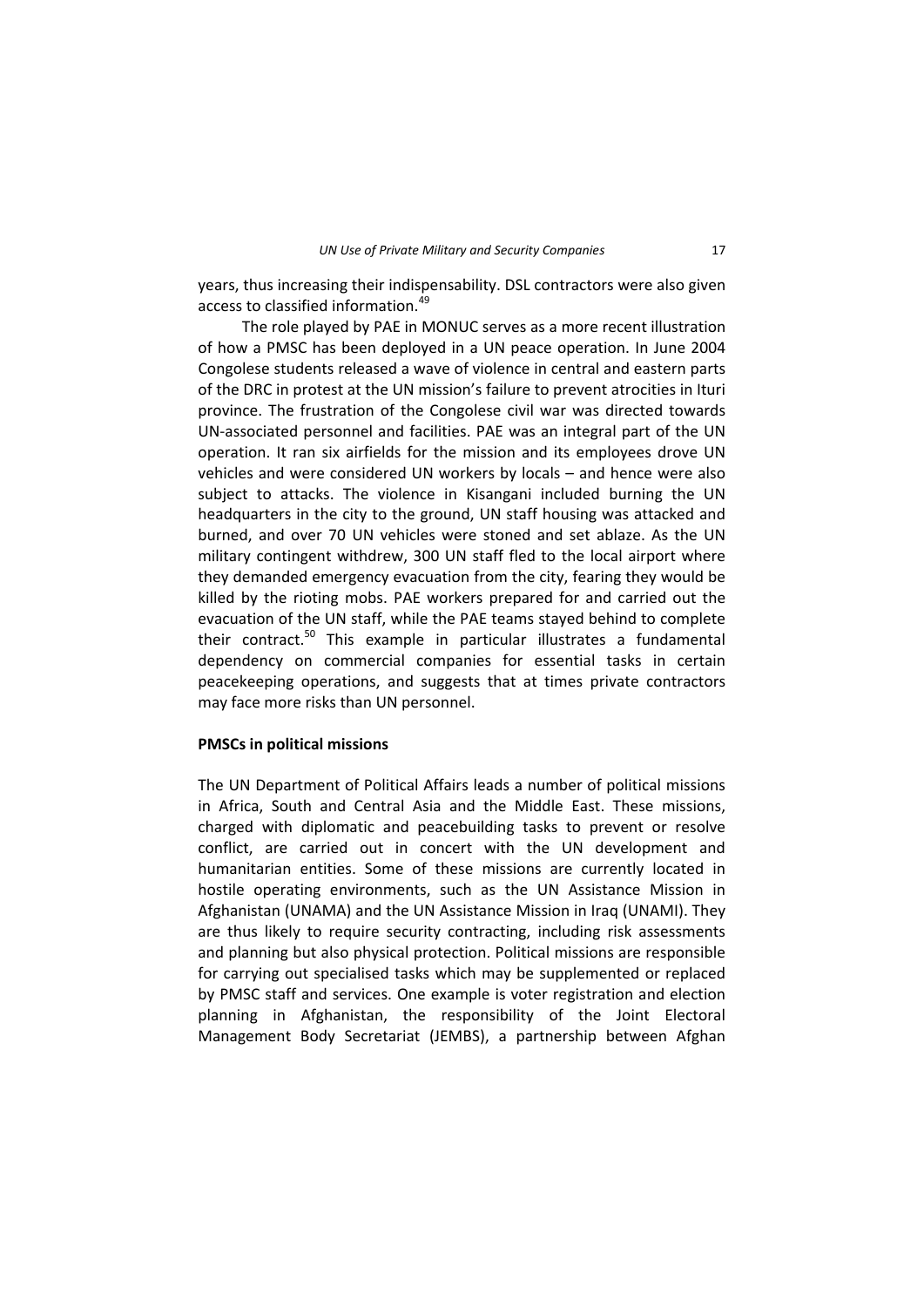years, thus increasing their indispensability. DSL contractors were also given access to classified information.[49]

The role played by PAE in MONUC serves as a more recent illustration of how a PMSC has been deployed in a UN peace operation. In June 2004 Congolese students released a wave of violence in central and eastern parts of the DRC in protest at the UN mission's failure to prevent atrocities in Ituri province. The frustration of the Congolese civil war was directed towards UN-associated personnel and facilities. PAE was an integral part of the UN operation. It ran six airfields for the mission and its employees drove UN vehicles and were considered UN workers by locals – and hence were also subject to attacks. The violence in Kisangani included burning the UN headquarters in the city to the ground, UN staff housing was attacked and burned, and over 70 UN vehicles were stoned and set ablaze. As the UN military contingent withdrew, 300 UN staff fled to the local airport where they demanded emergency evacuation from the city, fearing they would be killed by the rioting mobs. PAE workers prepared for and carried out the evacuation of the UN staff, while the PAE teams stayed behind to complete their contract.[50] This example in particular illustrates a fundamental dependency on commercial companies for essential tasks in certain peacekeeping operations, and suggests that at times private contractors may face more risks than UN personnel.

**PMSCs in political missions**

The UN Department of Political Affairs leads a number of political missions in Africa, South and Central Asia and the Middle East. These missions, charged with diplomatic and peacebuilding tasks to prevent or resolve conflict, are carried out in concert with the UN development and humanitarian entities. Some of these missions are currently located in hostile operating environments, such as the UN Assistance Mission in Afghanistan (UNAMA) and the UN Assistance Mission in Iraq (UNAMI). They are thus likely to require security contracting, including risk assessments and planning but also physical protection. Political missions are responsible for carrying out specialised tasks which may be supplemented or replaced by PMSC staff and services. One example is voter registration and election planning in Afghanistan, the responsibility of the Joint Electoral Management Body Secretariat (JEMBS), a partnership between Afghan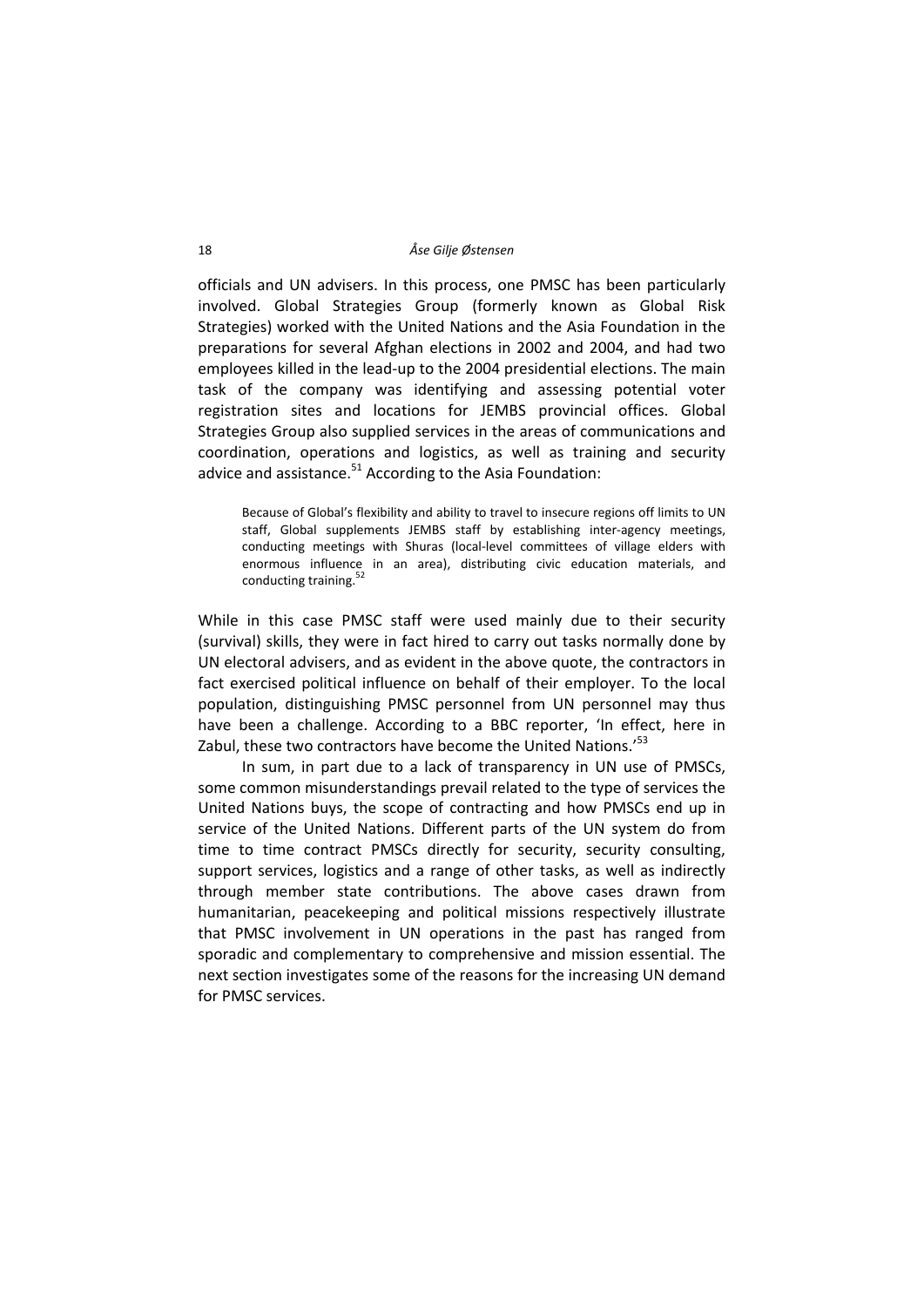officials and UN advisers. In this process, one PMSC has been particularly involved. Global Strategies Group (formerly known as Global Risk Strategies) worked with the United Nations and the Asia Foundation in the preparations for several Afghan elections in 2002 and 2004, and had two employees killed in the lead-up to the 2004 presidential elections. The main task of the company was identifying and assessing potential voter registration sites and locations for JEMBS provincial offices. Global Strategies Group also supplied services in the areas of communications and coordination, operations and logistics, as well as training and security advice and assistance.[51] According to the Asia Foundation:

> Because of Global's flexibility and ability to travel to insecure regions off limits to UN staff, Global supplements JEMBS staff by establishing inter-agency meetings, conducting meetings with Shuras (local-level committees of village elders with enormous influence in an area), distributing civic education materials, and conducting training.[52]

While in this case PMSC staff were used mainly due to their security (survival) skills, they were in fact hired to carry out tasks normally done by UN electoral advisers, and as evident in the above quote, the contractors in fact exercised political influence on behalf of their employer. To the local population, distinguishing PMSC personnel from UN personnel may thus have been a challenge. According to a BBC reporter, 'In effect, here in Zabul, these two contractors have become the United Nations.'[53]

In sum, in part due to a lack of transparency in UN use of PMSCs, some common misunderstandings prevail related to the type of services the United Nations buys, the scope of contracting and how PMSCs end up in service of the United Nations. Different parts of the UN system do from time to time contract PMSCs directly for security, security consulting, support services, logistics and a range of other tasks, as well as indirectly through member state contributions. The above cases drawn from humanitarian, peacekeeping and political missions respectively illustrate that PMSC involvement in UN operations in the past has ranged from sporadic and complementary to comprehensive and mission essential. The next section investigates some of the reasons for the increasing UN demand for PMSC services.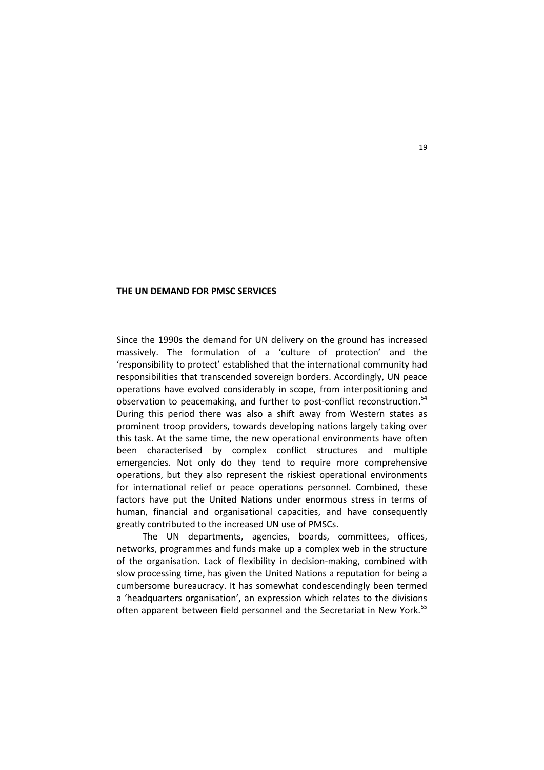## THE UN DEMAND FOR PMSC SERVICES

Since the 1990s the demand for UN delivery on the ground has increased massively. The formulation of a 'culture of protection' and the 'responsibility to protect' established that the international community had responsibilities that transcended sovereign borders. Accordingly, UN peace operations have evolved considerably in scope, from interpositioning and observation to peacemaking, and further to post-conflict reconstruction.[54] During this period there was also a shift away from Western states as prominent troop providers, towards developing nations largely taking over this task. At the same time, the new operational environments have often been characterised by complex conflict structures and multiple emergencies. Not only do they tend to require more comprehensive operations, but they also represent the riskiest operational environments for international relief or peace operations personnel. Combined, these factors have put the United Nations under enormous stress in terms of human, financial and organisational capacities, and have consequently greatly contributed to the increased UN use of PMSCs.

The UN departments, agencies, boards, committees, offices, networks, programmes and funds make up a complex web in the structure of the organisation. Lack of flexibility in decision-making, combined with slow processing time, has given the United Nations a reputation for being a cumbersome bureaucracy. It has somewhat condescendingly been termed a 'headquarters organisation', an expression which relates to the divisions often apparent between field personnel and the Secretariat in New York.[55]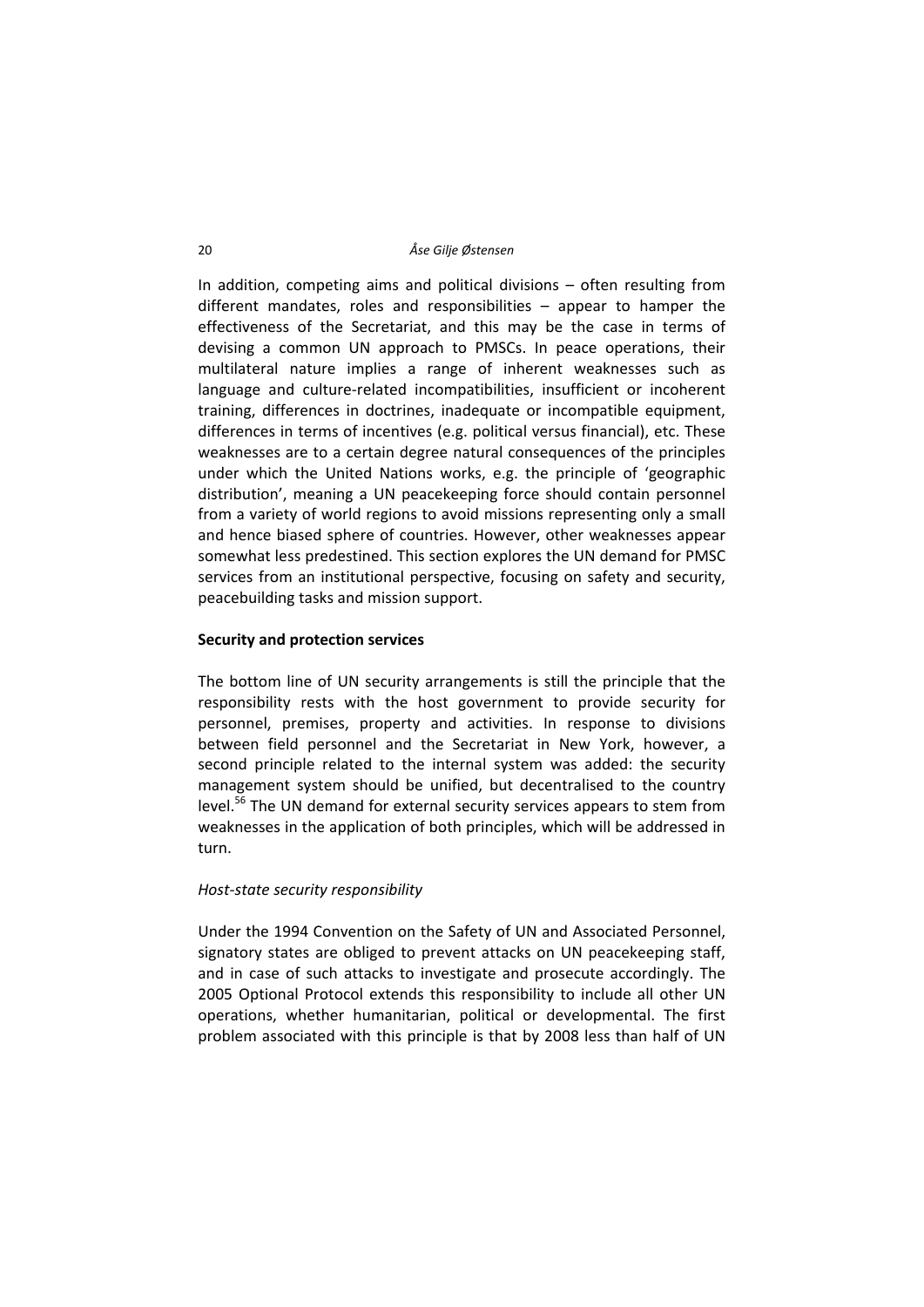In addition, competing aims and political divisions – often resulting from different mandates, roles and responsibilities – appear to hamper the effectiveness of the Secretariat, and this may be the case in terms of devising a common UN approach to PMSCs. In peace operations, their multilateral nature implies a range of inherent weaknesses such as language and culture-related incompatibilities, insufficient or incoherent training, differences in doctrines, inadequate or incompatible equipment, differences in terms of incentives (e.g. political versus financial), etc. These weaknesses are to a certain degree natural consequences of the principles under which the United Nations works, e.g. the principle of 'geographic distribution', meaning a UN peacekeeping force should contain personnel from a variety of world regions to avoid missions representing only a small and hence biased sphere of countries. However, other weaknesses appear somewhat less predestined. This section explores the UN demand for PMSC services from an institutional perspective, focusing on safety and security, peacebuilding tasks and mission support.

### Security and protection services

The bottom line of UN security arrangements is still the principle that the responsibility rests with the host government to provide security for personnel, premises, property and activities. In response to divisions between field personnel and the Secretariat in New York, however, a second principle related to the internal system was added: the security management system should be unified, but decentralised to the country level.[56] The UN demand for external security services appears to stem from weaknesses in the application of both principles, which will be addressed in turn.

#### *Host-state security responsibility*

Under the 1994 Convention on the Safety of UN and Associated Personnel, signatory states are obliged to prevent attacks on UN peacekeeping staff, and in case of such attacks to investigate and prosecute accordingly. The 2005 Optional Protocol extends this responsibility to include all other UN operations, whether humanitarian, political or developmental. The first problem associated with this principle is that by 2008 less than half of UN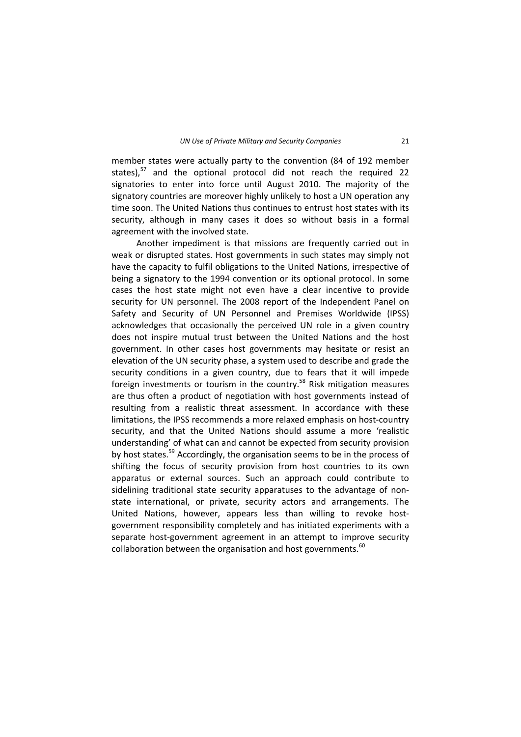member states were actually party to the convention (84 of 192 member states),[57] and the optional protocol did not reach the required 22 signatories to enter into force until August 2010. The majority of the signatory countries are moreover highly unlikely to host a UN operation any time soon. The United Nations thus continues to entrust host states with its security, although in many cases it does so without basis in a formal agreement with the involved state.

Another impediment is that missions are frequently carried out in weak or disrupted states. Host governments in such states may simply not have the capacity to fulfil obligations to the United Nations, irrespective of being a signatory to the 1994 convention or its optional protocol. In some cases the host state might not even have a clear incentive to provide security for UN personnel. The 2008 report of the Independent Panel on Safety and Security of UN Personnel and Premises Worldwide (IPSS) acknowledges that occasionally the perceived UN role in a given country does not inspire mutual trust between the United Nations and the host government. In other cases host governments may hesitate or resist an elevation of the UN security phase, a system used to describe and grade the security conditions in a given country, due to fears that it will impede foreign investments or tourism in the country.[58] Risk mitigation measures are thus often a product of negotiation with host governments instead of resulting from a realistic threat assessment. In accordance with these limitations, the IPSS recommends a more relaxed emphasis on host-country security, and that the United Nations should assume a more 'realistic understanding' of what can and cannot be expected from security provision by host states.[59] Accordingly, the organisation seems to be in the process of shifting the focus of security provision from host countries to its own apparatus or external sources. Such an approach could contribute to sidelining traditional state security apparatuses to the advantage of non-state international, or private, security actors and arrangements. The United Nations, however, appears less than willing to revoke host-government responsibility completely and has initiated experiments with a separate host-government agreement in an attempt to improve security collaboration between the organisation and host governments.[60]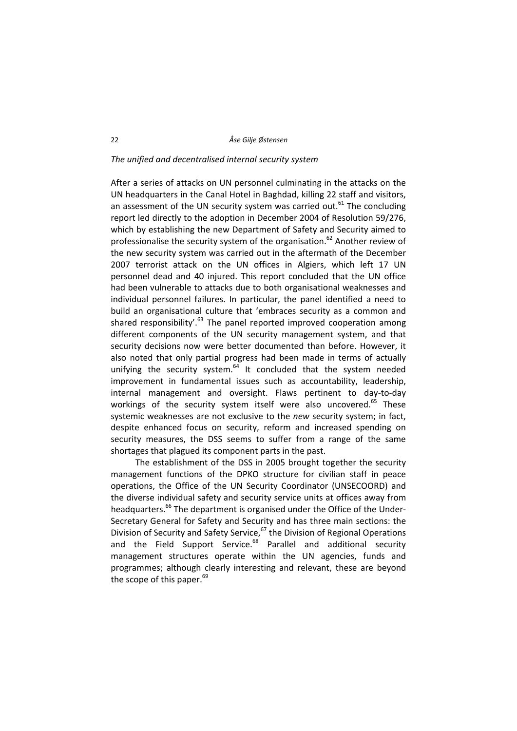*The unified and decentralised internal security system*

After a series of attacks on UN personnel culminating in the attacks on the UN headquarters in the Canal Hotel in Baghdad, killing 22 staff and visitors, an assessment of the UN security system was carried out.[61] The concluding report led directly to the adoption in December 2004 of Resolution 59/276, which by establishing the new Department of Safety and Security aimed to professionalise the security system of the organisation.[62] Another review of the new security system was carried out in the aftermath of the December 2007 terrorist attack on the UN offices in Algiers, which left 17 UN personnel dead and 40 injured. This report concluded that the UN office had been vulnerable to attacks due to both organisational weaknesses and individual personnel failures. In particular, the panel identified a need to build an organisational culture that 'embraces security as a common and shared responsibility'.[63] The panel reported improved cooperation among different components of the UN security management system, and that security decisions now were better documented than before. However, it also noted that only partial progress had been made in terms of actually unifying the security system.[64] It concluded that the system needed improvement in fundamental issues such as accountability, leadership, internal management and oversight. Flaws pertinent to day-to-day workings of the security system itself were also uncovered.[65] These systemic weaknesses are not exclusive to the *new* security system; in fact, despite enhanced focus on security, reform and increased spending on security measures, the DSS seems to suffer from a range of the same shortages that plagued its component parts in the past.

The establishment of the DSS in 2005 brought together the security management functions of the DPKO structure for civilian staff in peace operations, the Office of the UN Security Coordinator (UNSECOORD) and the diverse individual safety and security service units at offices away from headquarters.[66] The department is organised under the Office of the Under-Secretary General for Safety and Security and has three main sections: the Division of Security and Safety Service,[67] the Division of Regional Operations and the Field Support Service.[68] Parallel and additional security management structures operate within the UN agencies, funds and programmes; although clearly interesting and relevant, these are beyond the scope of this paper.[69]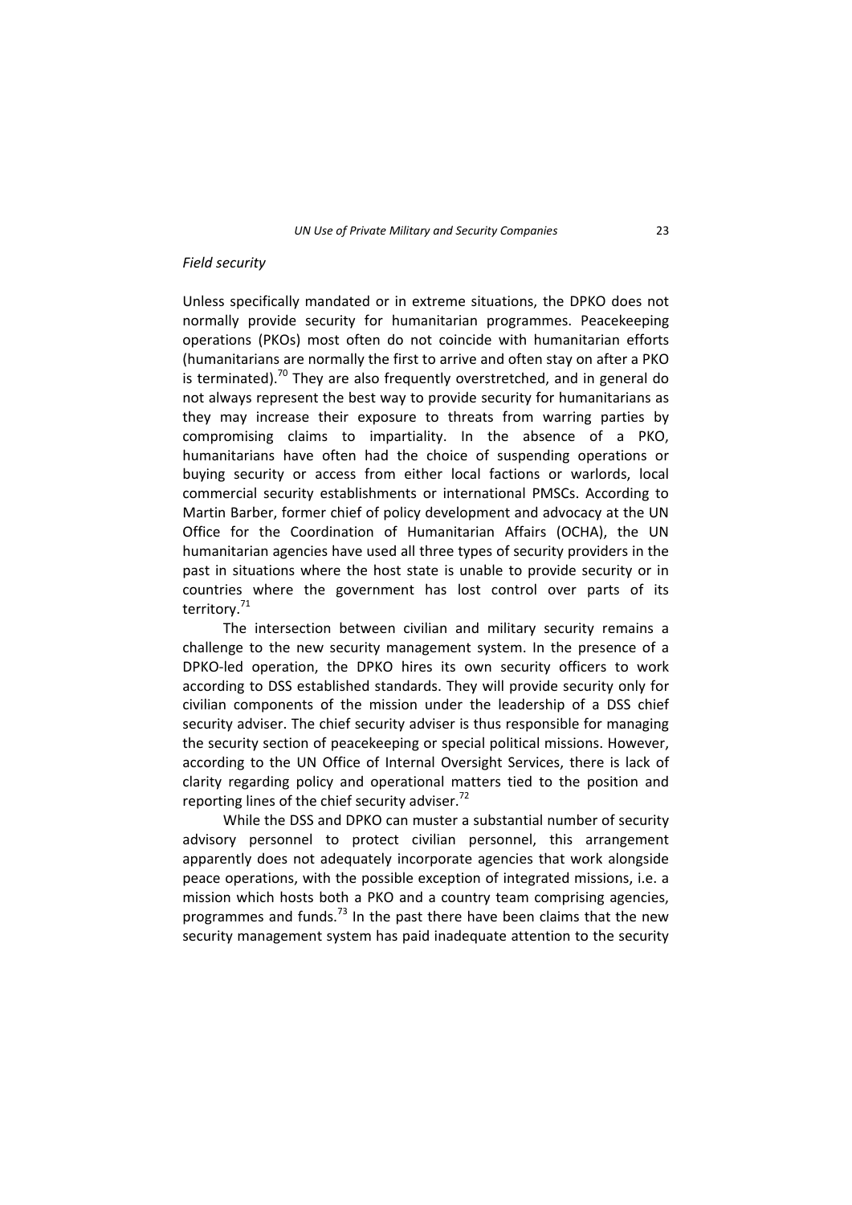*Field security*

Unless specifically mandated or in extreme situations, the DPKO does not normally provide security for humanitarian programmes. Peacekeeping operations (PKOs) most often do not coincide with humanitarian efforts (humanitarians are normally the first to arrive and often stay on after a PKO is terminated).[70] They are also frequently overstretched, and in general do not always represent the best way to provide security for humanitarians as they may increase their exposure to threats from warring parties by compromising claims to impartiality. In the absence of a PKO, humanitarians have often had the choice of suspending operations or buying security or access from either local factions or warlords, local commercial security establishments or international PMSCs. According to Martin Barber, former chief of policy development and advocacy at the UN Office for the Coordination of Humanitarian Affairs (OCHA), the UN humanitarian agencies have used all three types of security providers in the past in situations where the host state is unable to provide security or in countries where the government has lost control over parts of its territory.[71]

The intersection between civilian and military security remains a challenge to the new security management system. In the presence of a DPKO-led operation, the DPKO hires its own security officers to work according to DSS established standards. They will provide security only for civilian components of the mission under the leadership of a DSS chief security adviser. The chief security adviser is thus responsible for managing the security section of peacekeeping or special political missions. However, according to the UN Office of Internal Oversight Services, there is lack of clarity regarding policy and operational matters tied to the position and reporting lines of the chief security adviser.[72]

While the DSS and DPKO can muster a substantial number of security advisory personnel to protect civilian personnel, this arrangement apparently does not adequately incorporate agencies that work alongside peace operations, with the possible exception of integrated missions, i.e. a mission which hosts both a PKO and a country team comprising agencies, programmes and funds.[73] In the past there have been claims that the new security management system has paid inadequate attention to the security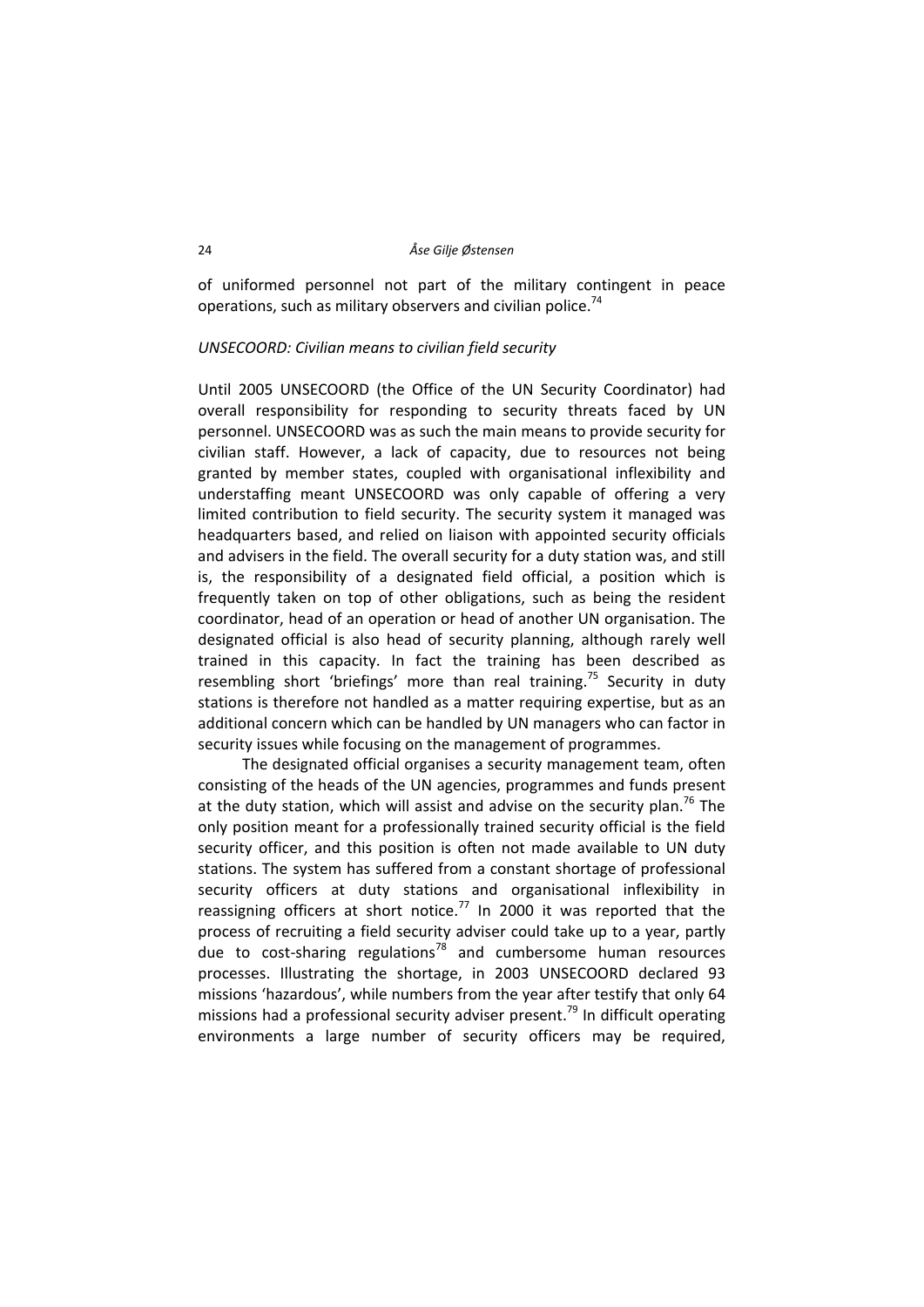of uniformed personnel not part of the military contingent in peace operations, such as military observers and civilian police.[74]

### *UNSECOORD: Civilian means to civilian field security*

Until 2005 UNSECOORD (the Office of the UN Security Coordinator) had overall responsibility for responding to security threats faced by UN personnel. UNSECOORD was as such the main means to provide security for civilian staff. However, a lack of capacity, due to resources not being granted by member states, coupled with organisational inflexibility and understaffing meant UNSECOORD was only capable of offering a very limited contribution to field security. The security system it managed was headquarters based, and relied on liaison with appointed security officials and advisers in the field. The overall security for a duty station was, and still is, the responsibility of a designated field official, a position which is frequently taken on top of other obligations, such as being the resident coordinator, head of an operation or head of another UN organisation. The designated official is also head of security planning, although rarely well trained in this capacity. In fact the training has been described as resembling short 'briefings' more than real training.[75] Security in duty stations is therefore not handled as a matter requiring expertise, but as an additional concern which can be handled by UN managers who can factor in security issues while focusing on the management of programmes.

The designated official organises a security management team, often consisting of the heads of the UN agencies, programmes and funds present at the duty station, which will assist and advise on the security plan.[76] The only position meant for a professionally trained security official is the field security officer, and this position is often not made available to UN duty stations. The system has suffered from a constant shortage of professional security officers at duty stations and organisational inflexibility in reassigning officers at short notice.[77] In 2000 it was reported that the process of recruiting a field security adviser could take up to a year, partly due to cost-sharing regulations[78] and cumbersome human resources processes. Illustrating the shortage, in 2003 UNSECOORD declared 93 missions 'hazardous', while numbers from the year after testify that only 64 missions had a professional security adviser present.[79] In difficult operating environments a large number of security officers may be required,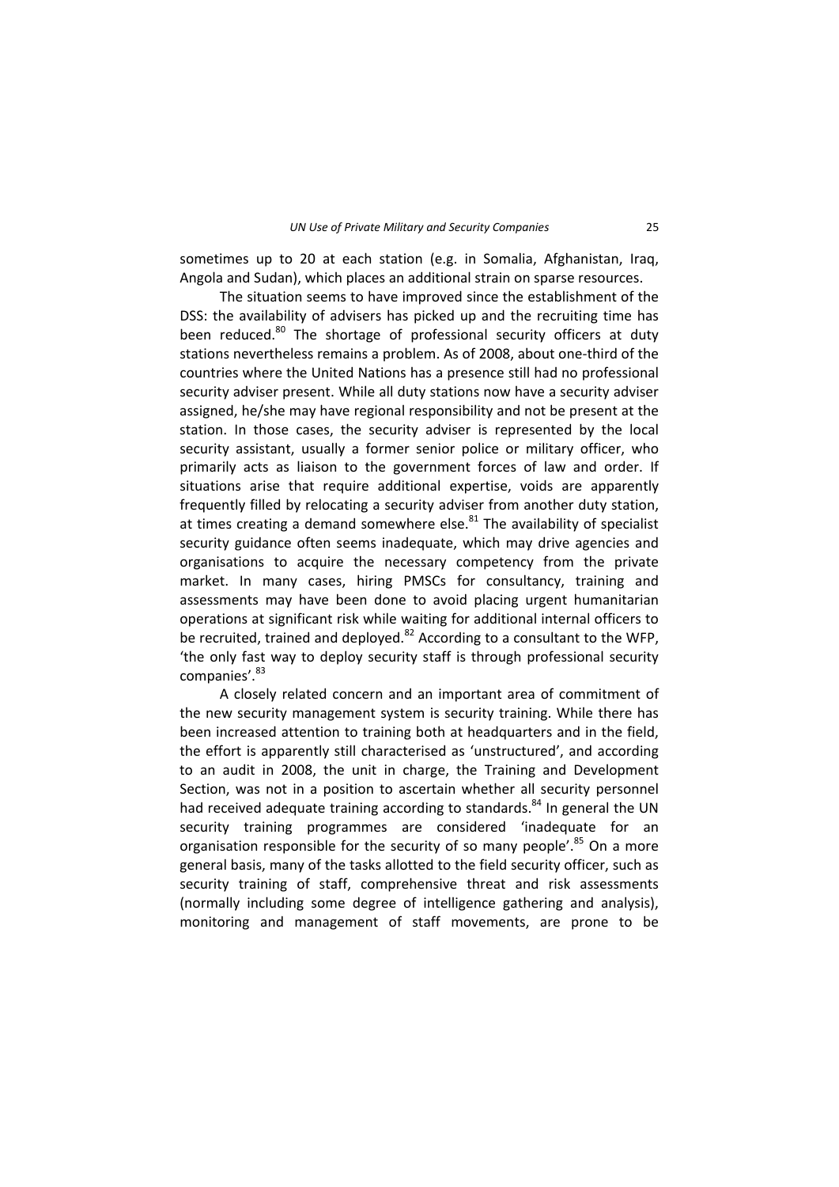sometimes up to 20 at each station (e.g. in Somalia, Afghanistan, Iraq, Angola and Sudan), which places an additional strain on sparse resources.

The situation seems to have improved since the establishment of the DSS: the availability of advisers has picked up and the recruiting time has been reduced.[80] The shortage of professional security officers at duty stations nevertheless remains a problem. As of 2008, about one-third of the countries where the United Nations has a presence still had no professional security adviser present. While all duty stations now have a security adviser assigned, he/she may have regional responsibility and not be present at the station. In those cases, the security adviser is represented by the local security assistant, usually a former senior police or military officer, who primarily acts as liaison to the government forces of law and order. If situations arise that require additional expertise, voids are apparently frequently filled by relocating a security adviser from another duty station, at times creating a demand somewhere else.[81] The availability of specialist security guidance often seems inadequate, which may drive agencies and organisations to acquire the necessary competency from the private market. In many cases, hiring PMSCs for consultancy, training and assessments may have been done to avoid placing urgent humanitarian operations at significant risk while waiting for additional internal officers to be recruited, trained and deployed.[82] According to a consultant to the WFP, 'the only fast way to deploy security staff is through professional security companies'.[83]

A closely related concern and an important area of commitment of the new security management system is security training. While there has been increased attention to training both at headquarters and in the field, the effort is apparently still characterised as 'unstructured', and according to an audit in 2008, the unit in charge, the Training and Development Section, was not in a position to ascertain whether all security personnel had received adequate training according to standards.[84] In general the UN security training programmes are considered 'inadequate for an organisation responsible for the security of so many people'.[85] On a more general basis, many of the tasks allotted to the field security officer, such as security training of staff, comprehensive threat and risk assessments (normally including some degree of intelligence gathering and analysis), monitoring and management of staff movements, are prone to be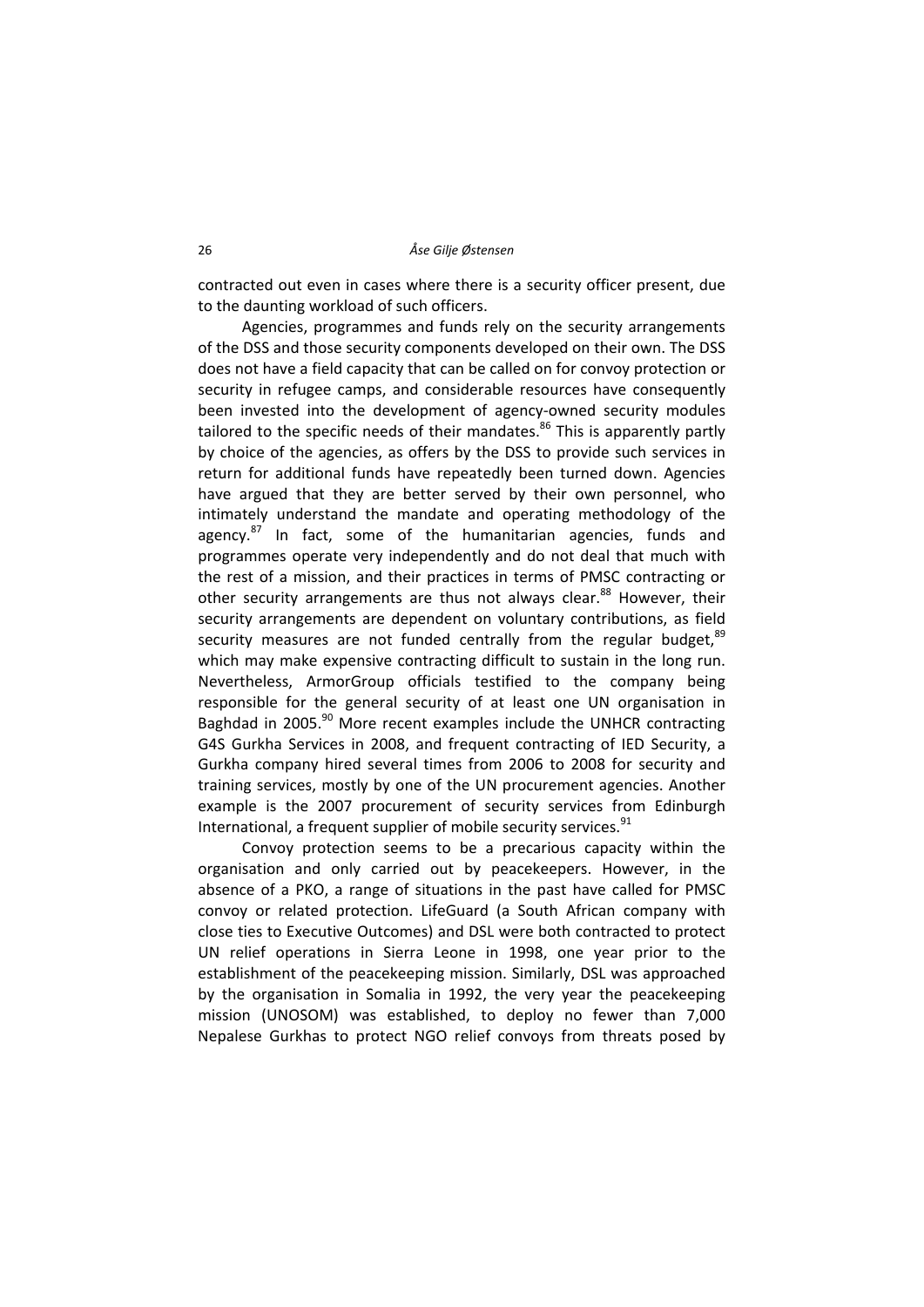contracted out even in cases where there is a security officer present, due to the daunting workload of such officers.

Agencies, programmes and funds rely on the security arrangements of the DSS and those security components developed on their own. The DSS does not have a field capacity that can be called on for convoy protection or security in refugee camps, and considerable resources have consequently been invested into the development of agency-owned security modules tailored to the specific needs of their mandates.[86] This is apparently partly by choice of the agencies, as offers by the DSS to provide such services in return for additional funds have repeatedly been turned down. Agencies have argued that they are better served by their own personnel, who intimately understand the mandate and operating methodology of the agency.[87] In fact, some of the humanitarian agencies, funds and programmes operate very independently and do not deal that much with the rest of a mission, and their practices in terms of PMSC contracting or other security arrangements are thus not always clear.[88] However, their security arrangements are dependent on voluntary contributions, as field security measures are not funded centrally from the regular budget,[89] which may make expensive contracting difficult to sustain in the long run. Nevertheless, ArmorGroup officials testified to the company being responsible for the general security of at least one UN organisation in Baghdad in 2005.[90] More recent examples include the UNHCR contracting G4S Gurkha Services in 2008, and frequent contracting of IED Security, a Gurkha company hired several times from 2006 to 2008 for security and training services, mostly by one of the UN procurement agencies. Another example is the 2007 procurement of security services from Edinburgh International, a frequent supplier of mobile security services.[91]

Convoy protection seems to be a precarious capacity within the organisation and only carried out by peacekeepers. However, in the absence of a PKO, a range of situations in the past have called for PMSC convoy or related protection. LifeGuard (a South African company with close ties to Executive Outcomes) and DSL were both contracted to protect UN relief operations in Sierra Leone in 1998, one year prior to the establishment of the peacekeeping mission. Similarly, DSL was approached by the organisation in Somalia in 1992, the very year the peacekeeping mission (UNOSOM) was established, to deploy no fewer than 7,000 Nepalese Gurkhas to protect NGO relief convoys from threats posed by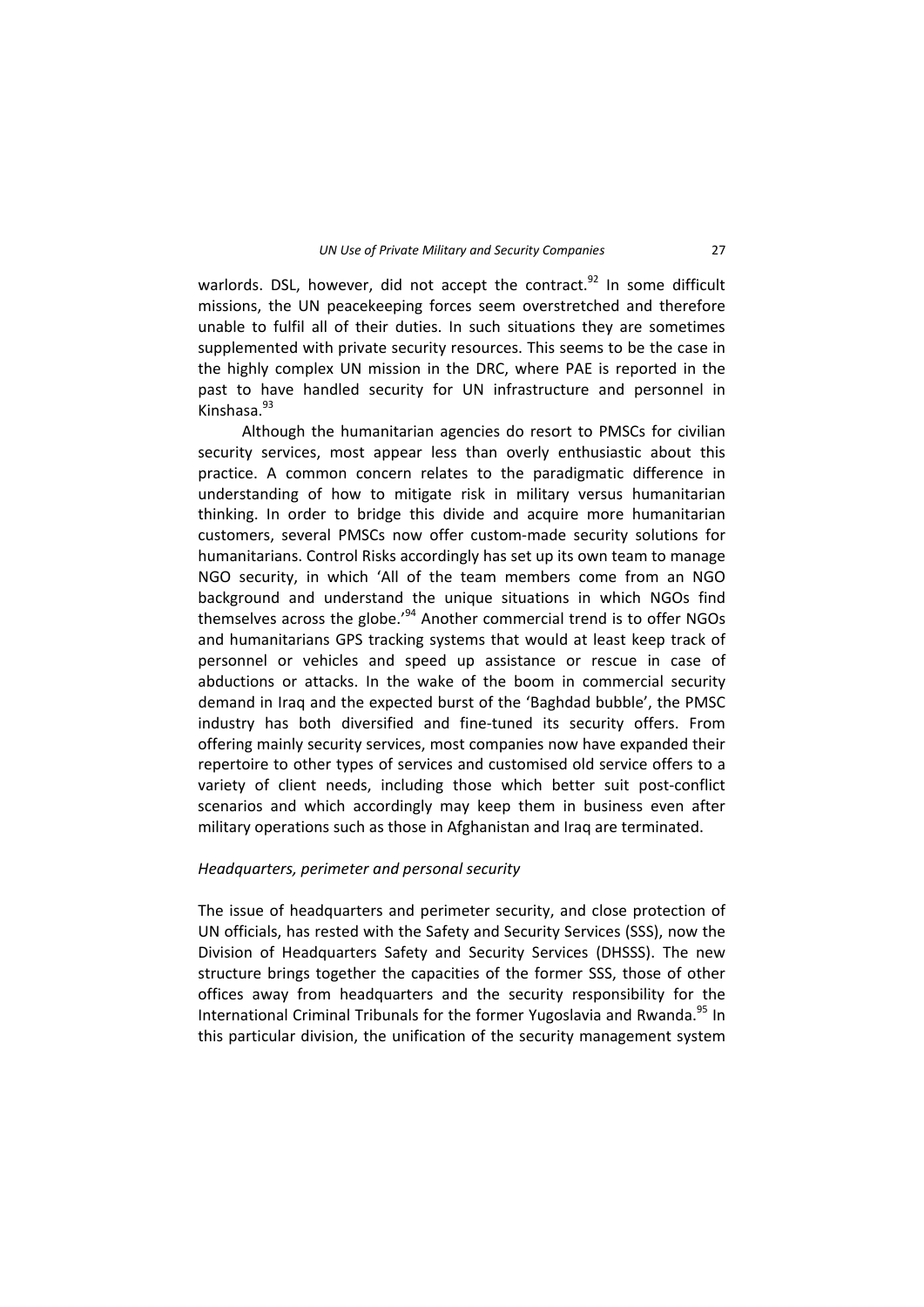warlords. DSL, however, did not accept the contract.[92] In some difficult missions, the UN peacekeeping forces seem overstretched and therefore unable to fulfil all of their duties. In such situations they are sometimes supplemented with private security resources. This seems to be the case in the highly complex UN mission in the DRC, where PAE is reported in the past to have handled security for UN infrastructure and personnel in Kinshasa.[93]

Although the humanitarian agencies do resort to PMSCs for civilian security services, most appear less than overly enthusiastic about this practice. A common concern relates to the paradigmatic difference in understanding of how to mitigate risk in military versus humanitarian thinking. In order to bridge this divide and acquire more humanitarian customers, several PMSCs now offer custom-made security solutions for humanitarians. Control Risks accordingly has set up its own team to manage NGO security, in which 'All of the team members come from an NGO background and understand the unique situations in which NGOs find themselves across the globe.'[94] Another commercial trend is to offer NGOs and humanitarians GPS tracking systems that would at least keep track of personnel or vehicles and speed up assistance or rescue in case of abductions or attacks. In the wake of the boom in commercial security demand in Iraq and the expected burst of the 'Baghdad bubble', the PMSC industry has both diversified and fine-tuned its security offers. From offering mainly security services, most companies now have expanded their repertoire to other types of services and customised old service offers to a variety of client needs, including those which better suit post-conflict scenarios and which accordingly may keep them in business even after military operations such as those in Afghanistan and Iraq are terminated.

*Headquarters, perimeter and personal security*

The issue of headquarters and perimeter security, and close protection of UN officials, has rested with the Safety and Security Services (SSS), now the Division of Headquarters Safety and Security Services (DHSSS). The new structure brings together the capacities of the former SSS, those of other offices away from headquarters and the security responsibility for the International Criminal Tribunals for the former Yugoslavia and Rwanda.[95] In this particular division, the unification of the security management system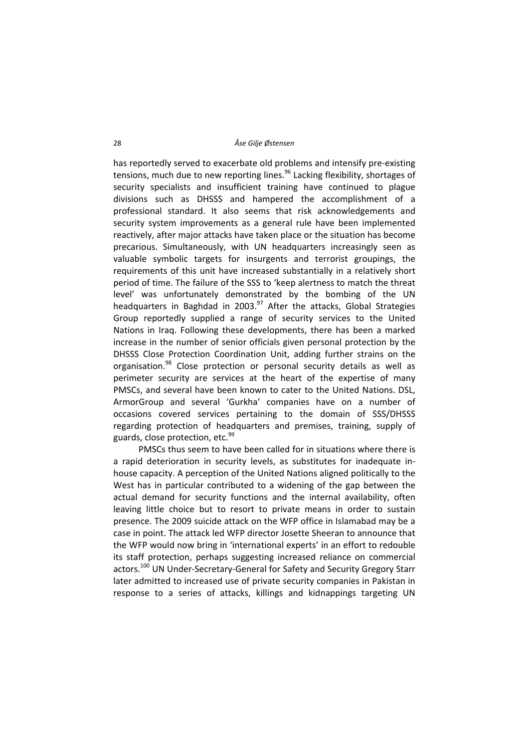has reportedly served to exacerbate old problems and intensify pre-existing tensions, much due to new reporting lines.[96] Lacking flexibility, shortages of security specialists and insufficient training have continued to plague divisions such as DHSSS and hampered the accomplishment of a professional standard. It also seems that risk acknowledgements and security system improvements as a general rule have been implemented reactively, after major attacks have taken place or the situation has become precarious. Simultaneously, with UN headquarters increasingly seen as valuable symbolic targets for insurgents and terrorist groupings, the requirements of this unit have increased substantially in a relatively short period of time. The failure of the SSS to 'keep alertness to match the threat level' was unfortunately demonstrated by the bombing of the UN headquarters in Baghdad in 2003.[97] After the attacks, Global Strategies Group reportedly supplied a range of security services to the United Nations in Iraq. Following these developments, there has been a marked increase in the number of senior officials given personal protection by the DHSSS Close Protection Coordination Unit, adding further strains on the organisation.[98] Close protection or personal security details as well as perimeter security are services at the heart of the expertise of many PMSCs, and several have been known to cater to the United Nations. DSL, ArmorGroup and several 'Gurkha' companies have on a number of occasions covered services pertaining to the domain of SSS/DHSSS regarding protection of headquarters and premises, training, supply of guards, close protection, etc.[99]

PMSCs thus seem to have been called for in situations where there is a rapid deterioration in security levels, as substitutes for inadequate in-house capacity. A perception of the United Nations aligned politically to the West has in particular contributed to a widening of the gap between the actual demand for security functions and the internal availability, often leaving little choice but to resort to private means in order to sustain presence. The 2009 suicide attack on the WFP office in Islamabad may be a case in point. The attack led WFP director Josette Sheeran to announce that the WFP would now bring in 'international experts' in an effort to redouble its staff protection, perhaps suggesting increased reliance on commercial actors.[100] UN Under-Secretary-General for Safety and Security Gregory Starr later admitted to increased use of private security companies in Pakistan in response to a series of attacks, killings and kidnappings targeting UN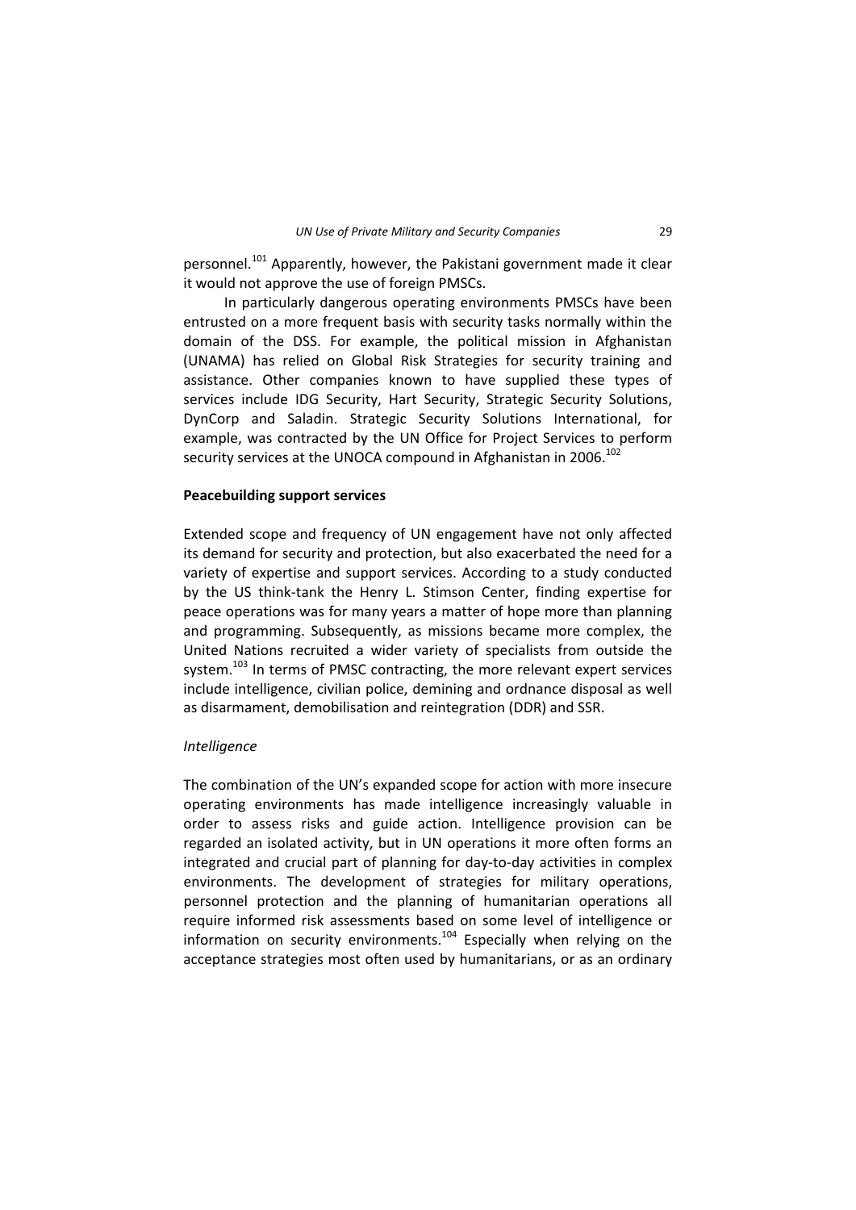personnel.[101] Apparently, however, the Pakistani government made it clear it would not approve the use of foreign PMSCs.

In particularly dangerous operating environments PMSCs have been entrusted on a more frequent basis with security tasks normally within the domain of the DSS. For example, the political mission in Afghanistan (UNAMA) has relied on Global Risk Strategies for security training and assistance. Other companies known to have supplied these types of services include IDG Security, Hart Security, Strategic Security Solutions, DynCorp and Saladin. Strategic Security Solutions International, for example, was contracted by the UN Office for Project Services to perform security services at the UNOCA compound in Afghanistan in 2006.[102]

**Peacebuilding support services**

Extended scope and frequency of UN engagement have not only affected its demand for security and protection, but also exacerbated the need for a variety of expertise and support services. According to a study conducted by the US think-tank the Henry L. Stimson Center, finding expertise for peace operations was for many years a matter of hope more than planning and programming. Subsequently, as missions became more complex, the United Nations recruited a wider variety of specialists from outside the system.[103] In terms of PMSC contracting, the more relevant expert services include intelligence, civilian police, demining and ordnance disposal as well as disarmament, demobilisation and reintegration (DDR) and SSR.

*Intelligence*

The combination of the UN's expanded scope for action with more insecure operating environments has made intelligence increasingly valuable in order to assess risks and guide action. Intelligence provision can be regarded an isolated activity, but in UN operations it more often forms an integrated and crucial part of planning for day-to-day activities in complex environments. The development of strategies for military operations, personnel protection and the planning of humanitarian operations all require informed risk assessments based on some level of intelligence or information on security environments.[104] Especially when relying on the acceptance strategies most often used by humanitarians, or as an ordinary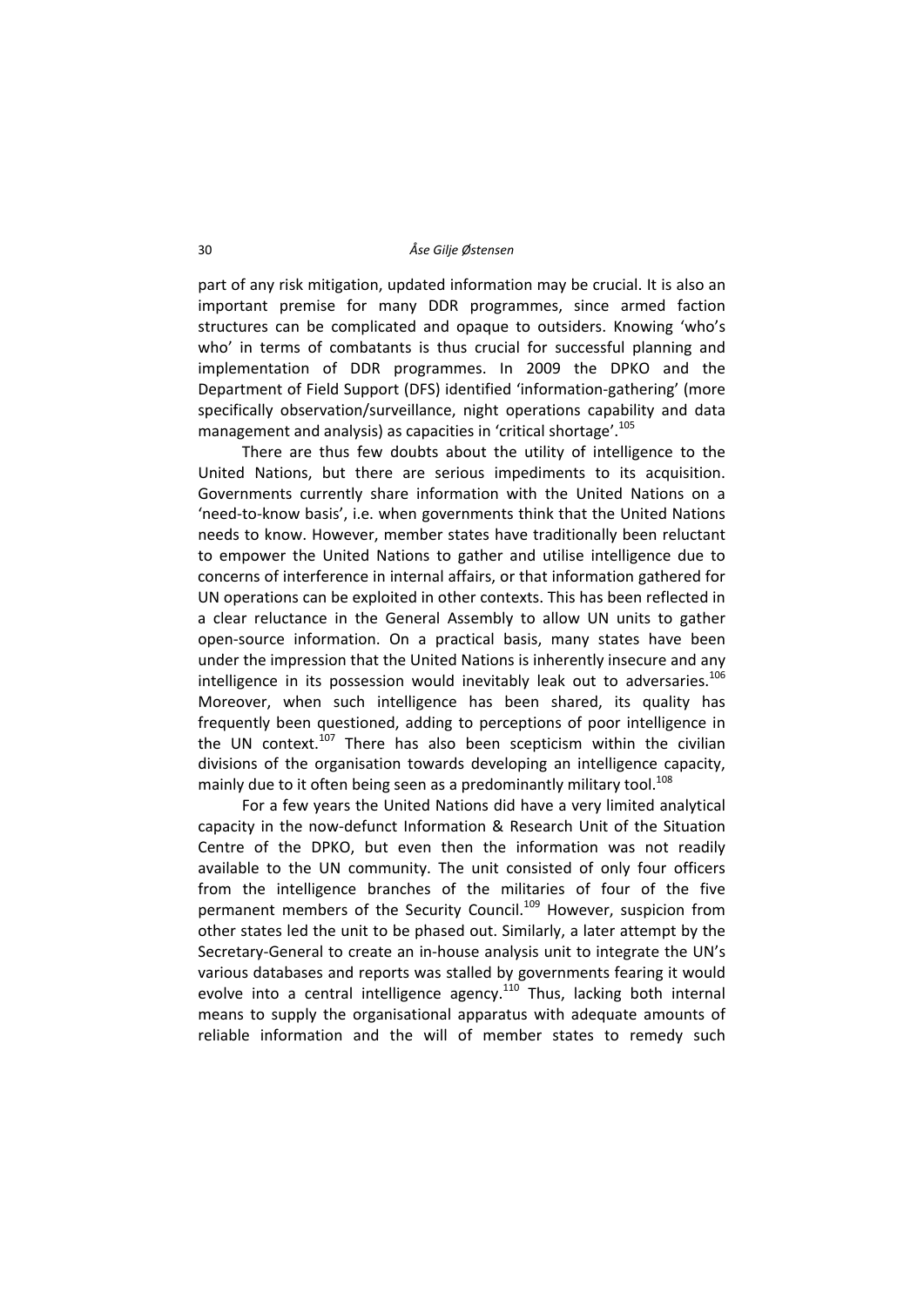part of any risk mitigation, updated information may be crucial. It is also an important premise for many DDR programmes, since armed faction structures can be complicated and opaque to outsiders. Knowing 'who's who' in terms of combatants is thus crucial for successful planning and implementation of DDR programmes. In 2009 the DPKO and the Department of Field Support (DFS) identified 'information-gathering' (more specifically observation/surveillance, night operations capability and data management and analysis) as capacities in 'critical shortage'.[105]

There are thus few doubts about the utility of intelligence to the United Nations, but there are serious impediments to its acquisition. Governments currently share information with the United Nations on a 'need-to-know basis', i.e. when governments think that the United Nations needs to know. However, member states have traditionally been reluctant to empower the United Nations to gather and utilise intelligence due to concerns of interference in internal affairs, or that information gathered for UN operations can be exploited in other contexts. This has been reflected in a clear reluctance in the General Assembly to allow UN units to gather open-source information. On a practical basis, many states have been under the impression that the United Nations is inherently insecure and any intelligence in its possession would inevitably leak out to adversaries.[106] Moreover, when such intelligence has been shared, its quality has frequently been questioned, adding to perceptions of poor intelligence in the UN context.[107] There has also been scepticism within the civilian divisions of the organisation towards developing an intelligence capacity, mainly due to it often being seen as a predominantly military tool.[108]

For a few years the United Nations did have a very limited analytical capacity in the now-defunct Information & Research Unit of the Situation Centre of the DPKO, but even then the information was not readily available to the UN community. The unit consisted of only four officers from the intelligence branches of the militaries of four of the five permanent members of the Security Council.[109] However, suspicion from other states led the unit to be phased out. Similarly, a later attempt by the Secretary-General to create an in-house analysis unit to integrate the UN's various databases and reports was stalled by governments fearing it would evolve into a central intelligence agency.[110] Thus, lacking both internal means to supply the organisational apparatus with adequate amounts of reliable information and the will of member states to remedy such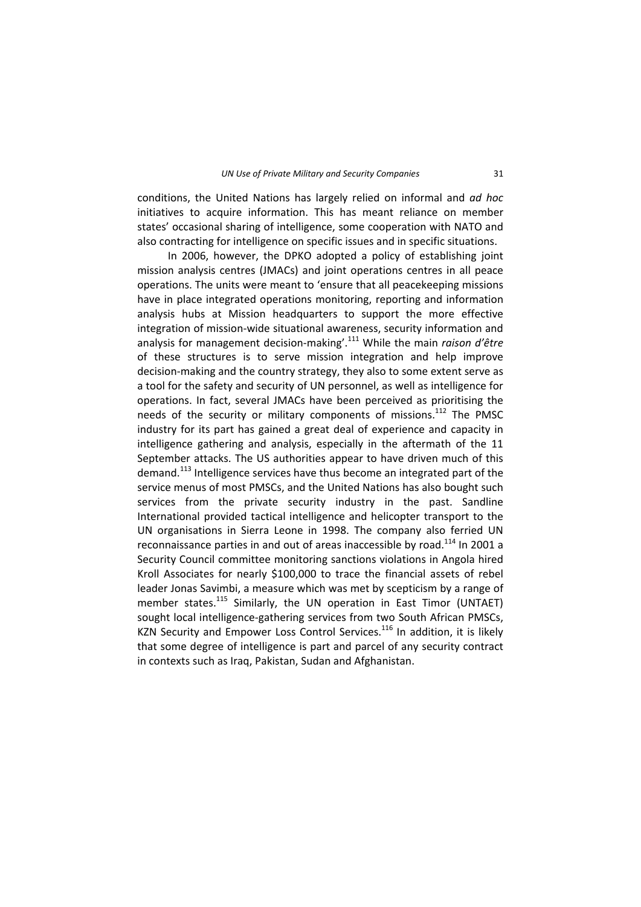conditions, the United Nations has largely relied on informal and *ad hoc* initiatives to acquire information. This has meant reliance on member states' occasional sharing of intelligence, some cooperation with NATO and also contracting for intelligence on specific issues and in specific situations.

In 2006, however, the DPKO adopted a policy of establishing joint mission analysis centres (JMACs) and joint operations centres in all peace operations. The units were meant to 'ensure that all peacekeeping missions have in place integrated operations monitoring, reporting and information analysis hubs at Mission headquarters to support the more effective integration of mission-wide situational awareness, security information and analysis for management decision-making'.[111] While the main *raison d'être* of these structures is to serve mission integration and help improve decision-making and the country strategy, they also to some extent serve as a tool for the safety and security of UN personnel, as well as intelligence for operations. In fact, several JMACs have been perceived as prioritising the needs of the security or military components of missions.[112] The PMSC industry for its part has gained a great deal of experience and capacity in intelligence gathering and analysis, especially in the aftermath of the 11 September attacks. The US authorities appear to have driven much of this demand.[113] Intelligence services have thus become an integrated part of the service menus of most PMSCs, and the United Nations has also bought such services from the private security industry in the past. Sandline International provided tactical intelligence and helicopter transport to the UN organisations in Sierra Leone in 1998. The company also ferried UN reconnaissance parties in and out of areas inaccessible by road.[114] In 2001 a Security Council committee monitoring sanctions violations in Angola hired Kroll Associates for nearly $100,000 to trace the financial assets of rebel leader Jonas Savimbi, a measure which was met by scepticism by a range of member states.[115] Similarly, the UN operation in East Timor (UNTAET) sought local intelligence-gathering services from two South African PMSCs, KZN Security and Empower Loss Control Services.[116] In addition, it is likely that some degree of intelligence is part and parcel of any security contract in contexts such as Iraq, Pakistan, Sudan and Afghanistan.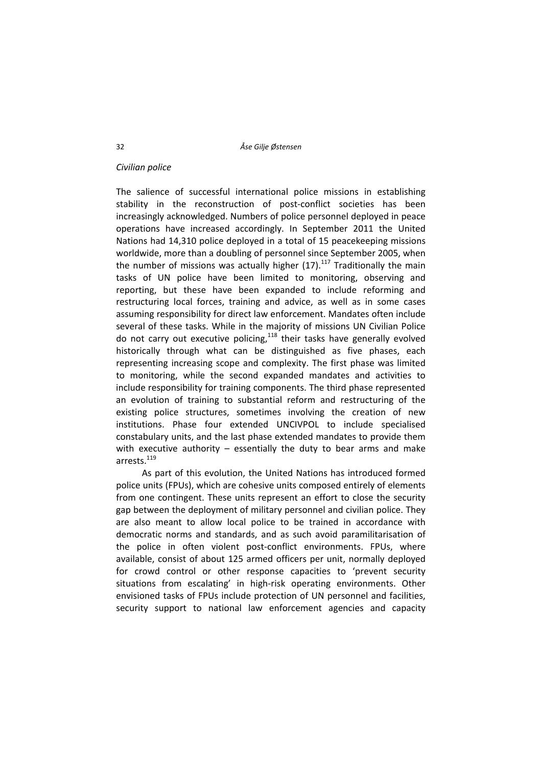*Civilian police*

The salience of successful international police missions in establishing stability in the reconstruction of post-conflict societies has been increasingly acknowledged. Numbers of police personnel deployed in peace operations have increased accordingly. In September 2011 the United Nations had 14,310 police deployed in a total of 15 peacekeeping missions worldwide, more than a doubling of personnel since September 2005, when the number of missions was actually higher (17).[117] Traditionally the main tasks of UN police have been limited to monitoring, observing and reporting, but these have been expanded to include reforming and restructuring local forces, training and advice, as well as in some cases assuming responsibility for direct law enforcement. Mandates often include several of these tasks. While in the majority of missions UN Civilian Police do not carry out executive policing,[118] their tasks have generally evolved historically through what can be distinguished as five phases, each representing increasing scope and complexity. The first phase was limited to monitoring, while the second expanded mandates and activities to include responsibility for training components. The third phase represented an evolution of training to substantial reform and restructuring of the existing police structures, sometimes involving the creation of new institutions. Phase four extended UNCIVPOL to include specialised constabulary units, and the last phase extended mandates to provide them with executive authority – essentially the duty to bear arms and make arrests.[119]

As part of this evolution, the United Nations has introduced formed police units (FPUs), which are cohesive units composed entirely of elements from one contingent. These units represent an effort to close the security gap between the deployment of military personnel and civilian police. They are also meant to allow local police to be trained in accordance with democratic norms and standards, and as such avoid paramilitarisation of the police in often violent post-conflict environments. FPUs, where available, consist of about 125 armed officers per unit, normally deployed for crowd control or other response capacities to 'prevent security situations from escalating' in high-risk operating environments. Other envisioned tasks of FPUs include protection of UN personnel and facilities, security support to national law enforcement agencies and capacity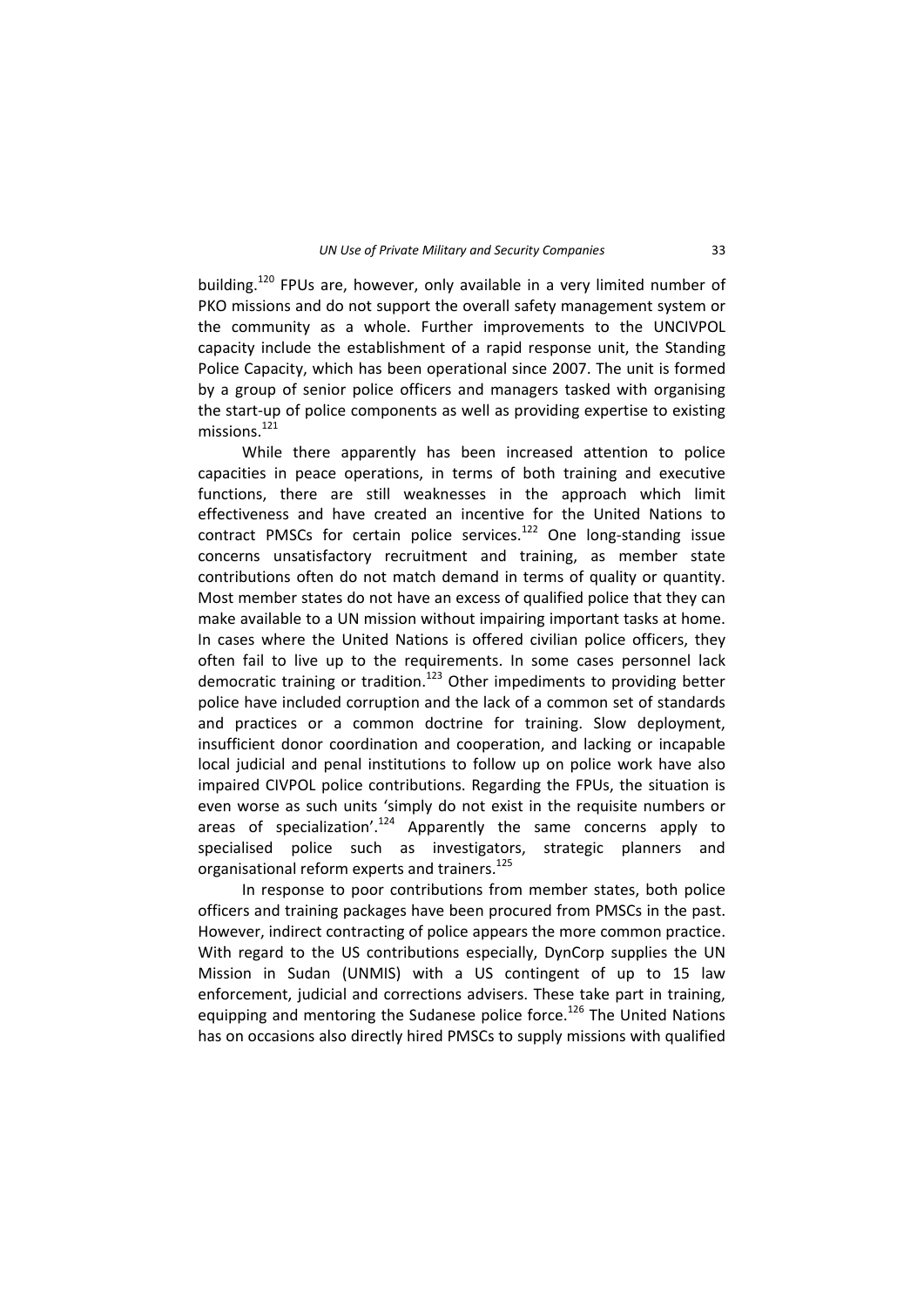building.[120] FPUs are, however, only available in a very limited number of PKO missions and do not support the overall safety management system or the community as a whole. Further improvements to the UNCIVPOL capacity include the establishment of a rapid response unit, the Standing Police Capacity, which has been operational since 2007. The unit is formed by a group of senior police officers and managers tasked with organising the start-up of police components as well as providing expertise to existing missions.[121]

While there apparently has been increased attention to police capacities in peace operations, in terms of both training and executive functions, there are still weaknesses in the approach which limit effectiveness and have created an incentive for the United Nations to contract PMSCs for certain police services.[122] One long-standing issue concerns unsatisfactory recruitment and training, as member state contributions often do not match demand in terms of quality or quantity. Most member states do not have an excess of qualified police that they can make available to a UN mission without impairing important tasks at home. In cases where the United Nations is offered civilian police officers, they often fail to live up to the requirements. In some cases personnel lack democratic training or tradition.[123] Other impediments to providing better police have included corruption and the lack of a common set of standards and practices or a common doctrine for training. Slow deployment, insufficient donor coordination and cooperation, and lacking or incapable local judicial and penal institutions to follow up on police work have also impaired CIVPOL police contributions. Regarding the FPUs, the situation is even worse as such units 'simply do not exist in the requisite numbers or areas of specialization'.[124] Apparently the same concerns apply to specialised police such as investigators, strategic planners and organisational reform experts and trainers.[125]

In response to poor contributions from member states, both police officers and training packages have been procured from PMSCs in the past. However, indirect contracting of police appears the more common practice. With regard to the US contributions especially, DynCorp supplies the UN Mission in Sudan (UNMIS) with a US contingent of up to 15 law enforcement, judicial and corrections advisers. These take part in training, equipping and mentoring the Sudanese police force.[126] The United Nations has on occasions also directly hired PMSCs to supply missions with qualified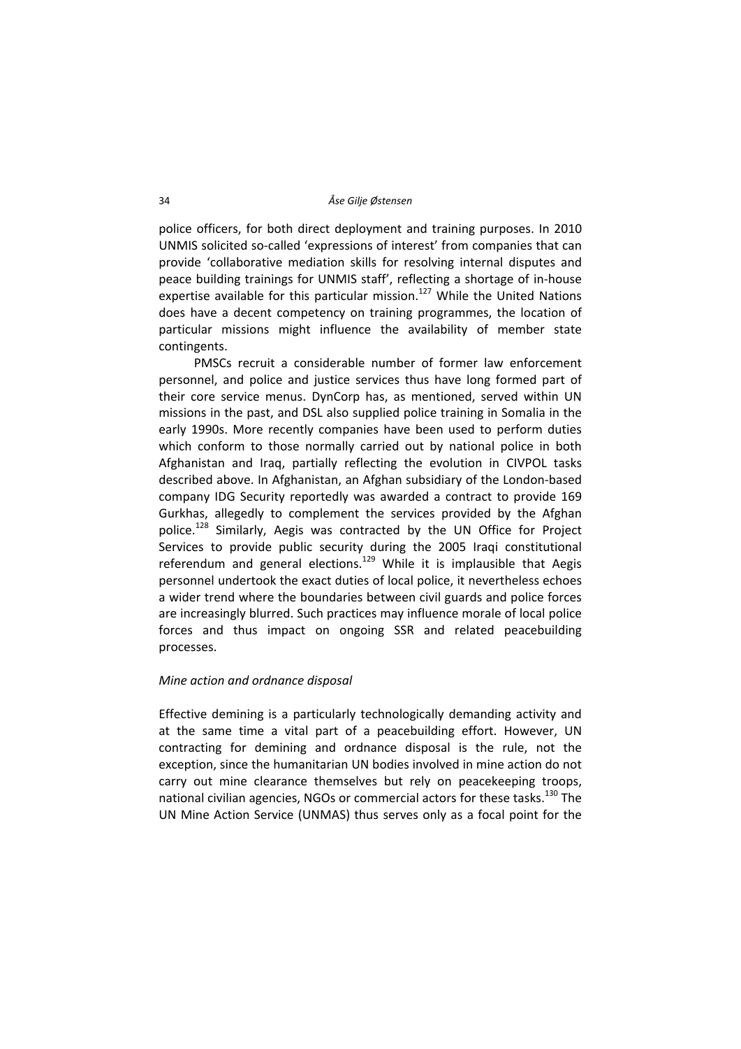police officers, for both direct deployment and training purposes. In 2010 UNMIS solicited so-called 'expressions of interest' from companies that can provide 'collaborative mediation skills for resolving internal disputes and peace building trainings for UNMIS staff', reflecting a shortage of in-house expertise available for this particular mission.[127] While the United Nations does have a decent competency on training programmes, the location of particular missions might influence the availability of member state contingents.

PMSCs recruit a considerable number of former law enforcement personnel, and police and justice services thus have long formed part of their core service menus. DynCorp has, as mentioned, served within UN missions in the past, and DSL also supplied police training in Somalia in the early 1990s. More recently companies have been used to perform duties which conform to those normally carried out by national police in both Afghanistan and Iraq, partially reflecting the evolution in CIVPOL tasks described above. In Afghanistan, an Afghan subsidiary of the London-based company IDG Security reportedly was awarded a contract to provide 169 Gurkhas, allegedly to complement the services provided by the Afghan police.[128] Similarly, Aegis was contracted by the UN Office for Project Services to provide public security during the 2005 Iraqi constitutional referendum and general elections.[129] While it is implausible that Aegis personnel undertook the exact duties of local police, it nevertheless echoes a wider trend where the boundaries between civil guards and police forces are increasingly blurred. Such practices may influence morale of local police forces and thus impact on ongoing SSR and related peacebuilding processes.

*Mine action and ordnance disposal*

Effective demining is a particularly technologically demanding activity and at the same time a vital part of a peacebuilding effort. However, UN contracting for demining and ordnance disposal is the rule, not the exception, since the humanitarian UN bodies involved in mine action do not carry out mine clearance themselves but rely on peacekeeping troops, national civilian agencies, NGOs or commercial actors for these tasks.[130] The UN Mine Action Service (UNMAS) thus serves only as a focal point for the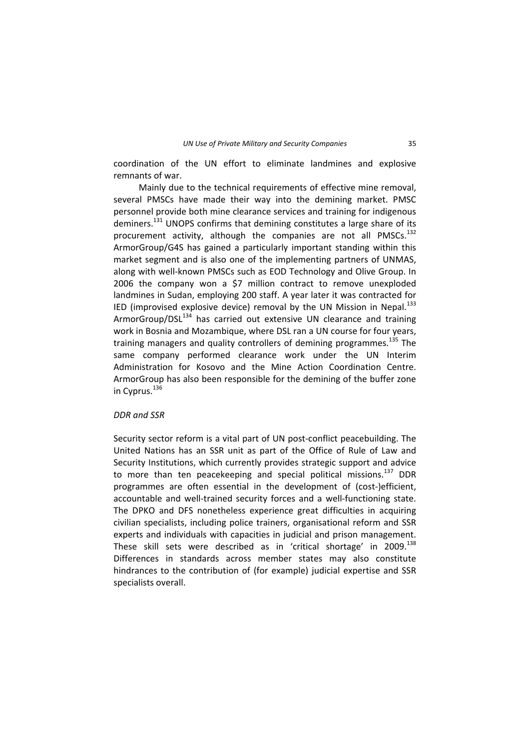coordination of the UN effort to eliminate landmines and explosive remnants of war.

Mainly due to the technical requirements of effective mine removal, several PMSCs have made their way into the demining market. PMSC personnel provide both mine clearance services and training for indigenous deminers.[131] UNOPS confirms that demining constitutes a large share of its procurement activity, although the companies are not all PMSCs.[132] ArmorGroup/G4S has gained a particularly important standing within this market segment and is also one of the implementing partners of UNMAS, along with well-known PMSCs such as EOD Technology and Olive Group. In 2006 the company won a $7 million contract to remove unexploded landmines in Sudan, employing 200 staff. A year later it was contracted for IED (improvised explosive device) removal by the UN Mission in Nepal.[133] ArmorGroup/DSL[134] has carried out extensive UN clearance and training work in Bosnia and Mozambique, where DSL ran a UN course for four years, training managers and quality controllers of demining programmes.[135] The same company performed clearance work under the UN Interim Administration for Kosovo and the Mine Action Coordination Centre. ArmorGroup has also been responsible for the demining of the buffer zone in Cyprus.[136]

### *DDR and SSR*

Security sector reform is a vital part of UN post-conflict peacebuilding. The United Nations has an SSR unit as part of the Office of Rule of Law and Security Institutions, which currently provides strategic support and advice to more than ten peacekeeping and special political missions.[137] DDR programmes are often essential in the development of (cost-)efficient, accountable and well-trained security forces and a well-functioning state. The DPKO and DFS nonetheless experience great difficulties in acquiring civilian specialists, including police trainers, organisational reform and SSR experts and individuals with capacities in judicial and prison management. These skill sets were described as in 'critical shortage' in 2009.[138] Differences in standards across member states may also constitute hindrances to the contribution of (for example) judicial expertise and SSR specialists overall.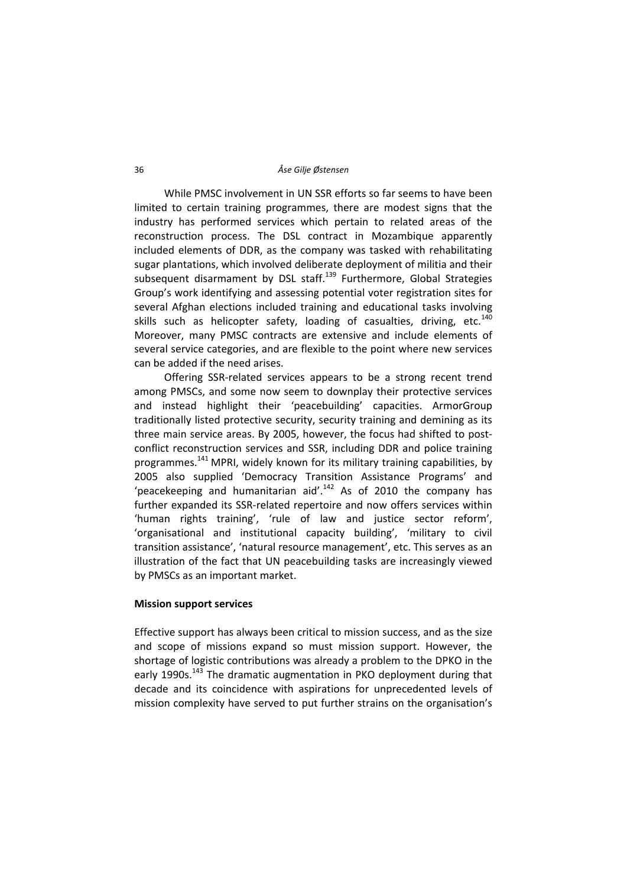While PMSC involvement in UN SSR efforts so far seems to have been limited to certain training programmes, there are modest signs that the industry has performed services which pertain to related areas of the reconstruction process. The DSL contract in Mozambique apparently included elements of DDR, as the company was tasked with rehabilitating sugar plantations, which involved deliberate deployment of militia and their subsequent disarmament by DSL staff.[139] Furthermore, Global Strategies Group's work identifying and assessing potential voter registration sites for several Afghan elections included training and educational tasks involving skills such as helicopter safety, loading of casualties, driving, etc.[140] Moreover, many PMSC contracts are extensive and include elements of several service categories, and are flexible to the point where new services can be added if the need arises.

Offering SSR-related services appears to be a strong recent trend among PMSCs, and some now seem to downplay their protective services and instead highlight their 'peacebuilding' capacities. ArmorGroup traditionally listed protective security, security training and demining as its three main service areas. By 2005, however, the focus had shifted to post-conflict reconstruction services and SSR, including DDR and police training programmes.[141] MPRI, widely known for its military training capabilities, by 2005 also supplied 'Democracy Transition Assistance Programs' and 'peacekeeping and humanitarian aid'.[142] As of 2010 the company has further expanded its SSR-related repertoire and now offers services within 'human rights training', 'rule of law and justice sector reform', 'organisational and institutional capacity building', 'military to civil transition assistance', 'natural resource management', etc. This serves as an illustration of the fact that UN peacebuilding tasks are increasingly viewed by PMSCs as an important market.

### Mission support services

Effective support has always been critical to mission success, and as the size and scope of missions expand so must mission support. However, the shortage of logistic contributions was already a problem to the DPKO in the early 1990s.[143] The dramatic augmentation in PKO deployment during that decade and its coincidence with aspirations for unprecedented levels of mission complexity have served to put further strains on the organisation's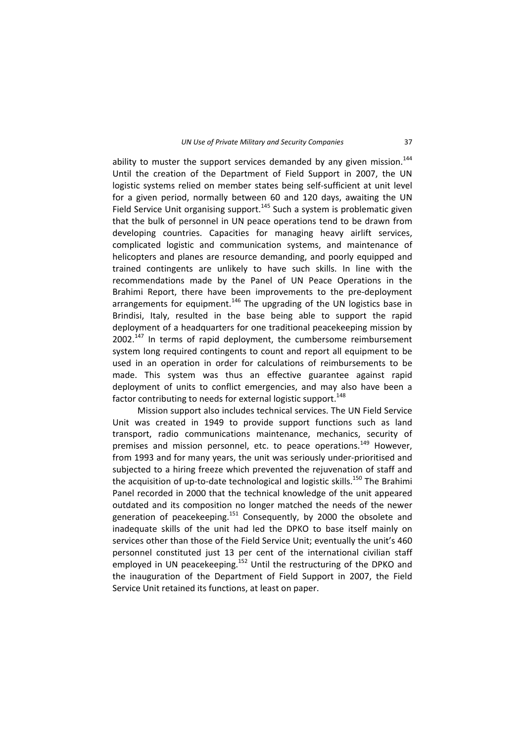ability to muster the support services demanded by any given mission.[144] Until the creation of the Department of Field Support in 2007, the UN logistic systems relied on member states being self-sufficient at unit level for a given period, normally between 60 and 120 days, awaiting the UN Field Service Unit organising support.[145] Such a system is problematic given that the bulk of personnel in UN peace operations tend to be drawn from developing countries. Capacities for managing heavy airlift services, complicated logistic and communication systems, and maintenance of helicopters and planes are resource demanding, and poorly equipped and trained contingents are unlikely to have such skills. In line with the recommendations made by the Panel of UN Peace Operations in the Brahimi Report, there have been improvements to the pre-deployment arrangements for equipment.[146] The upgrading of the UN logistics base in Brindisi, Italy, resulted in the base being able to support the rapid deployment of a headquarters for one traditional peacekeeping mission by 2002.[147] In terms of rapid deployment, the cumbersome reimbursement system long required contingents to count and report all equipment to be used in an operation in order for calculations of reimbursements to be made. This system was thus an effective guarantee against rapid deployment of units to conflict emergencies, and may also have been a factor contributing to needs for external logistic support.[148]

Mission support also includes technical services. The UN Field Service Unit was created in 1949 to provide support functions such as land transport, radio communications maintenance, mechanics, security of premises and mission personnel, etc. to peace operations.[149] However, from 1993 and for many years, the unit was seriously under-prioritised and subjected to a hiring freeze which prevented the rejuvenation of staff and the acquisition of up-to-date technological and logistic skills.[150] The Brahimi Panel recorded in 2000 that the technical knowledge of the unit appeared outdated and its composition no longer matched the needs of the newer generation of peacekeeping.[151] Consequently, by 2000 the obsolete and inadequate skills of the unit had led the DPKO to base itself mainly on services other than those of the Field Service Unit; eventually the unit's 460 personnel constituted just 13 per cent of the international civilian staff employed in UN peacekeeping.[152] Until the restructuring of the DPKO and the inauguration of the Department of Field Support in 2007, the Field Service Unit retained its functions, at least on paper.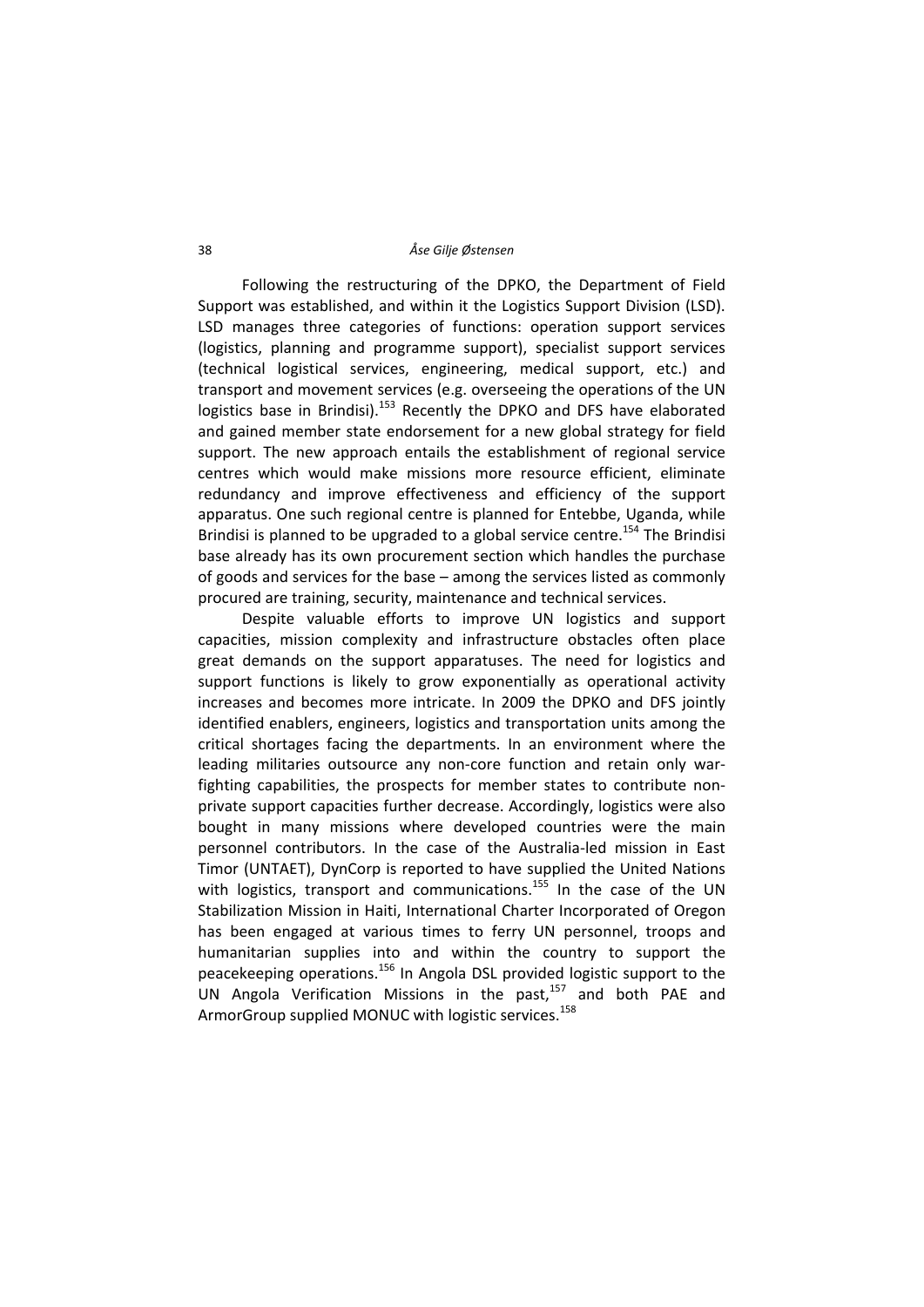Following the restructuring of the DPKO, the Department of Field Support was established, and within it the Logistics Support Division (LSD). LSD manages three categories of functions: operation support services (logistics, planning and programme support), specialist support services (technical logistical services, engineering, medical support, etc.) and transport and movement services (e.g. overseeing the operations of the UN logistics base in Brindisi).[153] Recently the DPKO and DFS have elaborated and gained member state endorsement for a new global strategy for field support. The new approach entails the establishment of regional service centres which would make missions more resource efficient, eliminate redundancy and improve effectiveness and efficiency of the support apparatus. One such regional centre is planned for Entebbe, Uganda, while Brindisi is planned to be upgraded to a global service centre.[154] The Brindisi base already has its own procurement section which handles the purchase of goods and services for the base – among the services listed as commonly procured are training, security, maintenance and technical services.

Despite valuable efforts to improve UN logistics and support capacities, mission complexity and infrastructure obstacles often place great demands on the support apparatuses. The need for logistics and support functions is likely to grow exponentially as operational activity increases and becomes more intricate. In 2009 the DPKO and DFS jointly identified enablers, engineers, logistics and transportation units among the critical shortages facing the departments. In an environment where the leading militaries outsource any non-core function and retain only war-fighting capabilities, the prospects for member states to contribute non-private support capacities further decrease. Accordingly, logistics were also bought in many missions where developed countries were the main personnel contributors. In the case of the Australia-led mission in East Timor (UNTAET), DynCorp is reported to have supplied the United Nations with logistics, transport and communications.[155] In the case of the UN Stabilization Mission in Haiti, International Charter Incorporated of Oregon has been engaged at various times to ferry UN personnel, troops and humanitarian supplies into and within the country to support the peacekeeping operations.[156] In Angola DSL provided logistic support to the UN Angola Verification Missions in the past,[157] and both PAE and ArmorGroup supplied MONUC with logistic services.[158]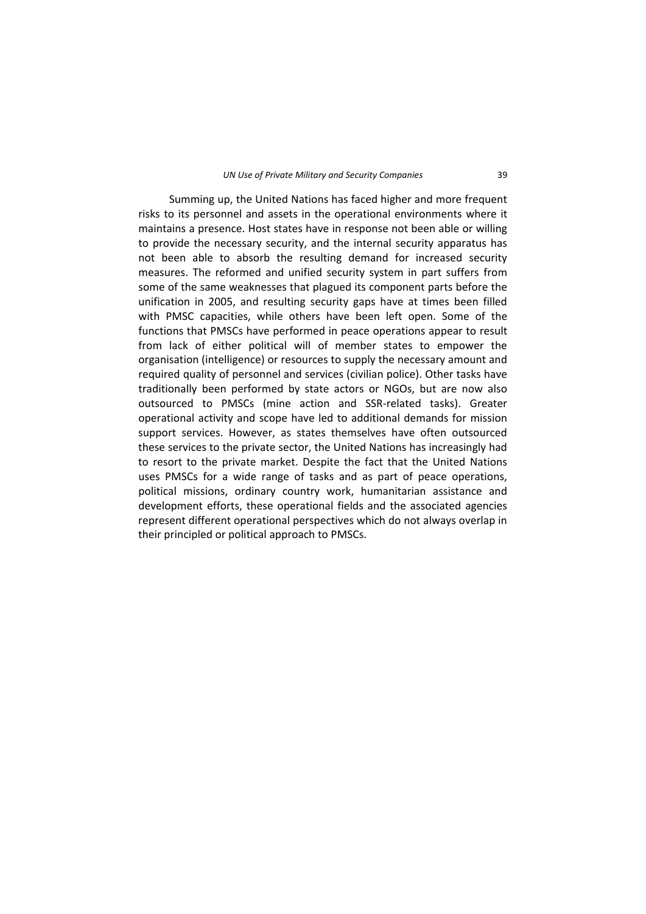Summing up, the United Nations has faced higher and more frequent risks to its personnel and assets in the operational environments where it maintains a presence. Host states have in response not been able or willing to provide the necessary security, and the internal security apparatus has not been able to absorb the resulting demand for increased security measures. The reformed and unified security system in part suffers from some of the same weaknesses that plagued its component parts before the unification in 2005, and resulting security gaps have at times been filled with PMSC capacities, while others have been left open. Some of the functions that PMSCs have performed in peace operations appear to result from lack of either political will of member states to empower the organisation (intelligence) or resources to supply the necessary amount and required quality of personnel and services (civilian police). Other tasks have traditionally been performed by state actors or NGOs, but are now also outsourced to PMSCs (mine action and SSR-related tasks). Greater operational activity and scope have led to additional demands for mission support services. However, as states themselves have often outsourced these services to the private sector, the United Nations has increasingly had to resort to the private market. Despite the fact that the United Nations uses PMSCs for a wide range of tasks and as part of peace operations, political missions, ordinary country work, humanitarian assistance and development efforts, these operational fields and the associated agencies represent different operational perspectives which do not always overlap in their principled or political approach to PMSCs.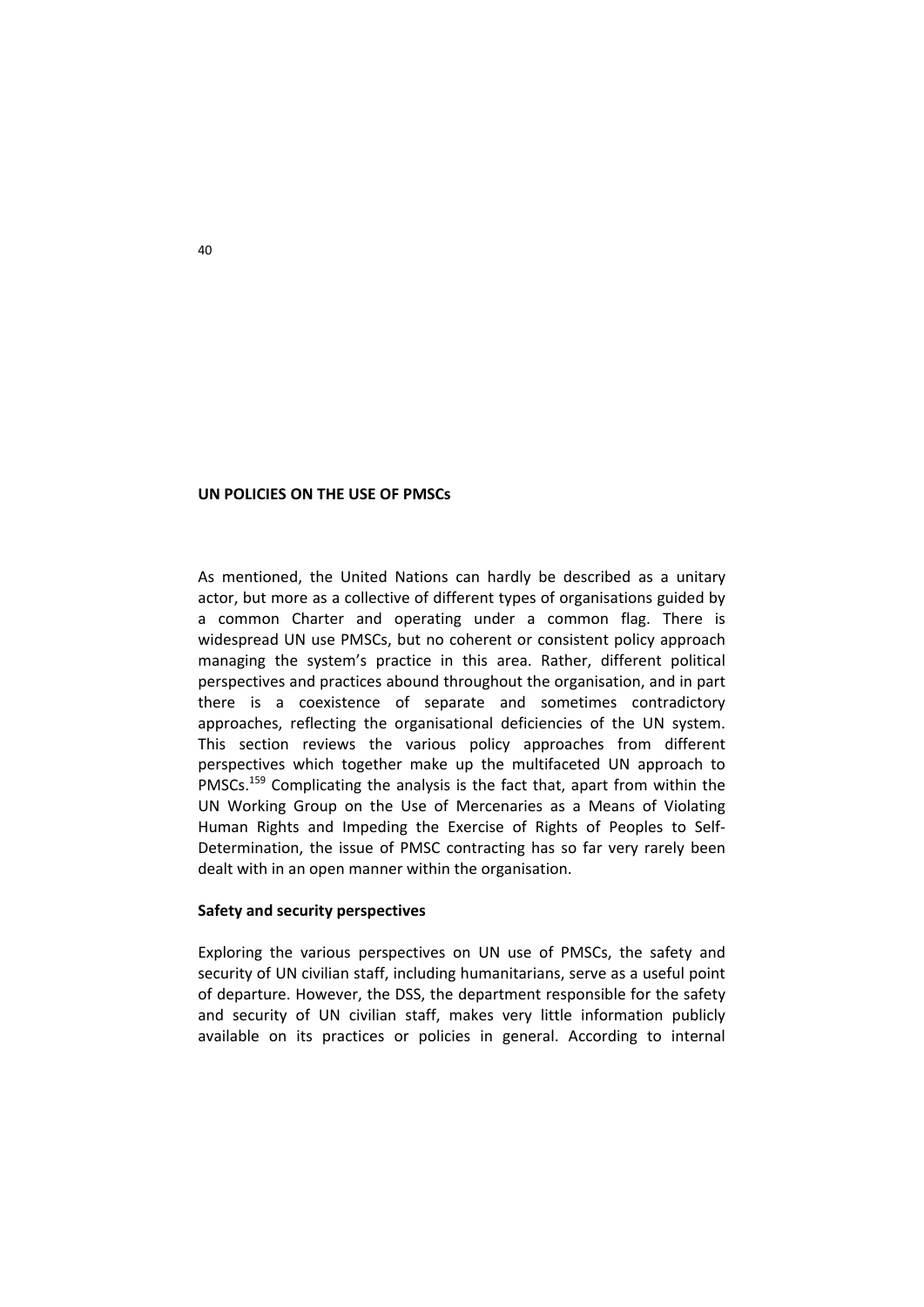## UN POLICIES ON THE USE OF PMSCs

As mentioned, the United Nations can hardly be described as a unitary actor, but more as a collective of different types of organisations guided by a common Charter and operating under a common flag. There is widespread UN use PMSCs, but no coherent or consistent policy approach managing the system's practice in this area. Rather, different political perspectives and practices abound throughout the organisation, and in part there is a coexistence of separate and sometimes contradictory approaches, reflecting the organisational deficiencies of the UN system. This section reviews the various policy approaches from different perspectives which together make up the multifaceted UN approach to PMSCs.[159] Complicating the analysis is the fact that, apart from within the UN Working Group on the Use of Mercenaries as a Means of Violating Human Rights and Impeding the Exercise of Rights of Peoples to Self-Determination, the issue of PMSC contracting has so far very rarely been dealt with in an open manner within the organisation.

### Safety and security perspectives

Exploring the various perspectives on UN use of PMSCs, the safety and security of UN civilian staff, including humanitarians, serve as a useful point of departure. However, the DSS, the department responsible for the safety and security of UN civilian staff, makes very little information publicly available on its practices or policies in general. According to internal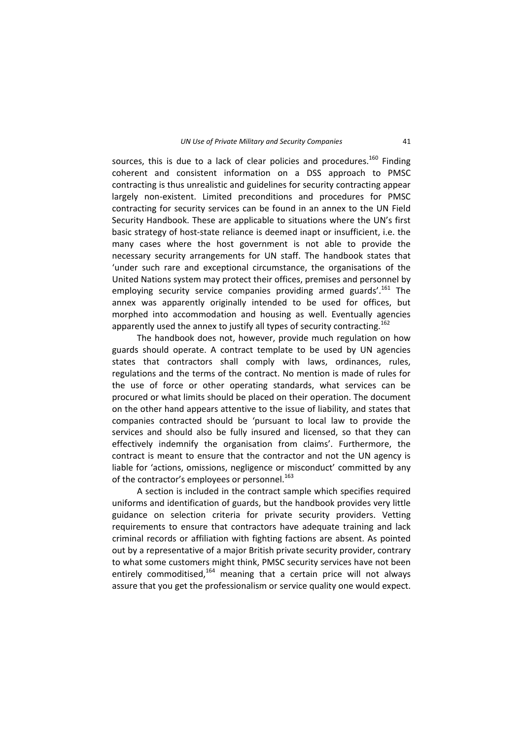sources, this is due to a lack of clear policies and procedures.[160] Finding coherent and consistent information on a DSS approach to PMSC contracting is thus unrealistic and guidelines for security contracting appear largely non-existent. Limited preconditions and procedures for PMSC contracting for security services can be found in an annex to the UN Field Security Handbook. These are applicable to situations where the UN's first basic strategy of host-state reliance is deemed inapt or insufficient, i.e. the many cases where the host government is not able to provide the necessary security arrangements for UN staff. The handbook states that 'under such rare and exceptional circumstance, the organisations of the United Nations system may protect their offices, premises and personnel by employing security service companies providing armed guards'.[161] The annex was apparently originally intended to be used for offices, but morphed into accommodation and housing as well. Eventually agencies apparently used the annex to justify all types of security contracting.[162]

The handbook does not, however, provide much regulation on how guards should operate. A contract template to be used by UN agencies states that contractors shall comply with laws, ordinances, rules, regulations and the terms of the contract. No mention is made of rules for the use of force or other operating standards, what services can be procured or what limits should be placed on their operation. The document on the other hand appears attentive to the issue of liability, and states that companies contracted should be 'pursuant to local law to provide the services and should also be fully insured and licensed, so that they can effectively indemnify the organisation from claims'. Furthermore, the contract is meant to ensure that the contractor and not the UN agency is liable for 'actions, omissions, negligence or misconduct' committed by any of the contractor's employees or personnel.[163]

A section is included in the contract sample which specifies required uniforms and identification of guards, but the handbook provides very little guidance on selection criteria for private security providers. Vetting requirements to ensure that contractors have adequate training and lack criminal records or affiliation with fighting factions are absent. As pointed out by a representative of a major British private security provider, contrary to what some customers might think, PMSC security services have not been entirely commoditised,[164] meaning that a certain price will not always assure that you get the professionalism or service quality one would expect.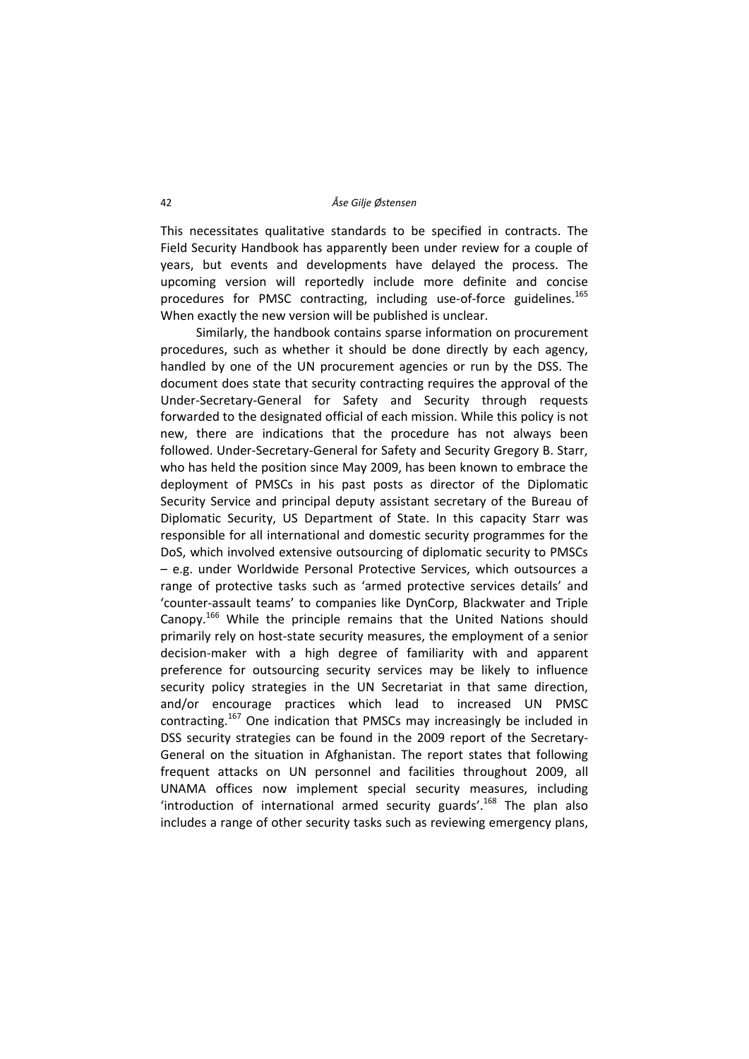This necessitates qualitative standards to be specified in contracts. The Field Security Handbook has apparently been under review for a couple of years, but events and developments have delayed the process. The upcoming version will reportedly include more definite and concise procedures for PMSC contracting, including use-of-force guidelines.[165] When exactly the new version will be published is unclear.

Similarly, the handbook contains sparse information on procurement procedures, such as whether it should be done directly by each agency, handled by one of the UN procurement agencies or run by the DSS. The document does state that security contracting requires the approval of the Under-Secretary-General for Safety and Security through requests forwarded to the designated official of each mission. While this policy is not new, there are indications that the procedure has not always been followed. Under-Secretary-General for Safety and Security Gregory B. Starr, who has held the position since May 2009, has been known to embrace the deployment of PMSCs in his past posts as director of the Diplomatic Security Service and principal deputy assistant secretary of the Bureau of Diplomatic Security, US Department of State. In this capacity Starr was responsible for all international and domestic security programmes for the DoS, which involved extensive outsourcing of diplomatic security to PMSCs – e.g. under Worldwide Personal Protective Services, which outsources a range of protective tasks such as 'armed protective services details' and 'counter-assault teams' to companies like DynCorp, Blackwater and Triple Canopy.[166] While the principle remains that the United Nations should primarily rely on host-state security measures, the employment of a senior decision-maker with a high degree of familiarity with and apparent preference for outsourcing security services may be likely to influence security policy strategies in the UN Secretariat in that same direction, and/or encourage practices which lead to increased UN PMSC contracting.[167] One indication that PMSCs may increasingly be included in DSS security strategies can be found in the 2009 report of the Secretary-General on the situation in Afghanistan. The report states that following frequent attacks on UN personnel and facilities throughout 2009, all UNAMA offices now implement special security measures, including 'introduction of international armed security guards'.[168] The plan also includes a range of other security tasks such as reviewing emergency plans,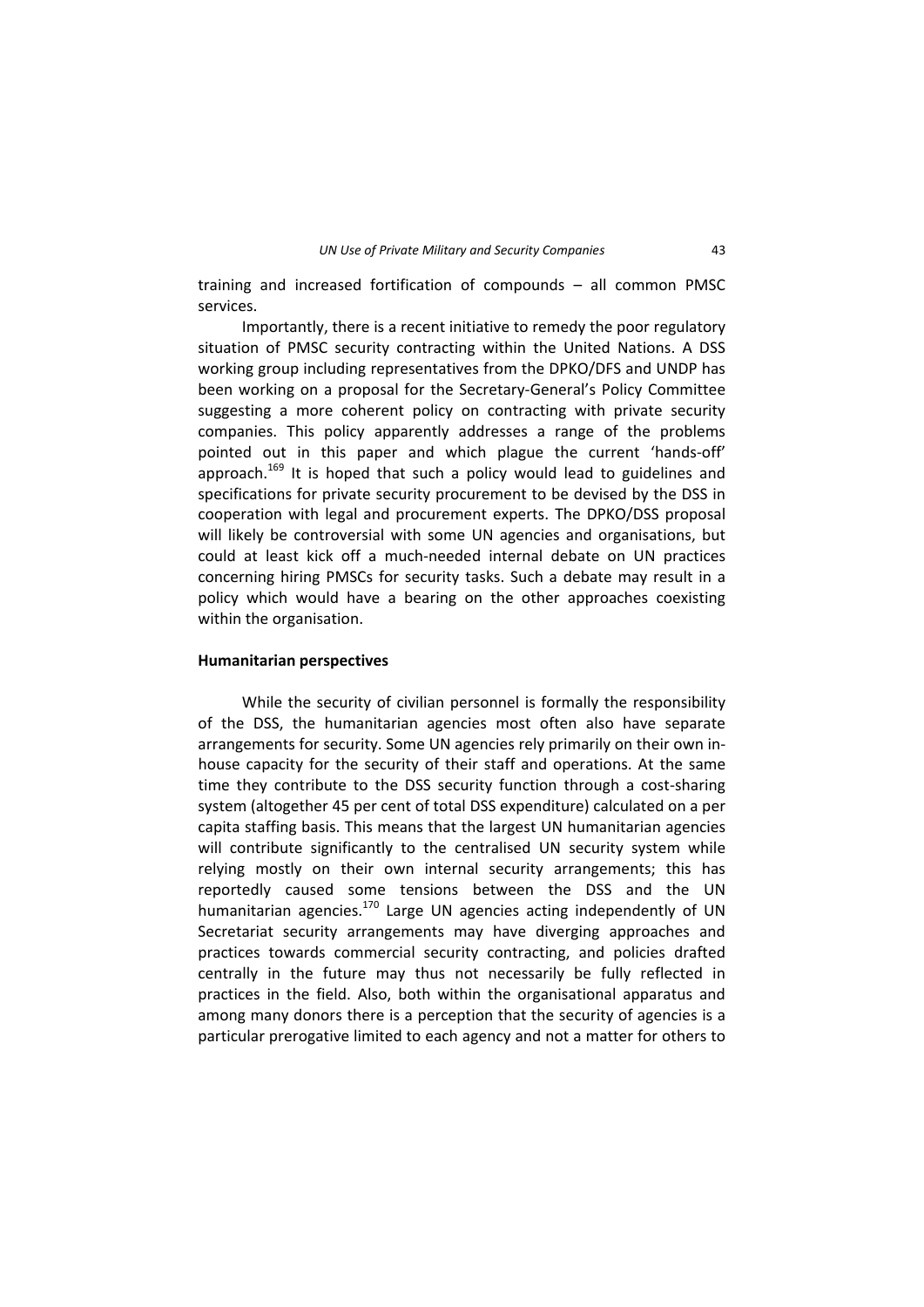training and increased fortification of compounds – all common PMSC services.

Importantly, there is a recent initiative to remedy the poor regulatory situation of PMSC security contracting within the United Nations. A DSS working group including representatives from the DPKO/DFS and UNDP has been working on a proposal for the Secretary-General's Policy Committee suggesting a more coherent policy on contracting with private security companies. This policy apparently addresses a range of the problems pointed out in this paper and which plague the current 'hands-off' approach.[169] It is hoped that such a policy would lead to guidelines and specifications for private security procurement to be devised by the DSS in cooperation with legal and procurement experts. The DPKO/DSS proposal will likely be controversial with some UN agencies and organisations, but could at least kick off a much-needed internal debate on UN practices concerning hiring PMSCs for security tasks. Such a debate may result in a policy which would have a bearing on the other approaches coexisting within the organisation.

**Humanitarian perspectives**

While the security of civilian personnel is formally the responsibility of the DSS, the humanitarian agencies most often also have separate arrangements for security. Some UN agencies rely primarily on their own in-house capacity for the security of their staff and operations. At the same time they contribute to the DSS security function through a cost-sharing system (altogether 45 per cent of total DSS expenditure) calculated on a per capita staffing basis. This means that the largest UN humanitarian agencies will contribute significantly to the centralised UN security system while relying mostly on their own internal security arrangements; this has reportedly caused some tensions between the DSS and the UN humanitarian agencies.[170] Large UN agencies acting independently of UN Secretariat security arrangements may have diverging approaches and practices towards commercial security contracting, and policies drafted centrally in the future may thus not necessarily be fully reflected in practices in the field. Also, both within the organisational apparatus and among many donors there is a perception that the security of agencies is a particular prerogative limited to each agency and not a matter for others to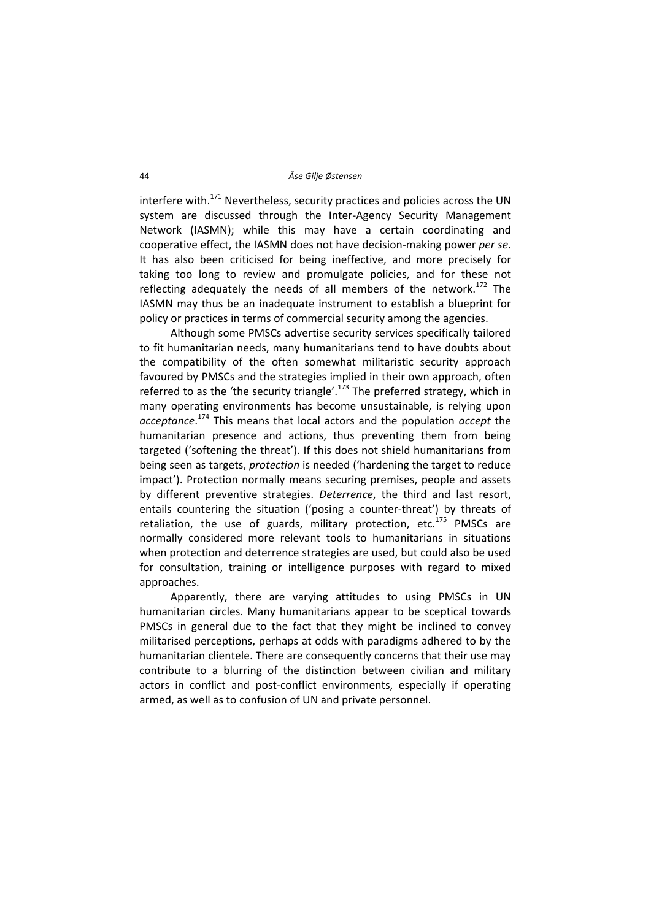interfere with.[171] Nevertheless, security practices and policies across the UN system are discussed through the Inter-Agency Security Management Network (IASMN); while this may have a certain coordinating and cooperative effect, the IASMN does not have decision-making power *per se*. It has also been criticised for being ineffective, and more precisely for taking too long to review and promulgate policies, and for these not reflecting adequately the needs of all members of the network.[172] The IASMN may thus be an inadequate instrument to establish a blueprint for policy or practices in terms of commercial security among the agencies.

Although some PMSCs advertise security services specifically tailored to fit humanitarian needs, many humanitarians tend to have doubts about the compatibility of the often somewhat militaristic security approach favoured by PMSCs and the strategies implied in their own approach, often referred to as the 'the security triangle'.[173] The preferred strategy, which in many operating environments has become unsustainable, is relying upon *acceptance*.[174] This means that local actors and the population *accept* the humanitarian presence and actions, thus preventing them from being targeted ('softening the threat'). If this does not shield humanitarians from being seen as targets, *protection* is needed ('hardening the target to reduce impact'). Protection normally means securing premises, people and assets by different preventive strategies. *Deterrence*, the third and last resort, entails countering the situation ('posing a counter-threat') by threats of retaliation, the use of guards, military protection, etc.[175] PMSCs are normally considered more relevant tools to humanitarians in situations when protection and deterrence strategies are used, but could also be used for consultation, training or intelligence purposes with regard to mixed approaches.

Apparently, there are varying attitudes to using PMSCs in UN humanitarian circles. Many humanitarians appear to be sceptical towards PMSCs in general due to the fact that they might be inclined to convey militarised perceptions, perhaps at odds with paradigms adhered to by the humanitarian clientele. There are consequently concerns that their use may contribute to a blurring of the distinction between civilian and military actors in conflict and post-conflict environments, especially if operating armed, as well as to confusion of UN and private personnel.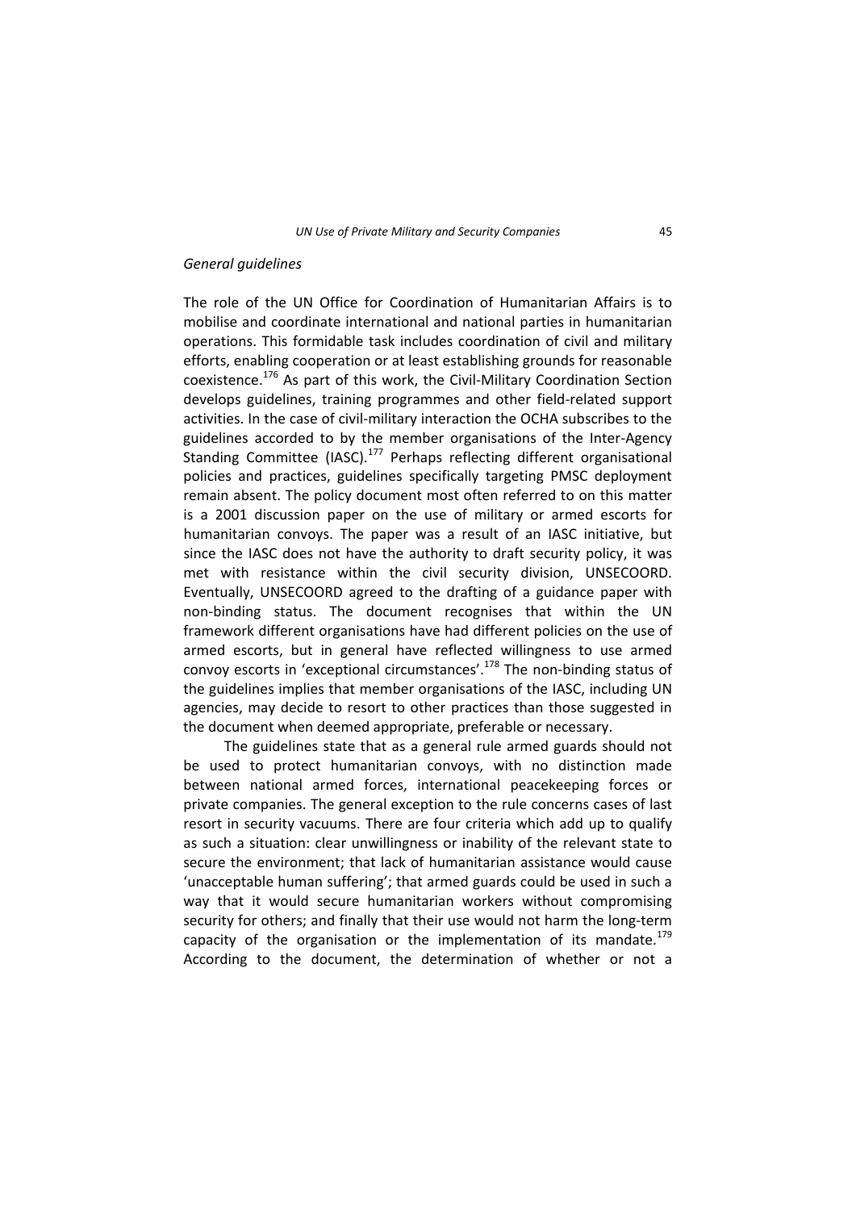*General guidelines*

The role of the UN Office for Coordination of Humanitarian Affairs is to mobilise and coordinate international and national parties in humanitarian operations. This formidable task includes coordination of civil and military efforts, enabling cooperation or at least establishing grounds for reasonable coexistence.[176] As part of this work, the Civil-Military Coordination Section develops guidelines, training programmes and other field-related support activities. In the case of civil-military interaction the OCHA subscribes to the guidelines accorded to by the member organisations of the Inter-Agency Standing Committee (IASC).[177] Perhaps reflecting different organisational policies and practices, guidelines specifically targeting PMSC deployment remain absent. The policy document most often referred to on this matter is a 2001 discussion paper on the use of military or armed escorts for humanitarian convoys. The paper was a result of an IASC initiative, but since the IASC does not have the authority to draft security policy, it was met with resistance within the civil security division, UNSECOORD. Eventually, UNSECOORD agreed to the drafting of a guidance paper with non-binding status. The document recognises that within the UN framework different organisations have had different policies on the use of armed escorts, but in general have reflected willingness to use armed convoy escorts in 'exceptional circumstances'.[178] The non-binding status of the guidelines implies that member organisations of the IASC, including UN agencies, may decide to resort to other practices than those suggested in the document when deemed appropriate, preferable or necessary.

The guidelines state that as a general rule armed guards should not be used to protect humanitarian convoys, with no distinction made between national armed forces, international peacekeeping forces or private companies. The general exception to the rule concerns cases of last resort in security vacuums. There are four criteria which add up to qualify as such a situation: clear unwillingness or inability of the relevant state to secure the environment; that lack of humanitarian assistance would cause 'unacceptable human suffering'; that armed guards could be used in such a way that it would secure humanitarian workers without compromising security for others; and finally that their use would not harm the long-term capacity of the organisation or the implementation of its mandate.[179] According to the document, the determination of whether or not a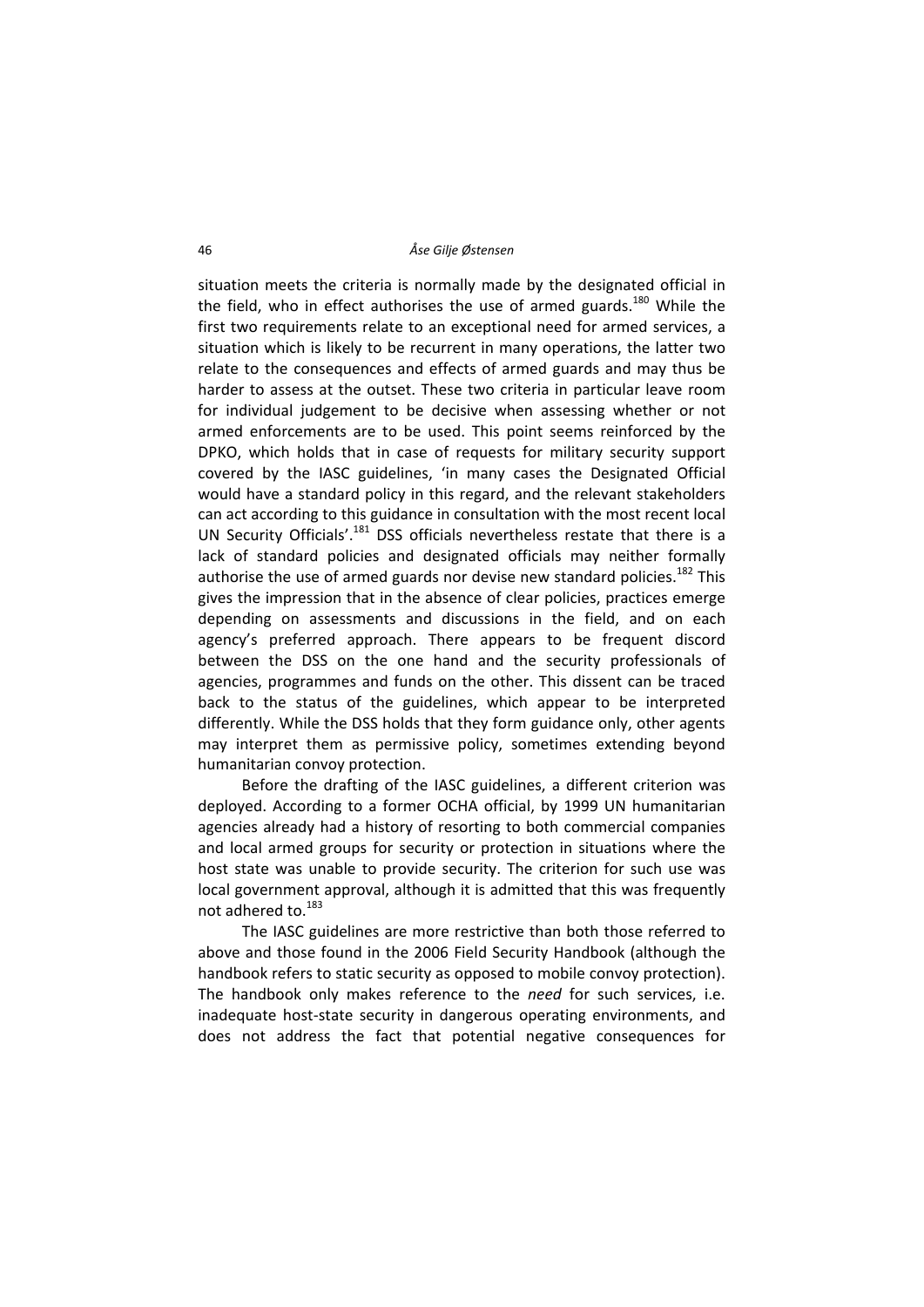situation meets the criteria is normally made by the designated official in the field, who in effect authorises the use of armed guards.[180] While the first two requirements relate to an exceptional need for armed services, a situation which is likely to be recurrent in many operations, the latter two relate to the consequences and effects of armed guards and may thus be harder to assess at the outset. These two criteria in particular leave room for individual judgement to be decisive when assessing whether or not armed enforcements are to be used. This point seems reinforced by the DPKO, which holds that in case of requests for military security support covered by the IASC guidelines, 'in many cases the Designated Official would have a standard policy in this regard, and the relevant stakeholders can act according to this guidance in consultation with the most recent local UN Security Officials'.[181] DSS officials nevertheless restate that there is a lack of standard policies and designated officials may neither formally authorise the use of armed guards nor devise new standard policies.[182] This gives the impression that in the absence of clear policies, practices emerge depending on assessments and discussions in the field, and on each agency's preferred approach. There appears to be frequent discord between the DSS on the one hand and the security professionals of agencies, programmes and funds on the other. This dissent can be traced back to the status of the guidelines, which appear to be interpreted differently. While the DSS holds that they form guidance only, other agents may interpret them as permissive policy, sometimes extending beyond humanitarian convoy protection.

Before the drafting of the IASC guidelines, a different criterion was deployed. According to a former OCHA official, by 1999 UN humanitarian agencies already had a history of resorting to both commercial companies and local armed groups for security or protection in situations where the host state was unable to provide security. The criterion for such use was local government approval, although it is admitted that this was frequently not adhered to.[183]

The IASC guidelines are more restrictive than both those referred to above and those found in the 2006 Field Security Handbook (although the handbook refers to static security as opposed to mobile convoy protection). The handbook only makes reference to the *need* for such services, i.e. inadequate host-state security in dangerous operating environments, and does not address the fact that potential negative consequences for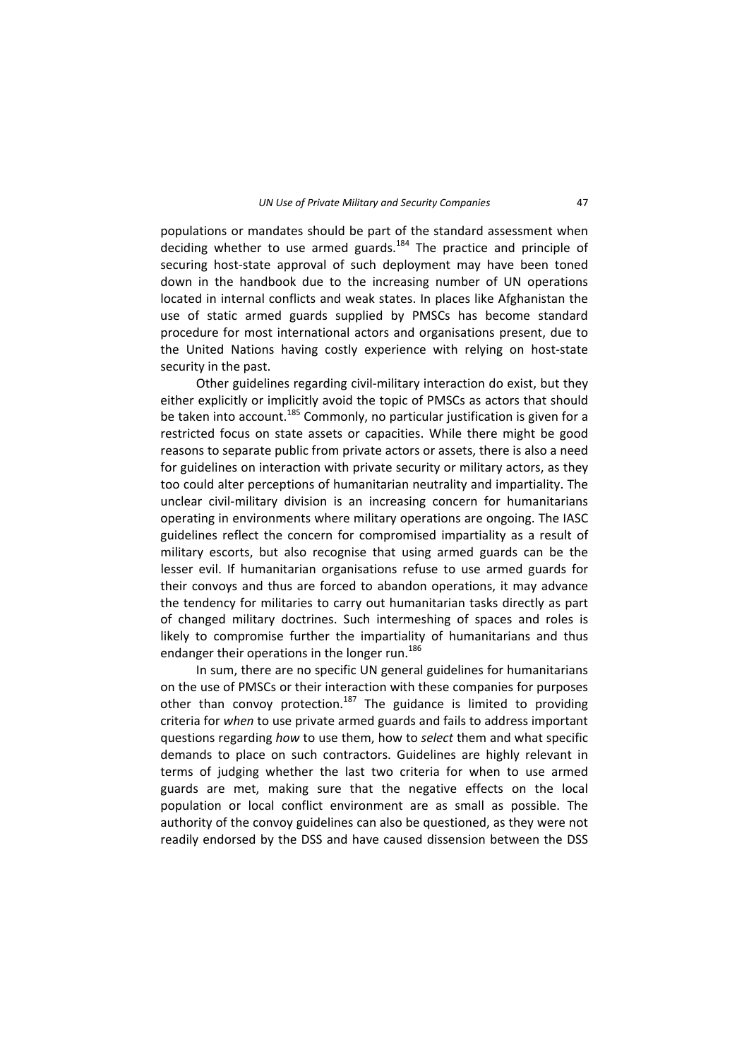populations or mandates should be part of the standard assessment when deciding whether to use armed guards.[184] The practice and principle of securing host-state approval of such deployment may have been toned down in the handbook due to the increasing number of UN operations located in internal conflicts and weak states. In places like Afghanistan the use of static armed guards supplied by PMSCs has become standard procedure for most international actors and organisations present, due to the United Nations having costly experience with relying on host-state security in the past.

Other guidelines regarding civil-military interaction do exist, but they either explicitly or implicitly avoid the topic of PMSCs as actors that should be taken into account.[185] Commonly, no particular justification is given for a restricted focus on state assets or capacities. While there might be good reasons to separate public from private actors or assets, there is also a need for guidelines on interaction with private security or military actors, as they too could alter perceptions of humanitarian neutrality and impartiality. The unclear civil-military division is an increasing concern for humanitarians operating in environments where military operations are ongoing. The IASC guidelines reflect the concern for compromised impartiality as a result of military escorts, but also recognise that using armed guards can be the lesser evil. If humanitarian organisations refuse to use armed guards for their convoys and thus are forced to abandon operations, it may advance the tendency for militaries to carry out humanitarian tasks directly as part of changed military doctrines. Such intermeshing of spaces and roles is likely to compromise further the impartiality of humanitarians and thus endanger their operations in the longer run.[186]

In sum, there are no specific UN general guidelines for humanitarians on the use of PMSCs or their interaction with these companies for purposes other than convoy protection.[187] The guidance is limited to providing criteria for *when* to use private armed guards and fails to address important questions regarding *how* to use them, how to *select* them and what specific demands to place on such contractors. Guidelines are highly relevant in terms of judging whether the last two criteria for when to use armed guards are met, making sure that the negative effects on the local population or local conflict environment are as small as possible. The authority of the convoy guidelines can also be questioned, as they were not readily endorsed by the DSS and have caused dissension between the DSS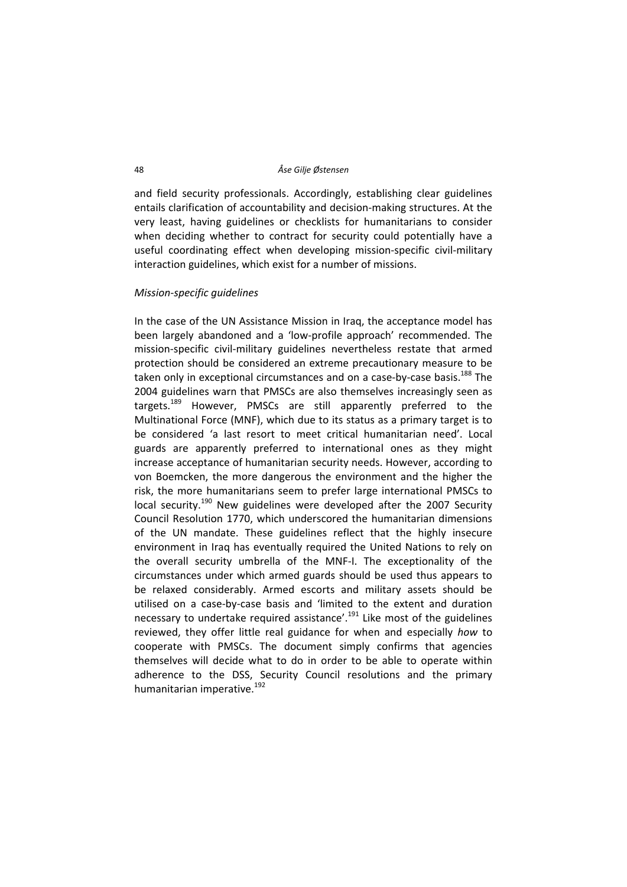and field security professionals. Accordingly, establishing clear guidelines entails clarification of accountability and decision-making structures. At the very least, having guidelines or checklists for humanitarians to consider when deciding whether to contract for security could potentially have a useful coordinating effect when developing mission-specific civil-military interaction guidelines, which exist for a number of missions.

*Mission-specific guidelines*

In the case of the UN Assistance Mission in Iraq, the acceptance model has been largely abandoned and a 'low-profile approach' recommended. The mission-specific civil-military guidelines nevertheless restate that armed protection should be considered an extreme precautionary measure to be taken only in exceptional circumstances and on a case-by-case basis.[188] The 2004 guidelines warn that PMSCs are also themselves increasingly seen as targets.[189] However, PMSCs are still apparently preferred to the Multinational Force (MNF), which due to its status as a primary target is to be considered 'a last resort to meet critical humanitarian need'. Local guards are apparently preferred to international ones as they might increase acceptance of humanitarian security needs. However, according to von Boemcken, the more dangerous the environment and the higher the risk, the more humanitarians seem to prefer large international PMSCs to local security.[190] New guidelines were developed after the 2007 Security Council Resolution 1770, which underscored the humanitarian dimensions of the UN mandate. These guidelines reflect that the highly insecure environment in Iraq has eventually required the United Nations to rely on the overall security umbrella of the MNF-I. The exceptionality of the circumstances under which armed guards should be used thus appears to be relaxed considerably. Armed escorts and military assets should be utilised on a case-by-case basis and 'limited to the extent and duration necessary to undertake required assistance'.[191] Like most of the guidelines reviewed, they offer little real guidance for when and especially *how* to cooperate with PMSCs. The document simply confirms that agencies themselves will decide what to do in order to be able to operate within adherence to the DSS, Security Council resolutions and the primary humanitarian imperative.[192]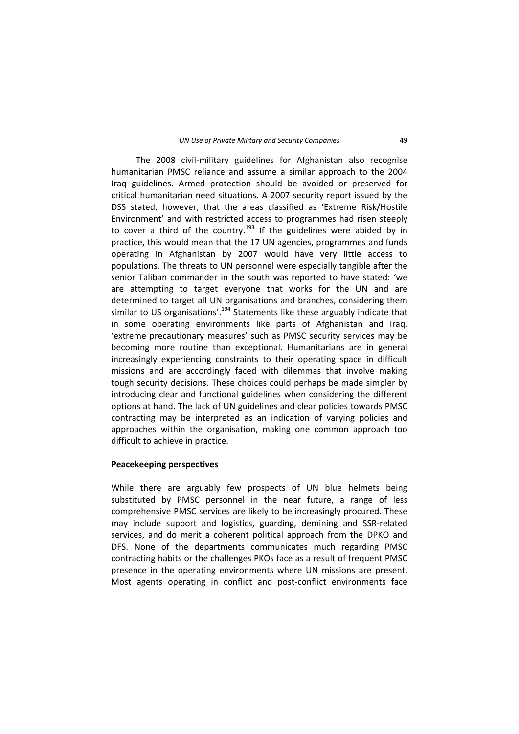The 2008 civil-military guidelines for Afghanistan also recognise humanitarian PMSC reliance and assume a similar approach to the 2004 Iraq guidelines. Armed protection should be avoided or preserved for critical humanitarian need situations. A 2007 security report issued by the DSS stated, however, that the areas classified as 'Extreme Risk/Hostile Environment' and with restricted access to programmes had risen steeply to cover a third of the country.[193] If the guidelines were abided by in practice, this would mean that the 17 UN agencies, programmes and funds operating in Afghanistan by 2007 would have very little access to populations. The threats to UN personnel were especially tangible after the senior Taliban commander in the south was reported to have stated: 'we are attempting to target everyone that works for the UN and are determined to target all UN organisations and branches, considering them similar to US organisations'.[194] Statements like these arguably indicate that in some operating environments like parts of Afghanistan and Iraq, 'extreme precautionary measures' such as PMSC security services may be becoming more routine than exceptional. Humanitarians are in general increasingly experiencing constraints to their operating space in difficult missions and are accordingly faced with dilemmas that involve making tough security decisions. These choices could perhaps be made simpler by introducing clear and functional guidelines when considering the different options at hand. The lack of UN guidelines and clear policies towards PMSC contracting may be interpreted as an indication of varying policies and approaches within the organisation, making one common approach too difficult to achieve in practice.

**Peacekeeping perspectives**

While there are arguably few prospects of UN blue helmets being substituted by PMSC personnel in the near future, a range of less comprehensive PMSC services are likely to be increasingly procured. These may include support and logistics, guarding, demining and SSR-related services, and do merit a coherent political approach from the DPKO and DFS. None of the departments communicates much regarding PMSC contracting habits or the challenges PKOs face as a result of frequent PMSC presence in the operating environments where UN missions are present. Most agents operating in conflict and post-conflict environments face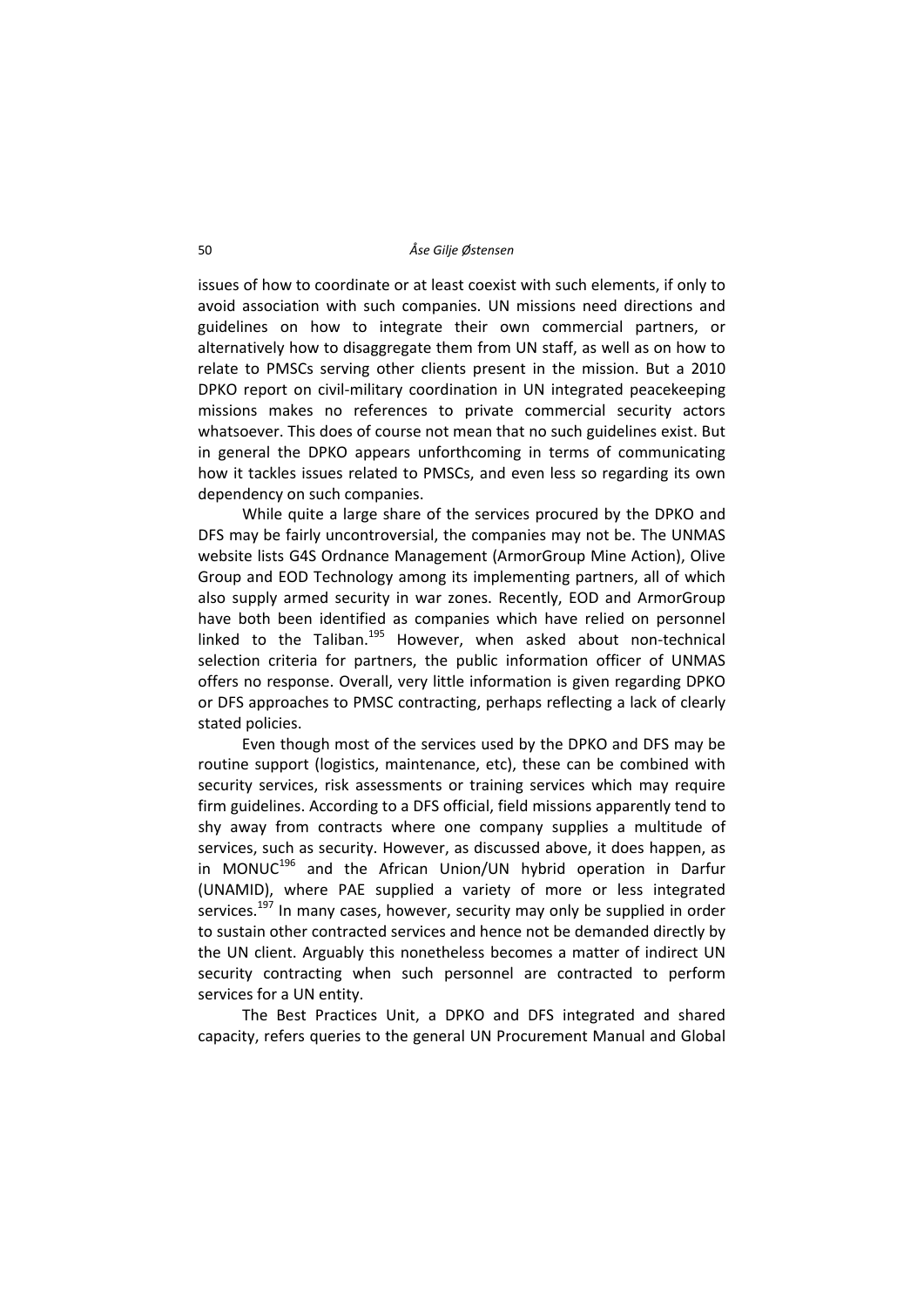issues of how to coordinate or at least coexist with such elements, if only to avoid association with such companies. UN missions need directions and guidelines on how to integrate their own commercial partners, or alternatively how to disaggregate them from UN staff, as well as on how to relate to PMSCs serving other clients present in the mission. But a 2010 DPKO report on civil-military coordination in UN integrated peacekeeping missions makes no references to private commercial security actors whatsoever. This does of course not mean that no such guidelines exist. But in general the DPKO appears unforthcoming in terms of communicating how it tackles issues related to PMSCs, and even less so regarding its own dependency on such companies.

While quite a large share of the services procured by the DPKO and DFS may be fairly uncontroversial, the companies may not be. The UNMAS website lists G4S Ordnance Management (ArmorGroup Mine Action), Olive Group and EOD Technology among its implementing partners, all of which also supply armed security in war zones. Recently, EOD and ArmorGroup have both been identified as companies which have relied on personnel linked to the Taliban.[195] However, when asked about non-technical selection criteria for partners, the public information officer of UNMAS offers no response. Overall, very little information is given regarding DPKO or DFS approaches to PMSC contracting, perhaps reflecting a lack of clearly stated policies.

Even though most of the services used by the DPKO and DFS may be routine support (logistics, maintenance, etc), these can be combined with security services, risk assessments or training services which may require firm guidelines. According to a DFS official, field missions apparently tend to shy away from contracts where one company supplies a multitude of services, such as security. However, as discussed above, it does happen, as in MONUC[196] and the African Union/UN hybrid operation in Darfur (UNAMID), where PAE supplied a variety of more or less integrated services.[197] In many cases, however, security may only be supplied in order to sustain other contracted services and hence not be demanded directly by the UN client. Arguably this nonetheless becomes a matter of indirect UN security contracting when such personnel are contracted to perform services for a UN entity.

The Best Practices Unit, a DPKO and DFS integrated and shared capacity, refers queries to the general UN Procurement Manual and Global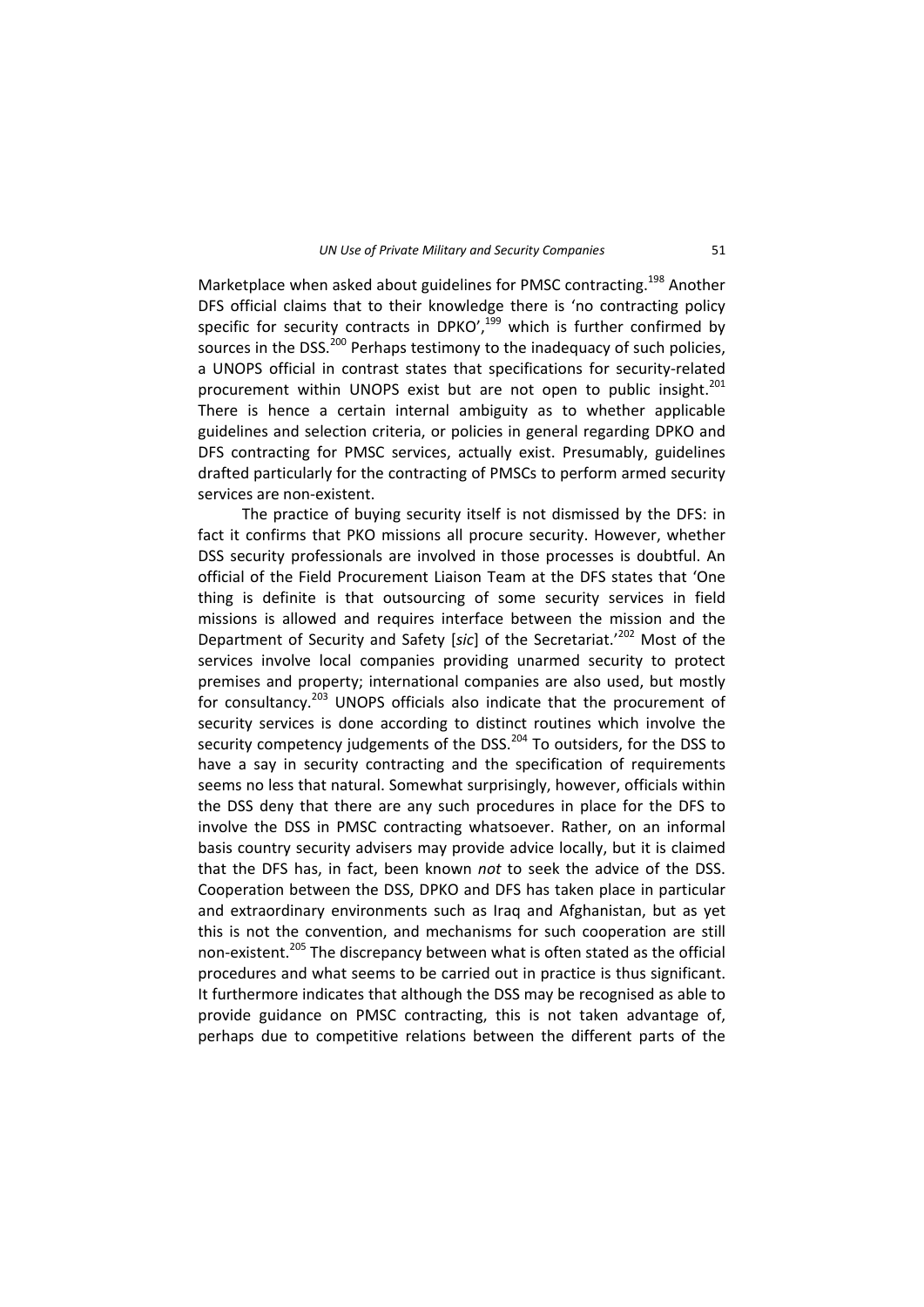Marketplace when asked about guidelines for PMSC contracting.[198] Another DFS official claims that to their knowledge there is 'no contracting policy specific for security contracts in DPKO',[199] which is further confirmed by sources in the DSS.[200] Perhaps testimony to the inadequacy of such policies, a UNOPS official in contrast states that specifications for security-related procurement within UNOPS exist but are not open to public insight.[201] There is hence a certain internal ambiguity as to whether applicable guidelines and selection criteria, or policies in general regarding DPKO and DFS contracting for PMSC services, actually exist. Presumably, guidelines drafted particularly for the contracting of PMSCs to perform armed security services are non-existent.

The practice of buying security itself is not dismissed by the DFS: in fact it confirms that PKO missions all procure security. However, whether DSS security professionals are involved in those processes is doubtful. An official of the Field Procurement Liaison Team at the DFS states that 'One thing is definite is that outsourcing of some security services in field missions is allowed and requires interface between the mission and the Department of Security and Safety [*sic*] of the Secretariat.'[202] Most of the services involve local companies providing unarmed security to protect premises and property; international companies are also used, but mostly for consultancy.[203] UNOPS officials also indicate that the procurement of security services is done according to distinct routines which involve the security competency judgements of the DSS.[204] To outsiders, for the DSS to have a say in security contracting and the specification of requirements seems no less that natural. Somewhat surprisingly, however, officials within the DSS deny that there are any such procedures in place for the DFS to involve the DSS in PMSC contracting whatsoever. Rather, on an informal basis country security advisers may provide advice locally, but it is claimed that the DFS has, in fact, been known *not* to seek the advice of the DSS. Cooperation between the DSS, DPKO and DFS has taken place in particular and extraordinary environments such as Iraq and Afghanistan, but as yet this is not the convention, and mechanisms for such cooperation are still non-existent.[205] The discrepancy between what is often stated as the official procedures and what seems to be carried out in practice is thus significant. It furthermore indicates that although the DSS may be recognised as able to provide guidance on PMSC contracting, this is not taken advantage of, perhaps due to competitive relations between the different parts of the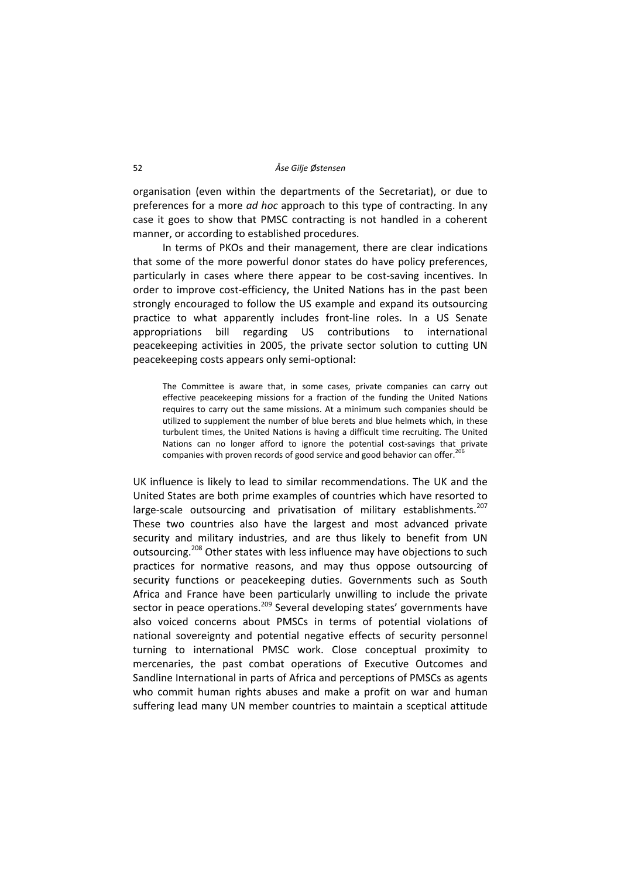organisation (even within the departments of the Secretariat), or due to preferences for a more *ad hoc* approach to this type of contracting. In any case it goes to show that PMSC contracting is not handled in a coherent manner, or according to established procedures.

In terms of PKOs and their management, there are clear indications that some of the more powerful donor states do have policy preferences, particularly in cases where there appear to be cost-saving incentives. In order to improve cost-efficiency, the United Nations has in the past been strongly encouraged to follow the US example and expand its outsourcing practice to what apparently includes front-line roles. In a US Senate appropriations bill regarding US contributions to international peacekeeping activities in 2005, the private sector solution to cutting UN peacekeeping costs appears only semi-optional:

> The Committee is aware that, in some cases, private companies can carry out effective peacekeeping missions for a fraction of the funding the United Nations requires to carry out the same missions. At a minimum such companies should be utilized to supplement the number of blue berets and blue helmets which, in these turbulent times, the United Nations is having a difficult time recruiting. The United Nations can no longer afford to ignore the potential cost-savings that private companies with proven records of good service and good behavior can offer.[206]

UK influence is likely to lead to similar recommendations. The UK and the United States are both prime examples of countries which have resorted to large-scale outsourcing and privatisation of military establishments.[207] These two countries also have the largest and most advanced private security and military industries, and are thus likely to benefit from UN outsourcing.[208] Other states with less influence may have objections to such practices for normative reasons, and may thus oppose outsourcing of security functions or peacekeeping duties. Governments such as South Africa and France have been particularly unwilling to include the private sector in peace operations.[209] Several developing states' governments have also voiced concerns about PMSCs in terms of potential violations of national sovereignty and potential negative effects of security personnel turning to international PMSC work. Close conceptual proximity to mercenaries, the past combat operations of Executive Outcomes and Sandline International in parts of Africa and perceptions of PMSCs as agents who commit human rights abuses and make a profit on war and human suffering lead many UN member countries to maintain a sceptical attitude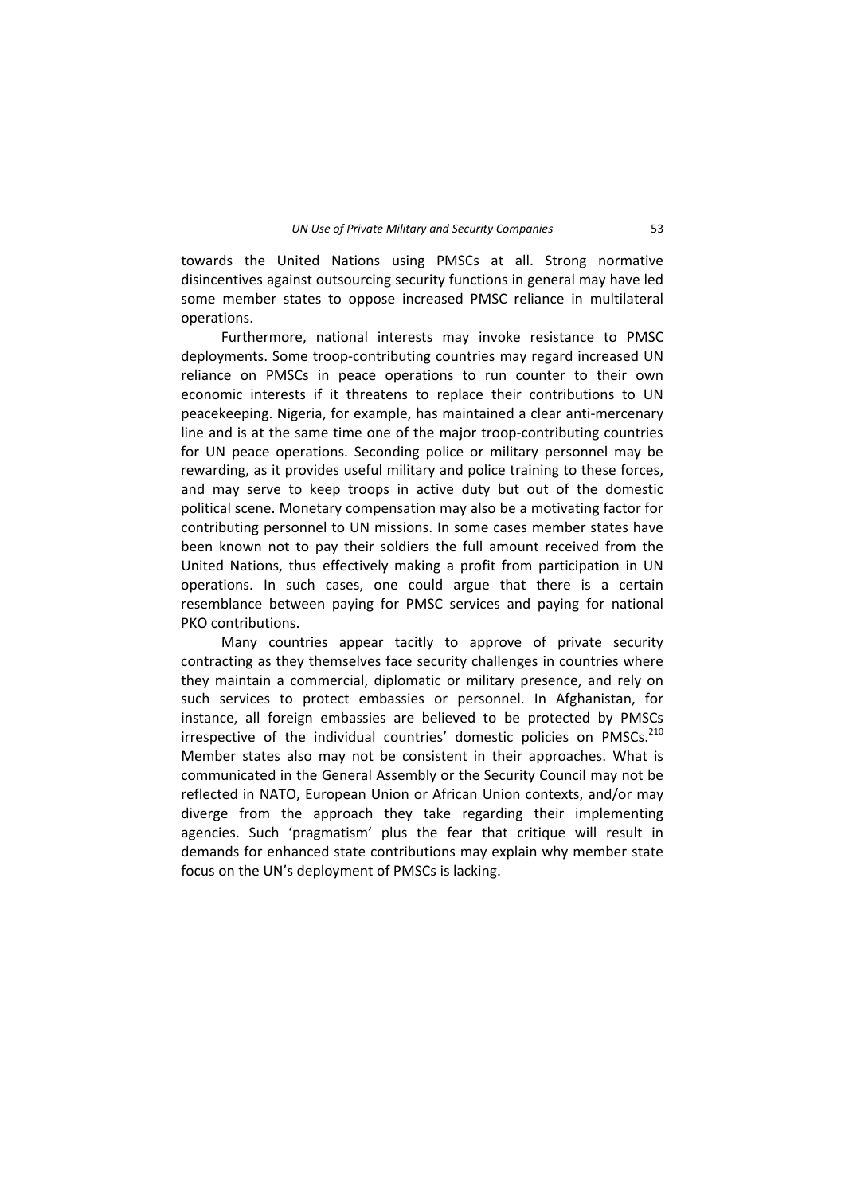towards the United Nations using PMSCs at all. Strong normative disincentives against outsourcing security functions in general may have led some member states to oppose increased PMSC reliance in multilateral operations.

Furthermore, national interests may invoke resistance to PMSC deployments. Some troop-contributing countries may regard increased UN reliance on PMSCs in peace operations to run counter to their own economic interests if it threatens to replace their contributions to UN peacekeeping. Nigeria, for example, has maintained a clear anti-mercenary line and is at the same time one of the major troop-contributing countries for UN peace operations. Seconding police or military personnel may be rewarding, as it provides useful military and police training to these forces, and may serve to keep troops in active duty but out of the domestic political scene. Monetary compensation may also be a motivating factor for contributing personnel to UN missions. In some cases member states have been known not to pay their soldiers the full amount received from the United Nations, thus effectively making a profit from participation in UN operations. In such cases, one could argue that there is a certain resemblance between paying for PMSC services and paying for national PKO contributions.

Many countries appear tacitly to approve of private security contracting as they themselves face security challenges in countries where they maintain a commercial, diplomatic or military presence, and rely on such services to protect embassies or personnel. In Afghanistan, for instance, all foreign embassies are believed to be protected by PMSCs irrespective of the individual countries' domestic policies on PMSCs.[210] Member states also may not be consistent in their approaches. What is communicated in the General Assembly or the Security Council may not be reflected in NATO, European Union or African Union contexts, and/or may diverge from the approach they take regarding their implementing agencies. Such 'pragmatism' plus the fear that critique will result in demands for enhanced state contributions may explain why member state focus on the UN's deployment of PMSCs is lacking.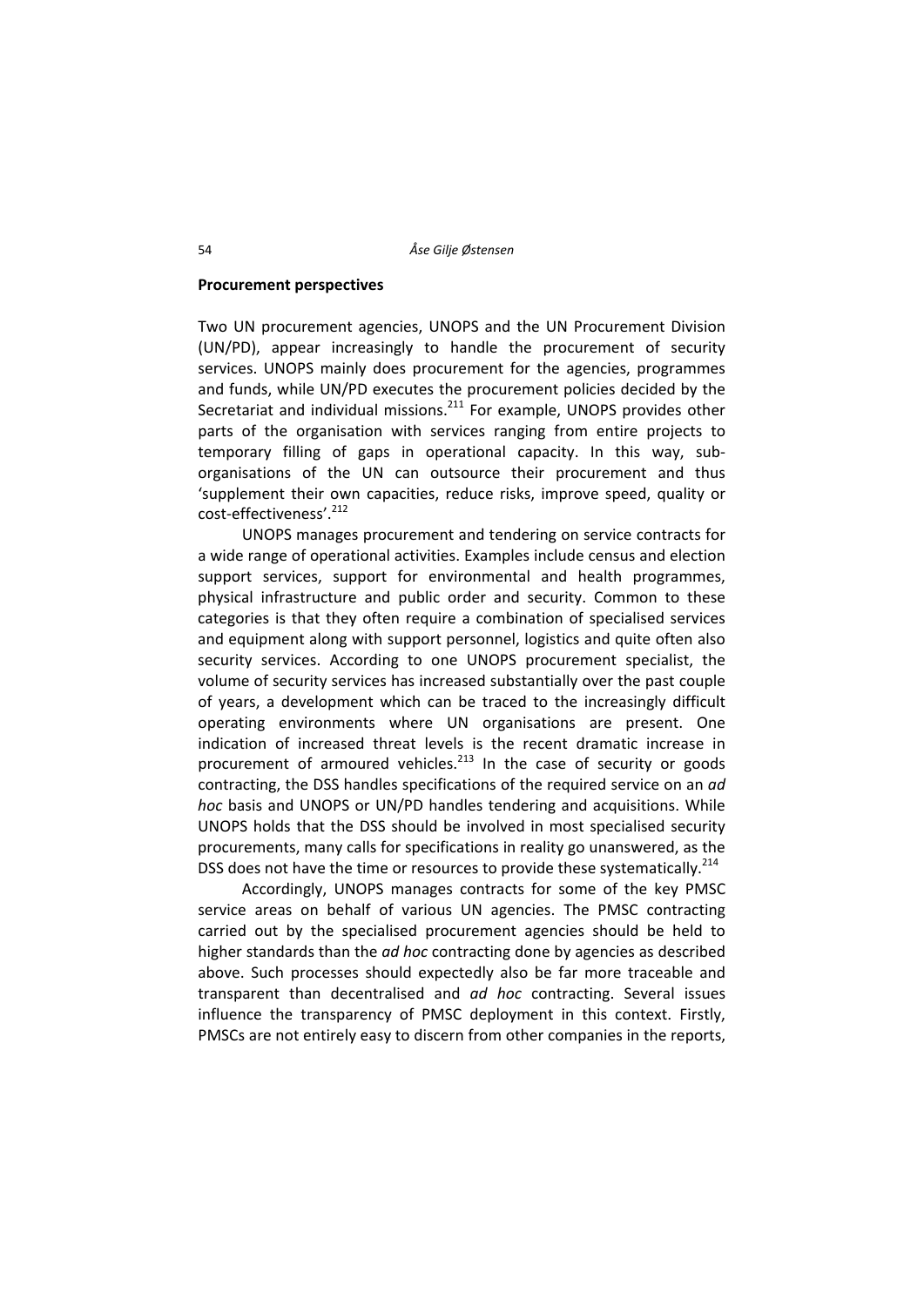## Procurement perspectives

Two UN procurement agencies, UNOPS and the UN Procurement Division (UN/PD), appear increasingly to handle the procurement of security services. UNOPS mainly does procurement for the agencies, programmes and funds, while UN/PD executes the procurement policies decided by the Secretariat and individual missions.[211] For example, UNOPS provides other parts of the organisation with services ranging from entire projects to temporary filling of gaps in operational capacity. In this way, sub-organisations of the UN can outsource their procurement and thus 'supplement their own capacities, reduce risks, improve speed, quality or cost-effectiveness'.[212]

UNOPS manages procurement and tendering on service contracts for a wide range of operational activities. Examples include census and election support services, support for environmental and health programmes, physical infrastructure and public order and security. Common to these categories is that they often require a combination of specialised services and equipment along with support personnel, logistics and quite often also security services. According to one UNOPS procurement specialist, the volume of security services has increased substantially over the past couple of years, a development which can be traced to the increasingly difficult operating environments where UN organisations are present. One indication of increased threat levels is the recent dramatic increase in procurement of armoured vehicles.[213] In the case of security or goods contracting, the DSS handles specifications of the required service on an *ad hoc* basis and UNOPS or UN/PD handles tendering and acquisitions. While UNOPS holds that the DSS should be involved in most specialised security procurements, many calls for specifications in reality go unanswered, as the DSS does not have the time or resources to provide these systematically.[214]

Accordingly, UNOPS manages contracts for some of the key PMSC service areas on behalf of various UN agencies. The PMSC contracting carried out by the specialised procurement agencies should be held to higher standards than the *ad hoc* contracting done by agencies as described above. Such processes should expectedly also be far more traceable and transparent than decentralised and *ad hoc* contracting. Several issues influence the transparency of PMSC deployment in this context. Firstly, PMSCs are not entirely easy to discern from other companies in the reports,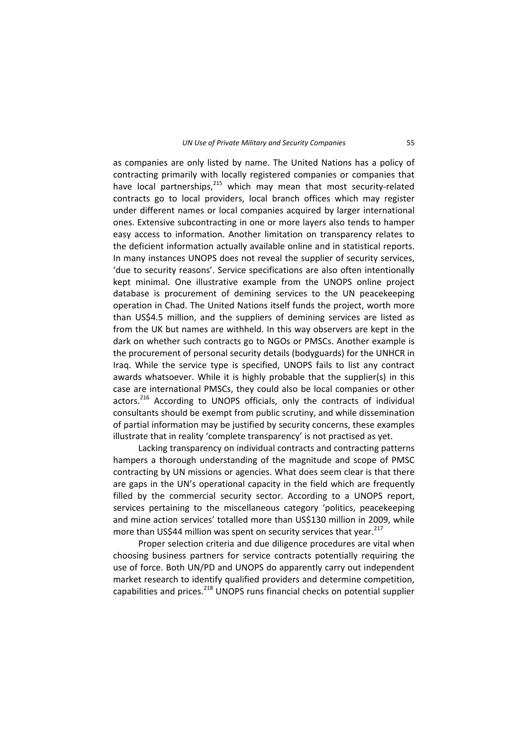as companies are only listed by name. The United Nations has a policy of contracting primarily with locally registered companies or companies that have local partnerships,[215] which may mean that most security-related contracts go to local providers, local branch offices which may register under different names or local companies acquired by larger international ones. Extensive subcontracting in one or more layers also tends to hamper easy access to information. Another limitation on transparency relates to the deficient information actually available online and in statistical reports. In many instances UNOPS does not reveal the supplier of security services, 'due to security reasons'. Service specifications are also often intentionally kept minimal. One illustrative example from the UNOPS online project database is procurement of demining services to the UN peacekeeping operation in Chad. The United Nations itself funds the project, worth more than US$4.5 million, and the suppliers of demining services are listed as from the UK but names are withheld. In this way observers are kept in the dark on whether such contracts go to NGOs or PMSCs. Another example is the procurement of personal security details (bodyguards) for the UNHCR in Iraq. While the service type is specified, UNOPS fails to list any contract awards whatsoever. While it is highly probable that the supplier(s) in this case are international PMSCs, they could also be local companies or other actors.[216] According to UNOPS officials, only the contracts of individual consultants should be exempt from public scrutiny, and while dissemination of partial information may be justified by security concerns, these examples illustrate that in reality 'complete transparency' is not practised as yet.

Lacking transparency on individual contracts and contracting patterns hampers a thorough understanding of the magnitude and scope of PMSC contracting by UN missions or agencies. What does seem clear is that there are gaps in the UN's operational capacity in the field which are frequently filled by the commercial security sector. According to a UNOPS report, services pertaining to the miscellaneous category 'politics, peacekeeping and mine action services' totalled more than US$130 million in 2009, while more than US$44 million was spent on security services that year.[217]

Proper selection criteria and due diligence procedures are vital when choosing business partners for service contracts potentially requiring the use of force. Both UN/PD and UNOPS do apparently carry out independent market research to identify qualified providers and determine competition, capabilities and prices.[218] UNOPS runs financial checks on potential supplier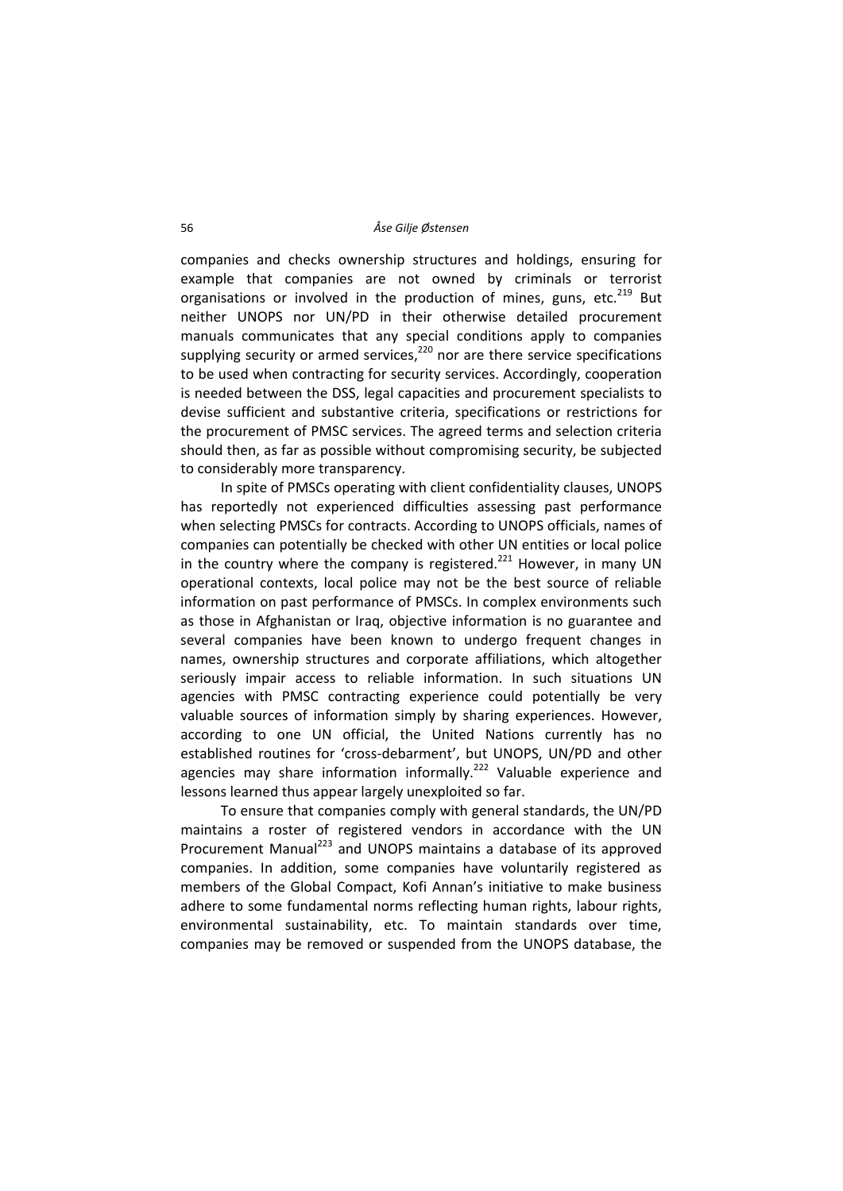companies and checks ownership structures and holdings, ensuring for example that companies are not owned by criminals or terrorist organisations or involved in the production of mines, guns, etc.[219] But neither UNOPS nor UN/PD in their otherwise detailed procurement manuals communicates that any special conditions apply to companies supplying security or armed services,[220] nor are there service specifications to be used when contracting for security services. Accordingly, cooperation is needed between the DSS, legal capacities and procurement specialists to devise sufficient and substantive criteria, specifications or restrictions for the procurement of PMSC services. The agreed terms and selection criteria should then, as far as possible without compromising security, be subjected to considerably more transparency.

In spite of PMSCs operating with client confidentiality clauses, UNOPS has reportedly not experienced difficulties assessing past performance when selecting PMSCs for contracts. According to UNOPS officials, names of companies can potentially be checked with other UN entities or local police in the country where the company is registered.[221] However, in many UN operational contexts, local police may not be the best source of reliable information on past performance of PMSCs. In complex environments such as those in Afghanistan or Iraq, objective information is no guarantee and several companies have been known to undergo frequent changes in names, ownership structures and corporate affiliations, which altogether seriously impair access to reliable information. In such situations UN agencies with PMSC contracting experience could potentially be very valuable sources of information simply by sharing experiences. However, according to one UN official, the United Nations currently has no established routines for 'cross-debarment', but UNOPS, UN/PD and other agencies may share information informally.[222] Valuable experience and lessons learned thus appear largely unexploited so far.

To ensure that companies comply with general standards, the UN/PD maintains a roster of registered vendors in accordance with the UN Procurement Manual[223] and UNOPS maintains a database of its approved companies. In addition, some companies have voluntarily registered as members of the Global Compact, Kofi Annan's initiative to make business adhere to some fundamental norms reflecting human rights, labour rights, environmental sustainability, etc. To maintain standards over time, companies may be removed or suspended from the UNOPS database, the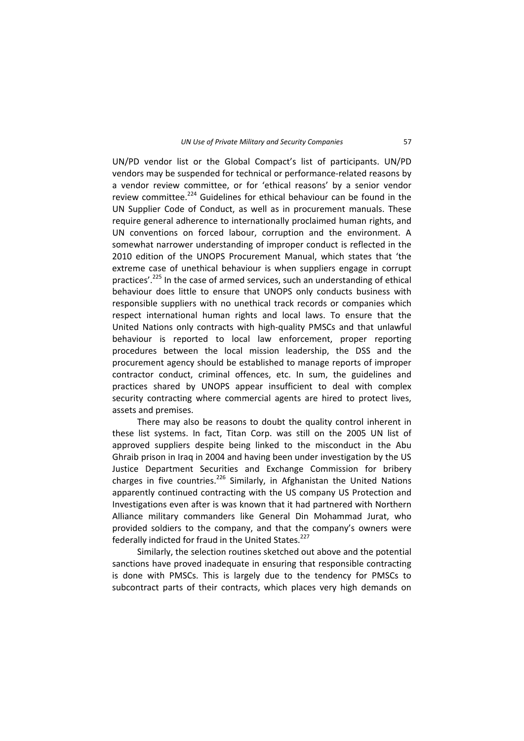UN/PD vendor list or the Global Compact's list of participants. UN/PD vendors may be suspended for technical or performance-related reasons by a vendor review committee, or for 'ethical reasons' by a senior vendor review committee.[224] Guidelines for ethical behaviour can be found in the UN Supplier Code of Conduct, as well as in procurement manuals. These require general adherence to internationally proclaimed human rights, and UN conventions on forced labour, corruption and the environment. A somewhat narrower understanding of improper conduct is reflected in the 2010 edition of the UNOPS Procurement Manual, which states that 'the extreme case of unethical behaviour is when suppliers engage in corrupt practices'.[225] In the case of armed services, such an understanding of ethical behaviour does little to ensure that UNOPS only conducts business with responsible suppliers with no unethical track records or companies which respect international human rights and local laws. To ensure that the United Nations only contracts with high-quality PMSCs and that unlawful behaviour is reported to local law enforcement, proper reporting procedures between the local mission leadership, the DSS and the procurement agency should be established to manage reports of improper contractor conduct, criminal offences, etc. In sum, the guidelines and practices shared by UNOPS appear insufficient to deal with complex security contracting where commercial agents are hired to protect lives, assets and premises.

There may also be reasons to doubt the quality control inherent in these list systems. In fact, Titan Corp. was still on the 2005 UN list of approved suppliers despite being linked to the misconduct in the Abu Ghraib prison in Iraq in 2004 and having been under investigation by the US Justice Department Securities and Exchange Commission for bribery charges in five countries.[226] Similarly, in Afghanistan the United Nations apparently continued contracting with the US company US Protection and Investigations even after is was known that it had partnered with Northern Alliance military commanders like General Din Mohammad Jurat, who provided soldiers to the company, and that the company's owners were federally indicted for fraud in the United States.[227]

Similarly, the selection routines sketched out above and the potential sanctions have proved inadequate in ensuring that responsible contracting is done with PMSCs. This is largely due to the tendency for PMSCs to subcontract parts of their contracts, which places very high demands on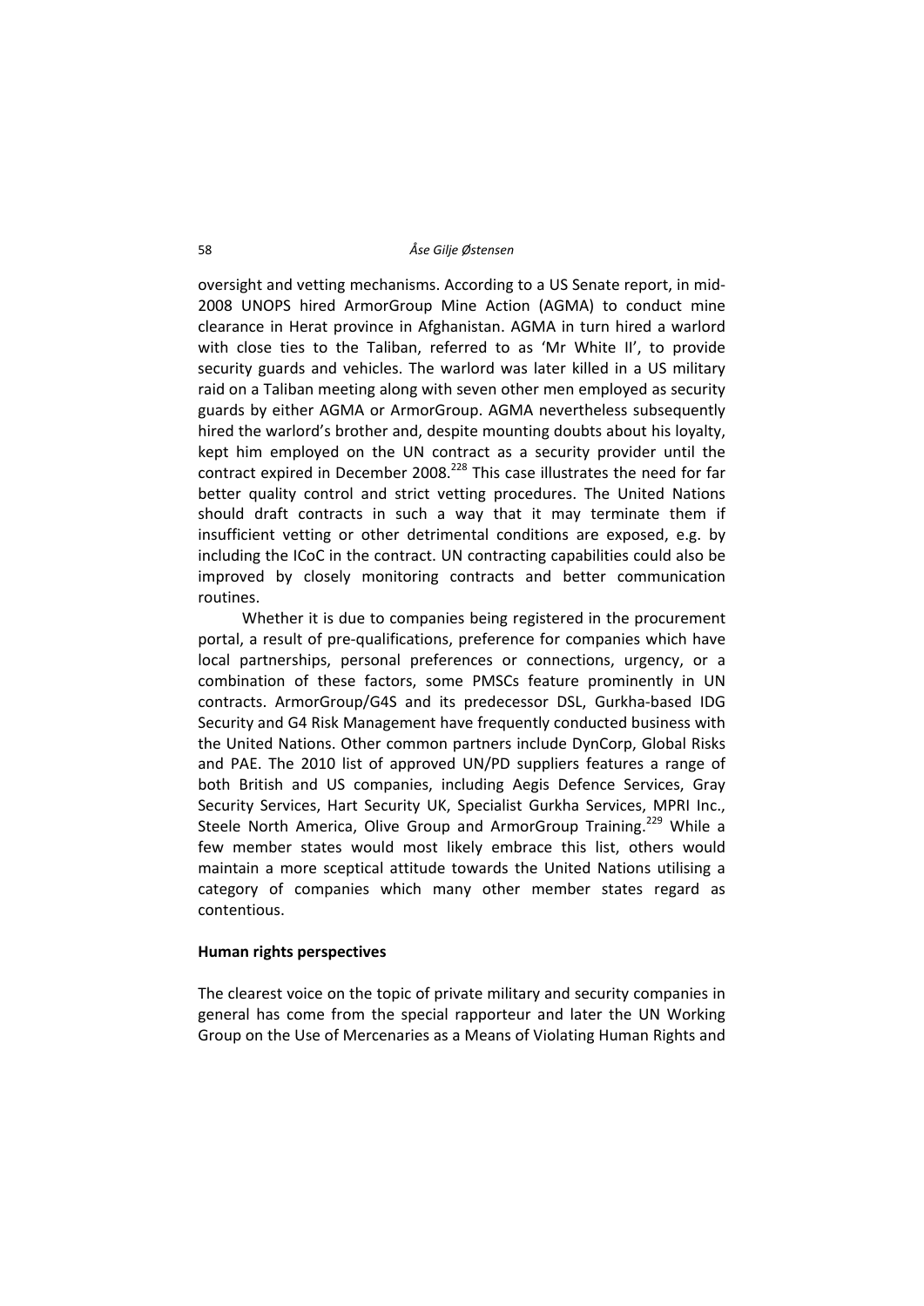oversight and vetting mechanisms. According to a US Senate report, in mid-2008 UNOPS hired ArmorGroup Mine Action (AGMA) to conduct mine clearance in Herat province in Afghanistan. AGMA in turn hired a warlord with close ties to the Taliban, referred to as 'Mr White II', to provide security guards and vehicles. The warlord was later killed in a US military raid on a Taliban meeting along with seven other men employed as security guards by either AGMA or ArmorGroup. AGMA nevertheless subsequently hired the warlord's brother and, despite mounting doubts about his loyalty, kept him employed on the UN contract as a security provider until the contract expired in December 2008.[228] This case illustrates the need for far better quality control and strict vetting procedures. The United Nations should draft contracts in such a way that it may terminate them if insufficient vetting or other detrimental conditions are exposed, e.g. by including the ICoC in the contract. UN contracting capabilities could also be improved by closely monitoring contracts and better communication routines.

Whether it is due to companies being registered in the procurement portal, a result of pre-qualifications, preference for companies which have local partnerships, personal preferences or connections, urgency, or a combination of these factors, some PMSCs feature prominently in UN contracts. ArmorGroup/G4S and its predecessor DSL, Gurkha-based IDG Security and G4 Risk Management have frequently conducted business with the United Nations. Other common partners include DynCorp, Global Risks and PAE. The 2010 list of approved UN/PD suppliers features a range of both British and US companies, including Aegis Defence Services, Gray Security Services, Hart Security UK, Specialist Gurkha Services, MPRI Inc., Steele North America, Olive Group and ArmorGroup Training.[229] While a few member states would most likely embrace this list, others would maintain a more sceptical attitude towards the United Nations utilising a category of companies which many other member states regard as contentious.

**Human rights perspectives**

The clearest voice on the topic of private military and security companies in general has come from the special rapporteur and later the UN Working Group on the Use of Mercenaries as a Means of Violating Human Rights and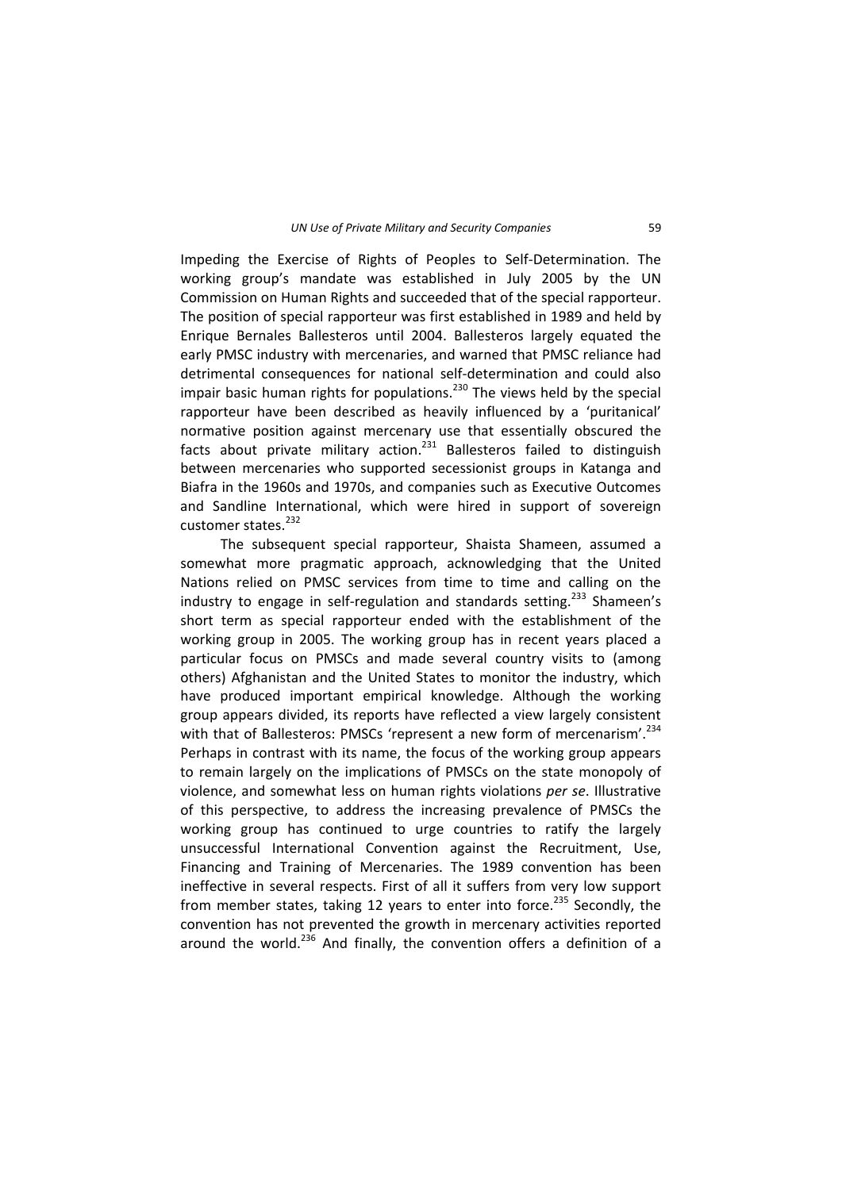Impeding the Exercise of Rights of Peoples to Self-Determination. The working group's mandate was established in July 2005 by the UN Commission on Human Rights and succeeded that of the special rapporteur. The position of special rapporteur was first established in 1989 and held by Enrique Bernales Ballesteros until 2004. Ballesteros largely equated the early PMSC industry with mercenaries, and warned that PMSC reliance had detrimental consequences for national self-determination and could also impair basic human rights for populations.[230] The views held by the special rapporteur have been described as heavily influenced by a 'puritanical' normative position against mercenary use that essentially obscured the facts about private military action.[231] Ballesteros failed to distinguish between mercenaries who supported secessionist groups in Katanga and Biafra in the 1960s and 1970s, and companies such as Executive Outcomes and Sandline International, which were hired in support of sovereign customer states.[232]

The subsequent special rapporteur, Shaista Shameen, assumed a somewhat more pragmatic approach, acknowledging that the United Nations relied on PMSC services from time to time and calling on the industry to engage in self-regulation and standards setting.[233] Shameen's short term as special rapporteur ended with the establishment of the working group in 2005. The working group has in recent years placed a particular focus on PMSCs and made several country visits to (among others) Afghanistan and the United States to monitor the industry, which have produced important empirical knowledge. Although the working group appears divided, its reports have reflected a view largely consistent with that of Ballesteros: PMSCs 'represent a new form of mercenarism'.[234] Perhaps in contrast with its name, the focus of the working group appears to remain largely on the implications of PMSCs on the state monopoly of violence, and somewhat less on human rights violations *per se*. Illustrative of this perspective, to address the increasing prevalence of PMSCs the working group has continued to urge countries to ratify the largely unsuccessful International Convention against the Recruitment, Use, Financing and Training of Mercenaries. The 1989 convention has been ineffective in several respects. First of all it suffers from very low support from member states, taking 12 years to enter into force.[235] Secondly, the convention has not prevented the growth in mercenary activities reported around the world.[236] And finally, the convention offers a definition of a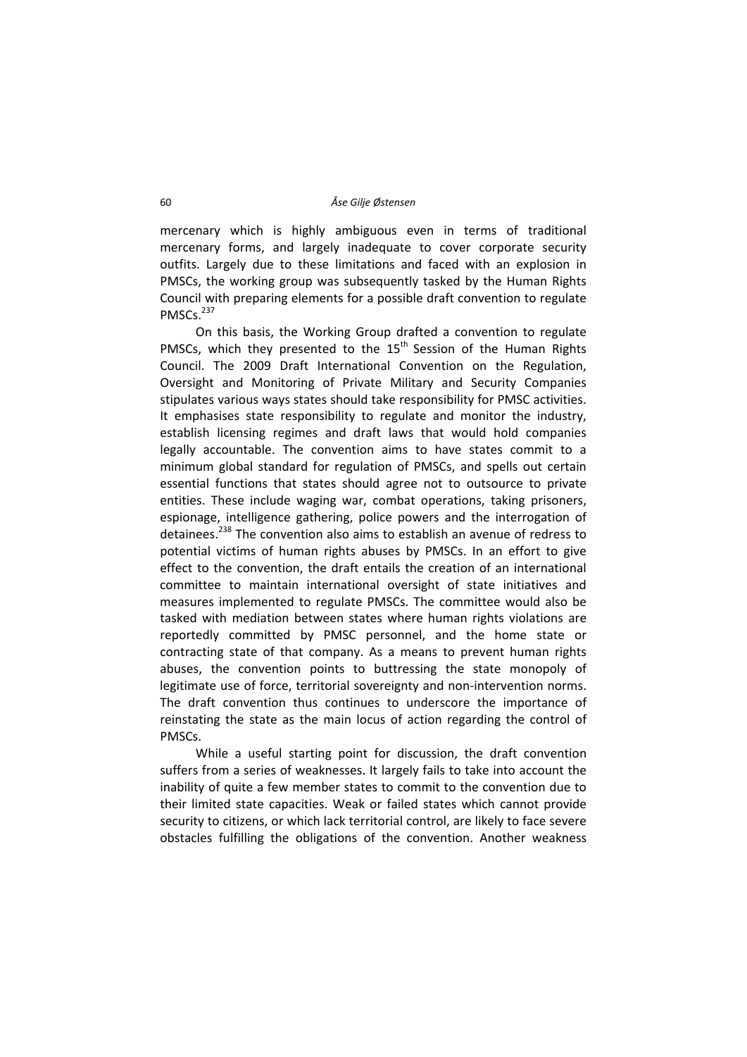mercenary which is highly ambiguous even in terms of traditional mercenary forms, and largely inadequate to cover corporate security outfits. Largely due to these limitations and faced with an explosion in PMSCs, the working group was subsequently tasked by the Human Rights Council with preparing elements for a possible draft convention to regulate PMSCs.[237]

On this basis, the Working Group drafted a convention to regulate PMSCs, which they presented to the 15th Session of the Human Rights Council. The 2009 Draft International Convention on the Regulation, Oversight and Monitoring of Private Military and Security Companies stipulates various ways states should take responsibility for PMSC activities. It emphasises state responsibility to regulate and monitor the industry, establish licensing regimes and draft laws that would hold companies legally accountable. The convention aims to have states commit to a minimum global standard for regulation of PMSCs, and spells out certain essential functions that states should agree not to outsource to private entities. These include waging war, combat operations, taking prisoners, espionage, intelligence gathering, police powers and the interrogation of detainees.[238] The convention also aims to establish an avenue of redress to potential victims of human rights abuses by PMSCs. In an effort to give effect to the convention, the draft entails the creation of an international committee to maintain international oversight of state initiatives and measures implemented to regulate PMSCs. The committee would also be tasked with mediation between states where human rights violations are reportedly committed by PMSC personnel, and the home state or contracting state of that company. As a means to prevent human rights abuses, the convention points to buttressing the state monopoly of legitimate use of force, territorial sovereignty and non-intervention norms. The draft convention thus continues to underscore the importance of reinstating the state as the main locus of action regarding the control of PMSCs.

While a useful starting point for discussion, the draft convention suffers from a series of weaknesses. It largely fails to take into account the inability of quite a few member states to commit to the convention due to their limited state capacities. Weak or failed states which cannot provide security to citizens, or which lack territorial control, are likely to face severe obstacles fulfilling the obligations of the convention. Another weakness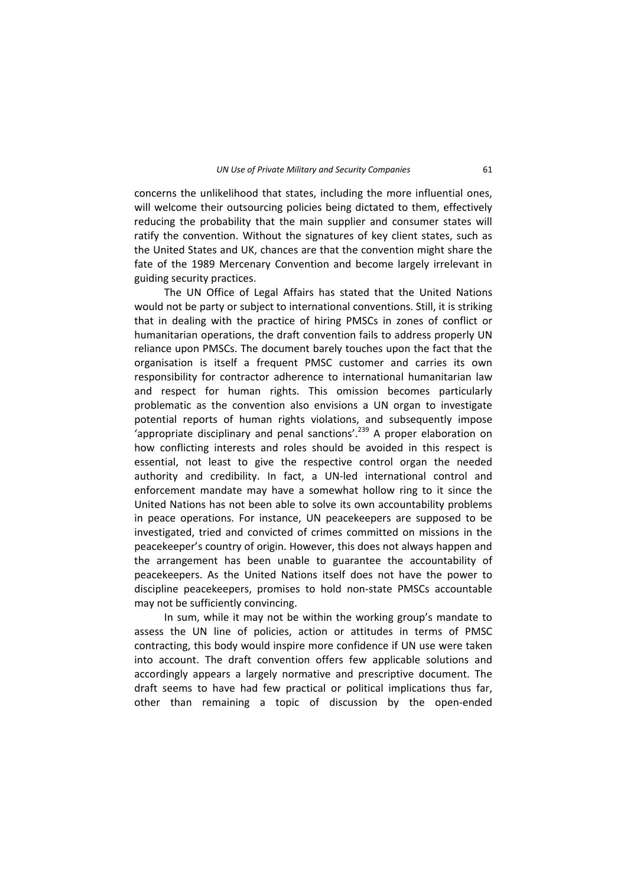concerns the unlikelihood that states, including the more influential ones, will welcome their outsourcing policies being dictated to them, effectively reducing the probability that the main supplier and consumer states will ratify the convention. Without the signatures of key client states, such as the United States and UK, chances are that the convention might share the fate of the 1989 Mercenary Convention and become largely irrelevant in guiding security practices.

The UN Office of Legal Affairs has stated that the United Nations would not be party or subject to international conventions. Still, it is striking that in dealing with the practice of hiring PMSCs in zones of conflict or humanitarian operations, the draft convention fails to address properly UN reliance upon PMSCs. The document barely touches upon the fact that the organisation is itself a frequent PMSC customer and carries its own responsibility for contractor adherence to international humanitarian law and respect for human rights. This omission becomes particularly problematic as the convention also envisions a UN organ to investigate potential reports of human rights violations, and subsequently impose 'appropriate disciplinary and penal sanctions'.[239] A proper elaboration on how conflicting interests and roles should be avoided in this respect is essential, not least to give the respective control organ the needed authority and credibility. In fact, a UN-led international control and enforcement mandate may have a somewhat hollow ring to it since the United Nations has not been able to solve its own accountability problems in peace operations. For instance, UN peacekeepers are supposed to be investigated, tried and convicted of crimes committed on missions in the peacekeeper's country of origin. However, this does not always happen and the arrangement has been unable to guarantee the accountability of peacekeepers. As the United Nations itself does not have the power to discipline peacekeepers, promises to hold non-state PMSCs accountable may not be sufficiently convincing.

In sum, while it may not be within the working group's mandate to assess the UN line of policies, action or attitudes in terms of PMSC contracting, this body would inspire more confidence if UN use were taken into account. The draft convention offers few applicable solutions and accordingly appears a largely normative and prescriptive document. The draft seems to have had few practical or political implications thus far, other than remaining a topic of discussion by the open-ended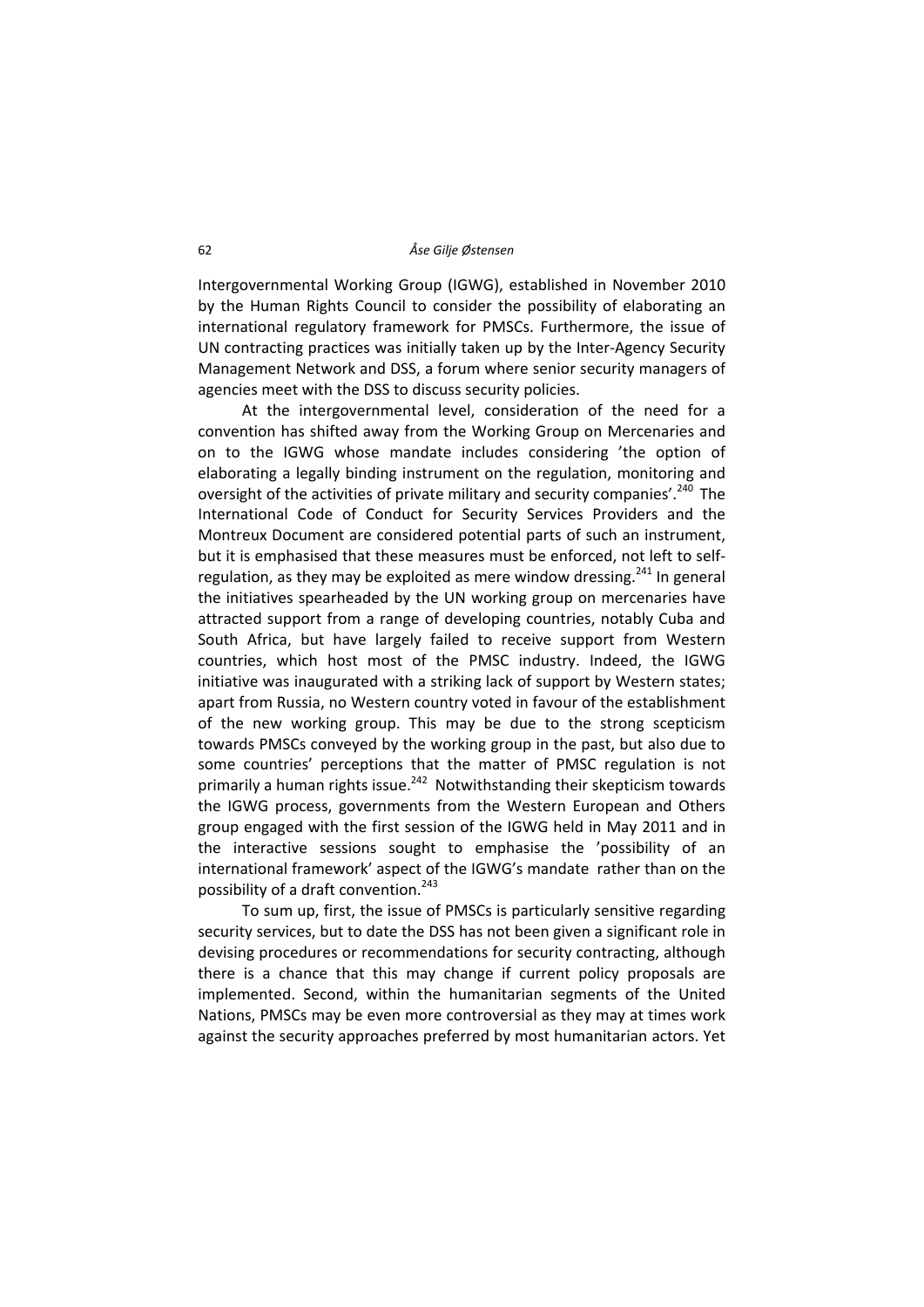Intergovernmental Working Group (IGWG), established in November 2010 by the Human Rights Council to consider the possibility of elaborating an international regulatory framework for PMSCs. Furthermore, the issue of UN contracting practices was initially taken up by the Inter-Agency Security Management Network and DSS, a forum where senior security managers of agencies meet with the DSS to discuss security policies.

At the intergovernmental level, consideration of the need for a convention has shifted away from the Working Group on Mercenaries and on to the IGWG whose mandate includes considering 'the option of elaborating a legally binding instrument on the regulation, monitoring and oversight of the activities of private military and security companies'.[240] The International Code of Conduct for Security Services Providers and the Montreux Document are considered potential parts of such an instrument, but it is emphasised that these measures must be enforced, not left to self-regulation, as they may be exploited as mere window dressing.[241] In general the initiatives spearheaded by the UN working group on mercenaries have attracted support from a range of developing countries, notably Cuba and South Africa, but have largely failed to receive support from Western countries, which host most of the PMSC industry. Indeed, the IGWG initiative was inaugurated with a striking lack of support by Western states; apart from Russia, no Western country voted in favour of the establishment of the new working group. This may be due to the strong scepticism towards PMSCs conveyed by the working group in the past, but also due to some countries' perceptions that the matter of PMSC regulation is not primarily a human rights issue.[242] Notwithstanding their skepticism towards the IGWG process, governments from the Western European and Others group engaged with the first session of the IGWG held in May 2011 and in the interactive sessions sought to emphasise the 'possibility of an international framework' aspect of the IGWG's mandate rather than on the possibility of a draft convention.[243]

To sum up, first, the issue of PMSCs is particularly sensitive regarding security services, but to date the DSS has not been given a significant role in devising procedures or recommendations for security contracting, although there is a chance that this may change if current policy proposals are implemented. Second, within the humanitarian segments of the United Nations, PMSCs may be even more controversial as they may at times work against the security approaches preferred by most humanitarian actors. Yet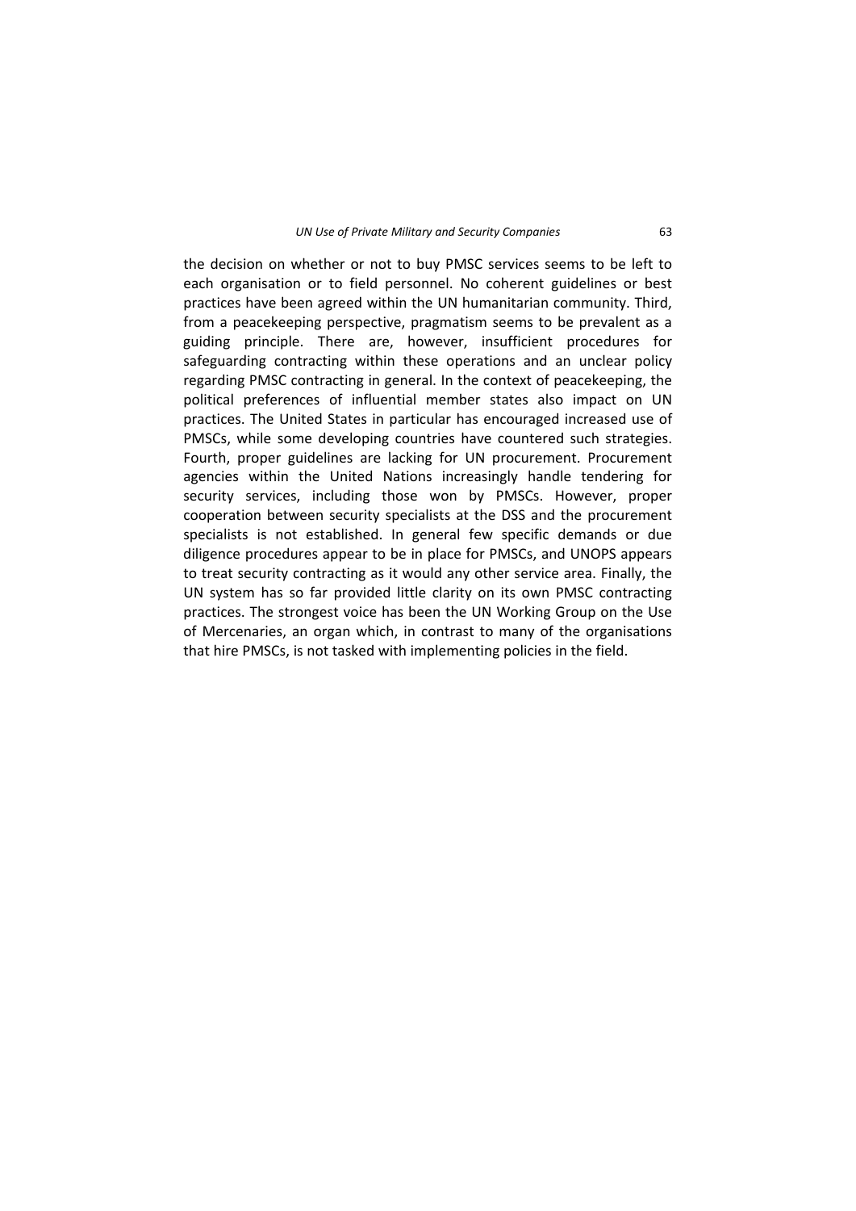the decision on whether or not to buy PMSC services seems to be left to each organisation or to field personnel. No coherent guidelines or best practices have been agreed within the UN humanitarian community. Third, from a peacekeeping perspective, pragmatism seems to be prevalent as a guiding principle. There are, however, insufficient procedures for safeguarding contracting within these operations and an unclear policy regarding PMSC contracting in general. In the context of peacekeeping, the political preferences of influential member states also impact on UN practices. The United States in particular has encouraged increased use of PMSCs, while some developing countries have countered such strategies. Fourth, proper guidelines are lacking for UN procurement. Procurement agencies within the United Nations increasingly handle tendering for security services, including those won by PMSCs. However, proper cooperation between security specialists at the DSS and the procurement specialists is not established. In general few specific demands or due diligence procedures appear to be in place for PMSCs, and UNOPS appears to treat security contracting as it would any other service area. Finally, the UN system has so far provided little clarity on its own PMSC contracting practices. The strongest voice has been the UN Working Group on the Use of Mercenaries, an organ which, in contrast to many of the organisations that hire PMSCs, is not tasked with implementing policies in the field.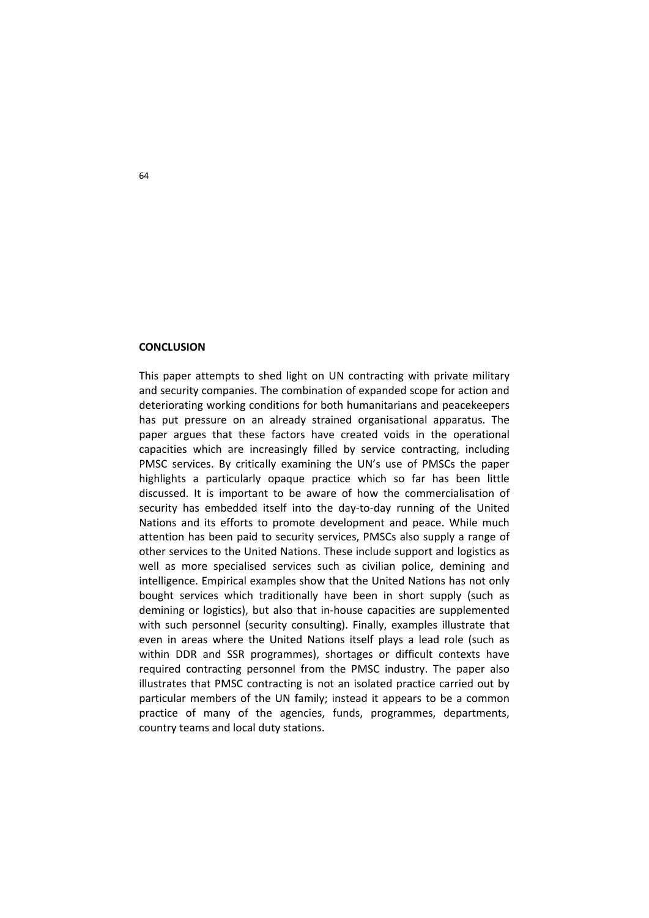## CONCLUSION

This paper attempts to shed light on UN contracting with private military and security companies. The combination of expanded scope for action and deteriorating working conditions for both humanitarians and peacekeepers has put pressure on an already strained organisational apparatus. The paper argues that these factors have created voids in the operational capacities which are increasingly filled by service contracting, including PMSC services. By critically examining the UN's use of PMSCs the paper highlights a particularly opaque practice which so far has been little discussed. It is important to be aware of how the commercialisation of security has embedded itself into the day-to-day running of the United Nations and its efforts to promote development and peace. While much attention has been paid to security services, PMSCs also supply a range of other services to the United Nations. These include support and logistics as well as more specialised services such as civilian police, demining and intelligence. Empirical examples show that the United Nations has not only bought services which traditionally have been in short supply (such as demining or logistics), but also that in-house capacities are supplemented with such personnel (security consulting). Finally, examples illustrate that even in areas where the United Nations itself plays a lead role (such as within DDR and SSR programmes), shortages or difficult contexts have required contracting personnel from the PMSC industry. The paper also illustrates that PMSC contracting is not an isolated practice carried out by particular members of the UN family; instead it appears to be a common practice of many of the agencies, funds, programmes, departments, country teams and local duty stations.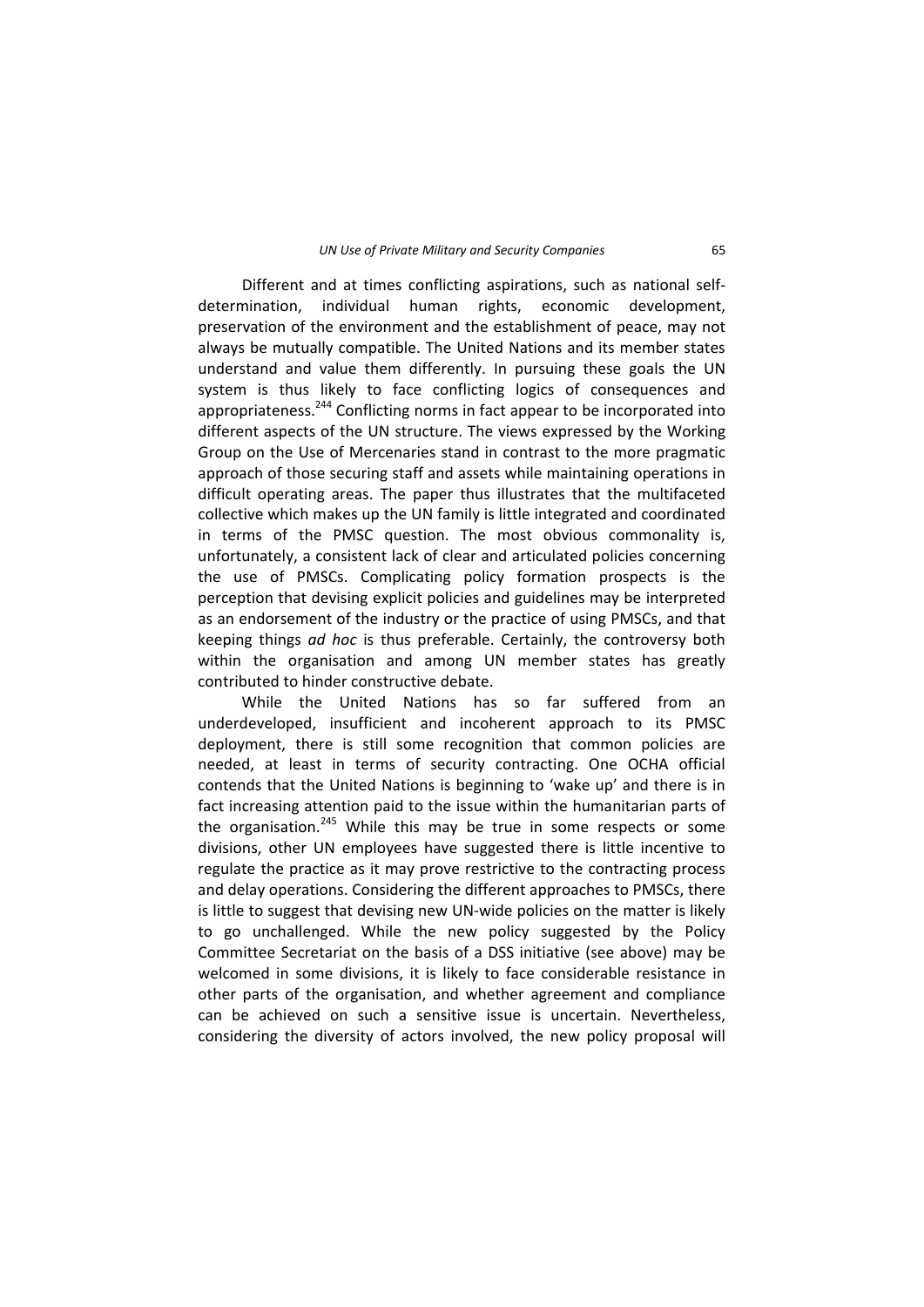Different and at times conflicting aspirations, such as national self-determination, individual human rights, economic development, preservation of the environment and the establishment of peace, may not always be mutually compatible. The United Nations and its member states understand and value them differently. In pursuing these goals the UN system is thus likely to face conflicting logics of consequences and appropriateness.[244] Conflicting norms in fact appear to be incorporated into different aspects of the UN structure. The views expressed by the Working Group on the Use of Mercenaries stand in contrast to the more pragmatic approach of those securing staff and assets while maintaining operations in difficult operating areas. The paper thus illustrates that the multifaceted collective which makes up the UN family is little integrated and coordinated in terms of the PMSC question. The most obvious commonality is, unfortunately, a consistent lack of clear and articulated policies concerning the use of PMSCs. Complicating policy formation prospects is the perception that devising explicit policies and guidelines may be interpreted as an endorsement of the industry or the practice of using PMSCs, and that keeping things *ad hoc* is thus preferable. Certainly, the controversy both within the organisation and among UN member states has greatly contributed to hinder constructive debate.

While the United Nations has so far suffered from an underdeveloped, insufficient and incoherent approach to its PMSC deployment, there is still some recognition that common policies are needed, at least in terms of security contracting. One OCHA official contends that the United Nations is beginning to 'wake up' and there is in fact increasing attention paid to the issue within the humanitarian parts of the organisation.[245] While this may be true in some respects or some divisions, other UN employees have suggested there is little incentive to regulate the practice as it may prove restrictive to the contracting process and delay operations. Considering the different approaches to PMSCs, there is little to suggest that devising new UN-wide policies on the matter is likely to go unchallenged. While the new policy suggested by the Policy Committee Secretariat on the basis of a DSS initiative (see above) may be welcomed in some divisions, it is likely to face considerable resistance in other parts of the organisation, and whether agreement and compliance can be achieved on such a sensitive issue is uncertain. Nevertheless, considering the diversity of actors involved, the new policy proposal will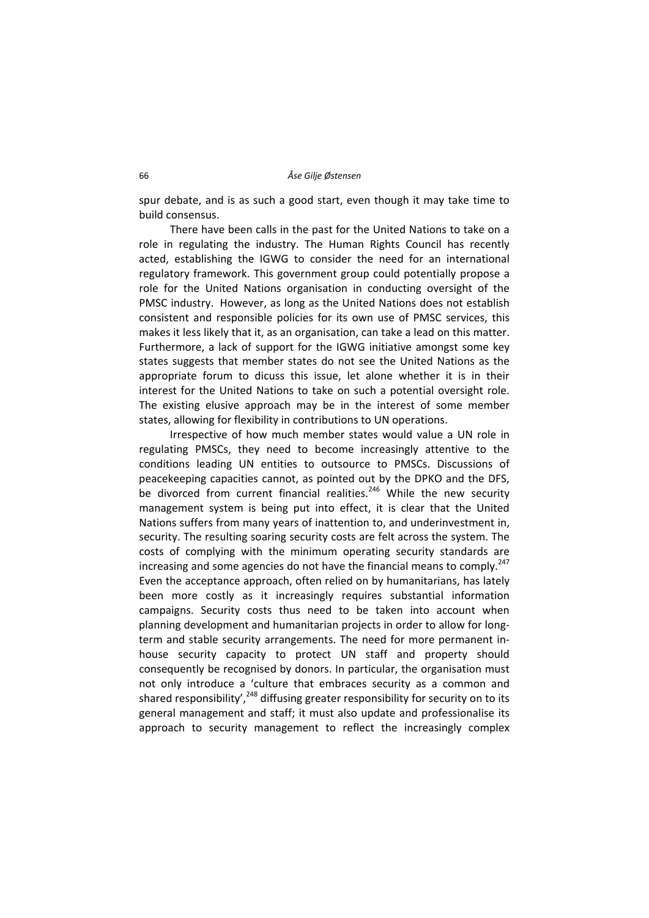spur debate, and is as such a good start, even though it may take time to build consensus.

There have been calls in the past for the United Nations to take on a role in regulating the industry. The Human Rights Council has recently acted, establishing the IGWG to consider the need for an international regulatory framework. This government group could potentially propose a role for the United Nations organisation in conducting oversight of the PMSC industry. However, as long as the United Nations does not establish consistent and responsible policies for its own use of PMSC services, this makes it less likely that it, as an organisation, can take a lead on this matter. Furthermore, a lack of support for the IGWG initiative amongst some key states suggests that member states do not see the United Nations as the appropriate forum to dicuss this issue, let alone whether it is in their interest for the United Nations to take on such a potential oversight role. The existing elusive approach may be in the interest of some member states, allowing for flexibility in contributions to UN operations.

Irrespective of how much member states would value a UN role in regulating PMSCs, they need to become increasingly attentive to the conditions leading UN entities to outsource to PMSCs. Discussions of peacekeeping capacities cannot, as pointed out by the DPKO and the DFS, be divorced from current financial realities.[246] While the new security management system is being put into effect, it is clear that the United Nations suffers from many years of inattention to, and underinvestment in, security. The resulting soaring security costs are felt across the system. The costs of complying with the minimum operating security standards are increasing and some agencies do not have the financial means to comply.[247] Even the acceptance approach, often relied on by humanitarians, has lately been more costly as it increasingly requires substantial information campaigns. Security costs thus need to be taken into account when planning development and humanitarian projects in order to allow for long-term and stable security arrangements. The need for more permanent in-house security capacity to protect UN staff and property should consequently be recognised by donors. In particular, the organisation must not only introduce a 'culture that embraces security as a common and shared responsibility',[248] diffusing greater responsibility for security on to its general management and staff; it must also update and professionalise its approach to security management to reflect the increasingly complex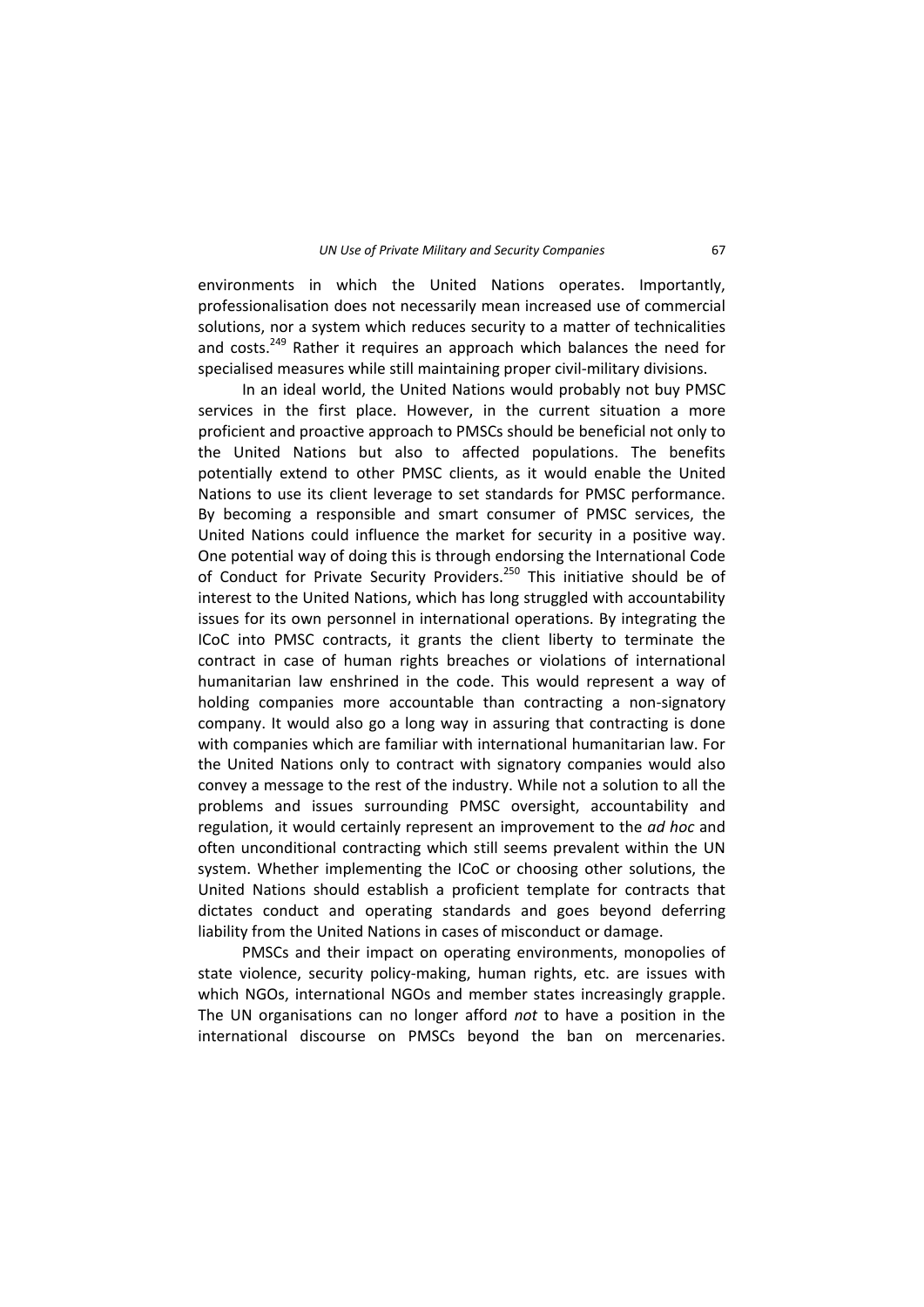environments in which the United Nations operates. Importantly, professionalisation does not necessarily mean increased use of commercial solutions, nor a system which reduces security to a matter of technicalities and costs.[249] Rather it requires an approach which balances the need for specialised measures while still maintaining proper civil-military divisions.

In an ideal world, the United Nations would probably not buy PMSC services in the first place. However, in the current situation a more proficient and proactive approach to PMSCs should be beneficial not only to the United Nations but also to affected populations. The benefits potentially extend to other PMSC clients, as it would enable the United Nations to use its client leverage to set standards for PMSC performance. By becoming a responsible and smart consumer of PMSC services, the United Nations could influence the market for security in a positive way. One potential way of doing this is through endorsing the International Code of Conduct for Private Security Providers.[250] This initiative should be of interest to the United Nations, which has long struggled with accountability issues for its own personnel in international operations. By integrating the ICoC into PMSC contracts, it grants the client liberty to terminate the contract in case of human rights breaches or violations of international humanitarian law enshrined in the code. This would represent a way of holding companies more accountable than contracting a non-signatory company. It would also go a long way in assuring that contracting is done with companies which are familiar with international humanitarian law. For the United Nations only to contract with signatory companies would also convey a message to the rest of the industry. While not a solution to all the problems and issues surrounding PMSC oversight, accountability and regulation, it would certainly represent an improvement to the *ad hoc* and often unconditional contracting which still seems prevalent within the UN system. Whether implementing the ICoC or choosing other solutions, the United Nations should establish a proficient template for contracts that dictates conduct and operating standards and goes beyond deferring liability from the United Nations in cases of misconduct or damage.

PMSCs and their impact on operating environments, monopolies of state violence, security policy-making, human rights, etc. are issues with which NGOs, international NGOs and member states increasingly grapple. The UN organisations can no longer afford *not* to have a position in the international discourse on PMSCs beyond the ban on mercenaries.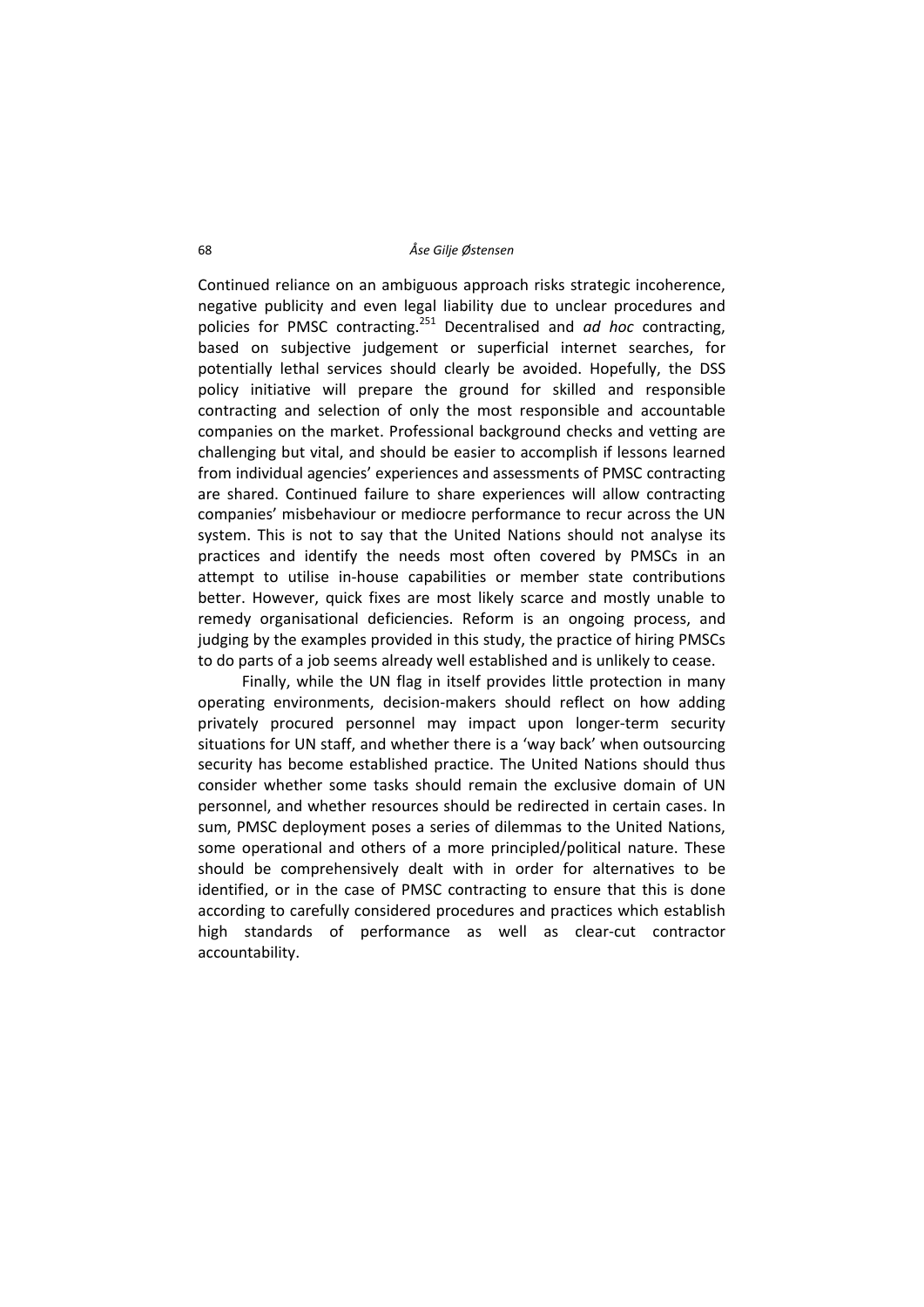Continued reliance on an ambiguous approach risks strategic incoherence, negative publicity and even legal liability due to unclear procedures and policies for PMSC contracting.[251] Decentralised and *ad hoc* contracting, based on subjective judgement or superficial internet searches, for potentially lethal services should clearly be avoided. Hopefully, the DSS policy initiative will prepare the ground for skilled and responsible contracting and selection of only the most responsible and accountable companies on the market. Professional background checks and vetting are challenging but vital, and should be easier to accomplish if lessons learned from individual agencies' experiences and assessments of PMSC contracting are shared. Continued failure to share experiences will allow contracting companies' misbehaviour or mediocre performance to recur across the UN system. This is not to say that the United Nations should not analyse its practices and identify the needs most often covered by PMSCs in an attempt to utilise in-house capabilities or member state contributions better. However, quick fixes are most likely scarce and mostly unable to remedy organisational deficiencies. Reform is an ongoing process, and judging by the examples provided in this study, the practice of hiring PMSCs to do parts of a job seems already well established and is unlikely to cease.

Finally, while the UN flag in itself provides little protection in many operating environments, decision-makers should reflect on how adding privately procured personnel may impact upon longer-term security situations for UN staff, and whether there is a 'way back' when outsourcing security has become established practice. The United Nations should thus consider whether some tasks should remain the exclusive domain of UN personnel, and whether resources should be redirected in certain cases. In sum, PMSC deployment poses a series of dilemmas to the United Nations, some operational and others of a more principled/political nature. These should be comprehensively dealt with in order for alternatives to be identified, or in the case of PMSC contracting to ensure that this is done according to carefully considered procedures and practices which establish high standards of performance as well as clear-cut contractor accountability.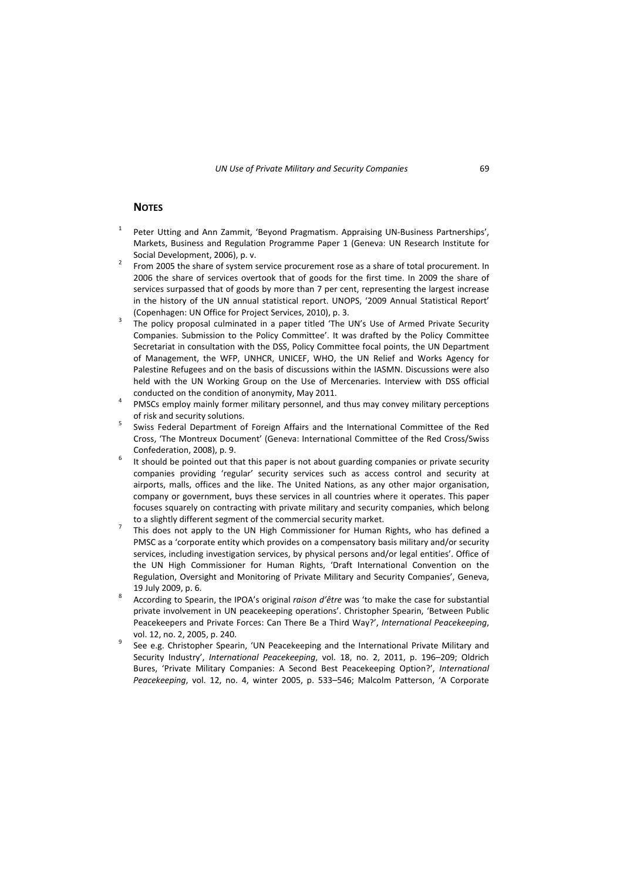## NOTES

1. Peter Utting and Ann Zammit, 'Beyond Pragmatism. Appraising UN-Business Partnerships', Markets, Business and Regulation Programme Paper 1 (Geneva: UN Research Institute for Social Development, 2006), p. v.

2. From 2005 the share of system service procurement rose as a share of total procurement. In 2006 the share of services overtook that of goods for the first time. In 2009 the share of services surpassed that of goods by more than 7 per cent, representing the largest increase in the history of the UN annual statistical report. UNOPS, '2009 Annual Statistical Report' (Copenhagen: UN Office for Project Services, 2010), p. 3.

3. The policy proposal culminated in a paper titled 'The UN's Use of Armed Private Security Companies. Submission to the Policy Committee'. It was drafted by the Policy Committee Secretariat in consultation with the DSS, Policy Committee focal points, the UN Department of Management, the WFP, UNHCR, UNICEF, WHO, the UN Relief and Works Agency for Palestine Refugees and on the basis of discussions within the IASMN. Discussions were also held with the UN Working Group on the Use of Mercenaries. Interview with DSS official conducted on the condition of anonymity, May 2011.

4. PMSCs employ mainly former military personnel, and thus may convey military perceptions of risk and security solutions.

5. Swiss Federal Department of Foreign Affairs and the International Committee of the Red Cross, 'The Montreux Document' (Geneva: International Committee of the Red Cross/Swiss Confederation, 2008), p. 9.

6. It should be pointed out that this paper is not about guarding companies or private security companies providing 'regular' security services such as access control and security at airports, malls, offices and the like. The United Nations, as any other major organisation, company or government, buys these services in all countries where it operates. This paper focuses squarely on contracting with private military and security companies, which belong to a slightly different segment of the commercial security market.

7. This does not apply to the UN High Commissioner for Human Rights, who has defined a PMSC as a 'corporate entity which provides on a compensatory basis military and/or security services, including investigation services, by physical persons and/or legal entities'. Office of the UN High Commissioner for Human Rights, 'Draft International Convention on the Regulation, Oversight and Monitoring of Private Military and Security Companies', Geneva, 19 July 2009, p. 6.

8. According to Spearin, the IPOA's original *raison d'être* was 'to make the case for substantial private involvement in UN peacekeeping operations'. Christopher Spearin, 'Between Public Peacekeepers and Private Forces: Can There Be a Third Way?', *International Peacekeeping*, vol. 12, no. 2, 2005, p. 240.

9. See e.g. Christopher Spearin, 'UN Peacekeeping and the International Private Military and Security Industry', *International Peacekeeping*, vol. 18, no. 2, 2011, p. 196–209; Oldrich Bures, 'Private Military Companies: A Second Best Peacekeeping Option?', *International Peacekeeping*, vol. 12, no. 4, winter 2005, p. 533–546; Malcolm Patterson, 'A Corporate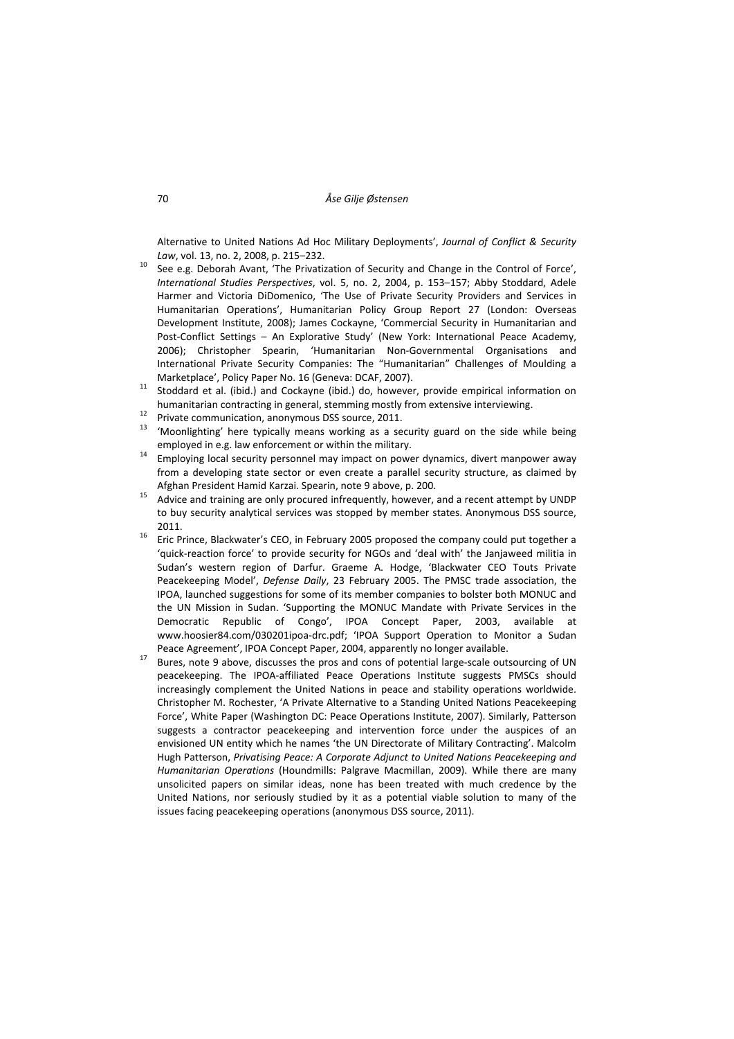Alternative to United Nations Ad Hoc Military Deployments', *Journal of Conflict & Security Law*, vol. 13, no. 2, 2008, p. 215–232.

[10] See e.g. Deborah Avant, 'The Privatization of Security and Change in the Control of Force', *International Studies Perspectives*, vol. 5, no. 2, 2004, p. 153–157; Abby Stoddard, Adele Harmer and Victoria DiDomenico, 'The Use of Private Security Providers and Services in Humanitarian Operations', Humanitarian Policy Group Report 27 (London: Overseas Development Institute, 2008); James Cockayne, 'Commercial Security in Humanitarian and Post-Conflict Settings – An Explorative Study' (New York: International Peace Academy, 2006); Christopher Spearin, 'Humanitarian Non-Governmental Organisations and International Private Security Companies: The "Humanitarian" Challenges of Moulding a Marketplace', Policy Paper No. 16 (Geneva: DCAF, 2007).

[11] Stoddard et al. (ibid.) and Cockayne (ibid.) do, however, provide empirical information on humanitarian contracting in general, stemming mostly from extensive interviewing.

[12] Private communication, anonymous DSS source, 2011.

[13] 'Moonlighting' here typically means working as a security guard on the side while being employed in e.g. law enforcement or within the military.

[14] Employing local security personnel may impact on power dynamics, divert manpower away from a developing state sector or even create a parallel security structure, as claimed by Afghan President Hamid Karzai. Spearin, note 9 above, p. 200.

[15] Advice and training are only procured infrequently, however, and a recent attempt by UNDP to buy security analytical services was stopped by member states. Anonymous DSS source, 2011.

[16] Eric Prince, Blackwater's CEO, in February 2005 proposed the company could put together a 'quick-reaction force' to provide security for NGOs and 'deal with' the Janjaweed militia in Sudan's western region of Darfur. Graeme A. Hodge, 'Blackwater CEO Touts Private Peacekeeping Model', *Defense Daily*, 23 February 2005. The PMSC trade association, the IPOA, launched suggestions for some of its member companies to bolster both MONUC and the UN Mission in Sudan. 'Supporting the MONUC Mandate with Private Services in the Democratic Republic of Congo', IPOA Concept Paper, 2003, available at www.hoosier84.com/030201ipoa-drc.pdf; 'IPOA Support Operation to Monitor a Sudan Peace Agreement', IPOA Concept Paper, 2004, apparently no longer available.

[17] Bures, note 9 above, discusses the pros and cons of potential large-scale outsourcing of UN peacekeeping. The IPOA-affiliated Peace Operations Institute suggests PMSCs should increasingly complement the United Nations in peace and stability operations worldwide. Christopher M. Rochester, 'A Private Alternative to a Standing United Nations Peacekeeping Force', White Paper (Washington DC: Peace Operations Institute, 2007). Similarly, Patterson suggests a contractor peacekeeping and intervention force under the auspices of an envisioned UN entity which he names 'the UN Directorate of Military Contracting'. Malcolm Hugh Patterson, *Privatising Peace: A Corporate Adjunct to United Nations Peacekeeping and Humanitarian Operations* (Houndmills: Palgrave Macmillan, 2009). While there are many unsolicited papers on similar ideas, none has been treated with much credence by the United Nations, nor seriously studied by it as a potential viable solution to many of the issues facing peacekeeping operations (anonymous DSS source, 2011).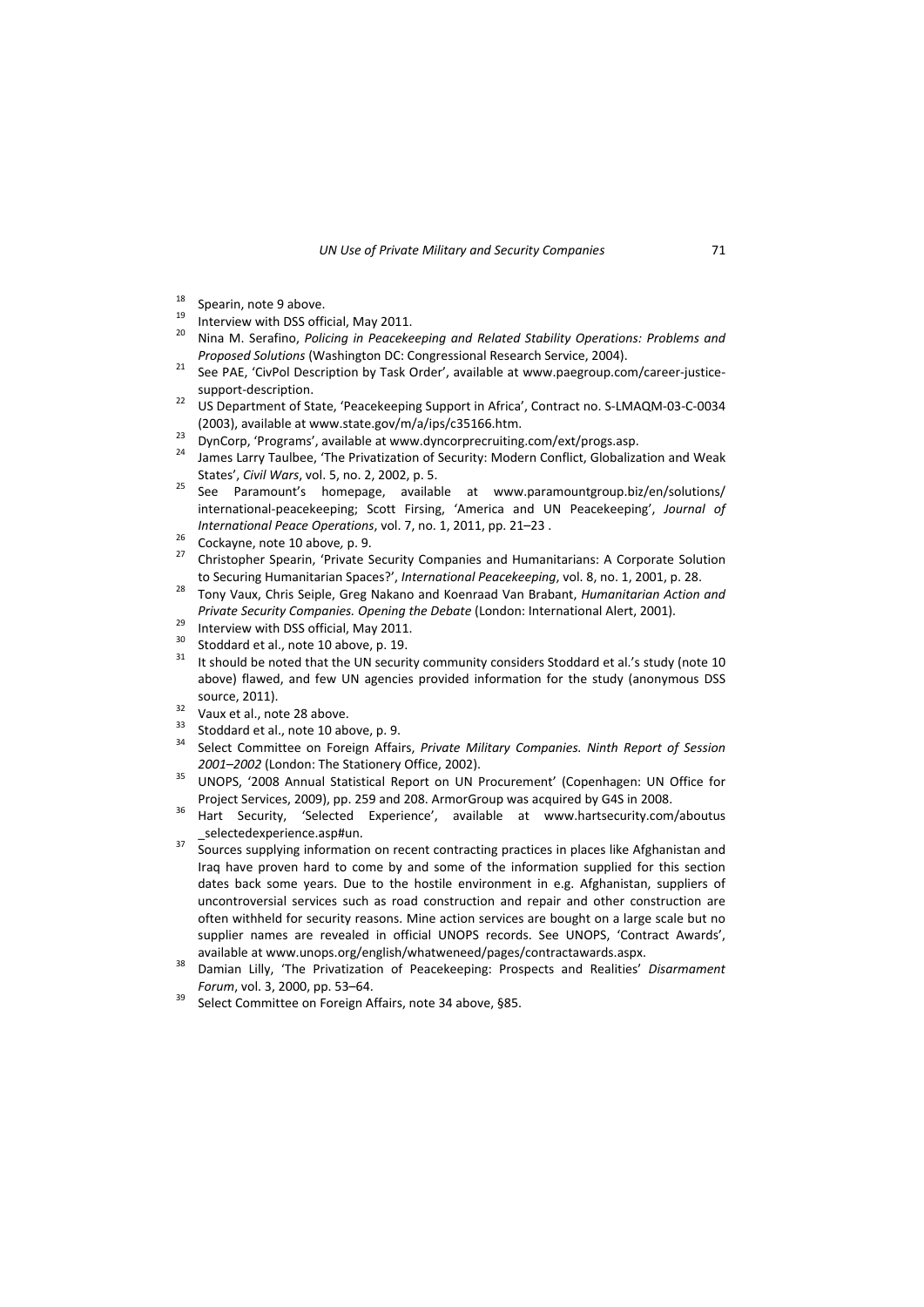[18] Spearin, note 9 above.

[19] Interview with DSS official, May 2011.

[20] Nina M. Serafino, *Policing in Peacekeeping and Related Stability Operations: Problems and Proposed Solutions* (Washington DC: Congressional Research Service, 2004).

[21] See PAE, 'CivPol Description by Task Order', available at www.paegroup.com/career-justice-support-description.

[22] US Department of State, 'Peacekeeping Support in Africa', Contract no. S-LMAQM-03-C-0034 (2003), available at www.state.gov/m/a/ips/c35166.htm.

[23] DynCorp, 'Programs', available at www.dyncorprecruiting.com/ext/progs.asp.

[24] James Larry Taulbee, 'The Privatization of Security: Modern Conflict, Globalization and Weak States', *Civil Wars*, vol. 5, no. 2, 2002, p. 5.

[25] See Paramount's homepage, available at www.paramountgroup.biz/en/solutions/international-peacekeeping; Scott Firsing, 'America and UN Peacekeeping', *Journal of International Peace Operations*, vol. 7, no. 1, 2011, pp. 21–23 .

[26] Cockayne, note 10 above, p. 9.

[27] Christopher Spearin, 'Private Security Companies and Humanitarians: A Corporate Solution to Securing Humanitarian Spaces?', *International Peacekeeping*, vol. 8, no. 1, 2001, p. 28.

[28] Tony Vaux, Chris Seiple, Greg Nakano and Koenraad Van Brabant, *Humanitarian Action and Private Security Companies. Opening the Debate* (London: International Alert, 2001).

[29] Interview with DSS official, May 2011.

[30] Stoddard et al., note 10 above, p. 19.

[31] It should be noted that the UN security community considers Stoddard et al.'s study (note 10 above) flawed, and few UN agencies provided information for the study (anonymous DSS source, 2011).

[32] Vaux et al., note 28 above.

[33] Stoddard et al., note 10 above, p. 9.

[34] Select Committee on Foreign Affairs, *Private Military Companies. Ninth Report of Session 2001–2002* (London: The Stationery Office, 2002).

[35] UNOPS, '2008 Annual Statistical Report on UN Procurement' (Copenhagen: UN Office for Project Services, 2009), pp. 259 and 208. ArmorGroup was acquired by G4S in 2008.

[36] Hart Security, 'Selected Experience', available at www.hartsecurity.com/aboutus_selectedexperience.asp#un.

[37] Sources supplying information on recent contracting practices in places like Afghanistan and Iraq have proven hard to come by and some of the information supplied for this section dates back some years. Due to the hostile environment in e.g. Afghanistan, suppliers of uncontroversial services such as road construction and repair and other construction are often withheld for security reasons. Mine action services are bought on a large scale but no supplier names are revealed in official UNOPS records. See UNOPS, 'Contract Awards', available at www.unops.org/english/whatweneed/pages/contractawards.aspx.

[38] Damian Lilly, 'The Privatization of Peacekeeping: Prospects and Realities' *Disarmament Forum*, vol. 3, 2000, pp. 53–64.

[39] Select Committee on Foreign Affairs, note 34 above, §85.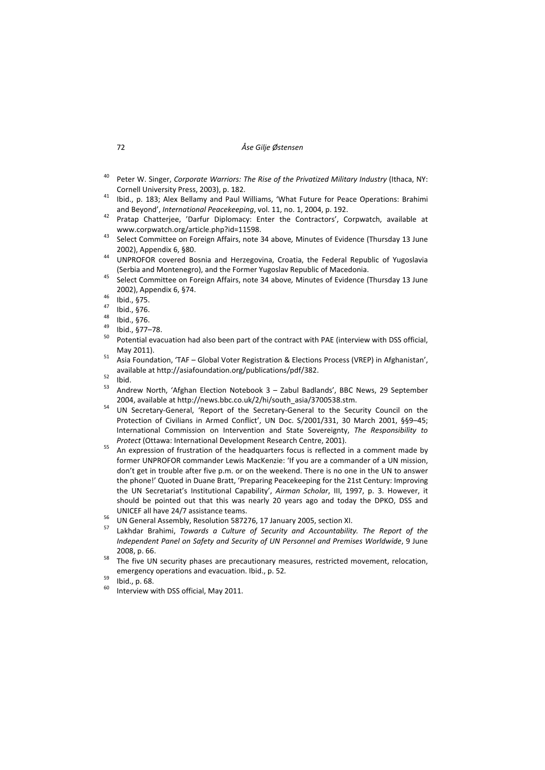[40] Peter W. Singer, *Corporate Warriors: The Rise of the Privatized Military Industry* (Ithaca, NY: Cornell University Press, 2003), p. 182.

[41] Ibid., p. 183; Alex Bellamy and Paul Williams, 'What Future for Peace Operations: Brahimi and Beyond', *International Peacekeeping*, vol. 11, no. 1, 2004, p. 192.

[42] Pratap Chatterjee, 'Darfur Diplomacy: Enter the Contractors', Corpwatch, available at www.corpwatch.org/article.php?id=11598.

[43] Select Committee on Foreign Affairs, note 34 above*,* Minutes of Evidence (Thursday 13 June 2002), Appendix 6, §80.

[44] UNPROFOR covered Bosnia and Herzegovina, Croatia, the Federal Republic of Yugoslavia (Serbia and Montenegro), and the Former Yugoslav Republic of Macedonia.

[45] Select Committee on Foreign Affairs, note 34 above*,* Minutes of Evidence (Thursday 13 June 2002), Appendix 6, §74.

[46] Ibid., §75.

[47] Ibid., §76.

[48] Ibid., §76.

[49] Ibid., §77–78.

[50] Potential evacuation had also been part of the contract with PAE (interview with DSS official, May 2011).

[51] Asia Foundation, 'TAF – Global Voter Registration & Elections Process (VREP) in Afghanistan', available at http://asiafoundation.org/publications/pdf/382.

[52] Ibid.

[53] Andrew North, 'Afghan Election Notebook 3 – Zabul Badlands', BBC News, 29 September 2004, available at http://news.bbc.co.uk/2/hi/south_asia/3700538.stm.

[54] UN Secretary-General, 'Report of the Secretary-General to the Security Council on the Protection of Civilians in Armed Conflict', UN Doc. S/2001/331, 30 March 2001, §§9–45; International Commission on Intervention and State Sovereignty, *The Responsibility to Protect* (Ottawa: International Development Research Centre, 2001).

[55] An expression of frustration of the headquarters focus is reflected in a comment made by former UNPROFOR commander Lewis MacKenzie: 'If you are a commander of a UN mission, don't get in trouble after five p.m. or on the weekend. There is no one in the UN to answer the phone!' Quoted in Duane Bratt, 'Preparing Peacekeeping for the 21st Century: Improving the UN Secretariat's Institutional Capability', *Airman Scholar*, III, 1997, p. 3. However, it should be pointed out that this was nearly 20 years ago and today the DPKO, DSS and UNICEF all have 24/7 assistance teams.

[56] UN General Assembly, Resolution 587276, 17 January 2005, section XI.

[57] Lakhdar Brahimi, *Towards a Culture of Security and Accountability. The Report of the Independent Panel on Safety and Security of UN Personnel and Premises Worldwide*, 9 June 2008, p. 66.

[58] The five UN security phases are precautionary measures, restricted movement, relocation, emergency operations and evacuation. Ibid., p. 52.

[59] Ibid., p. 68.

[60] Interview with DSS official, May 2011.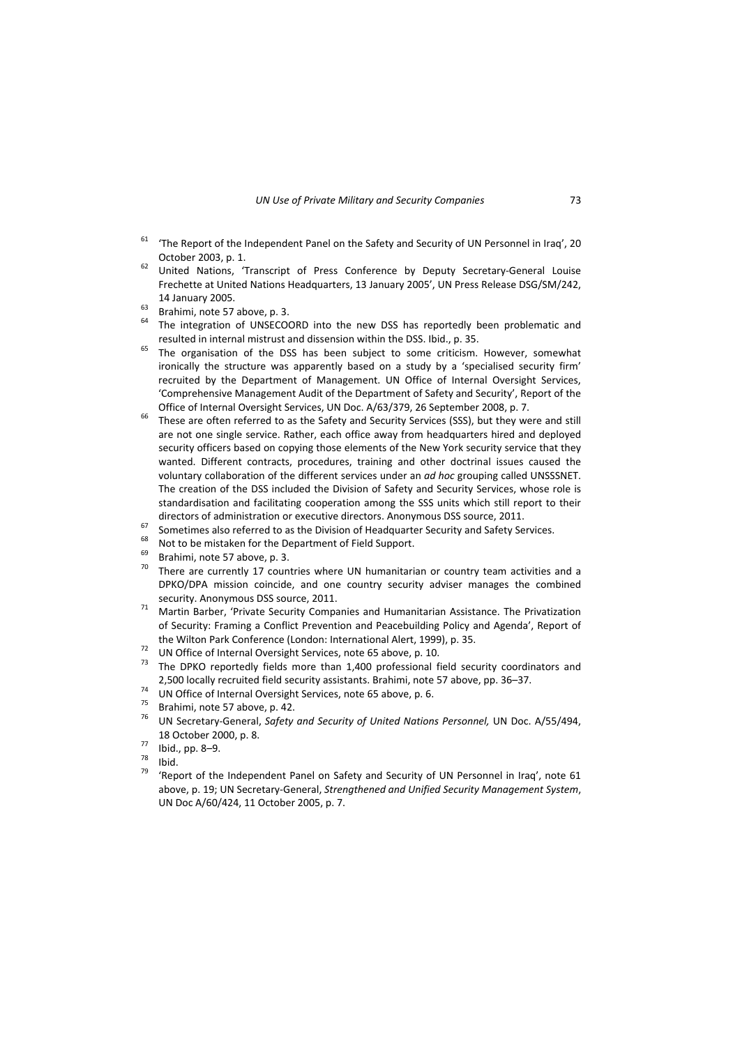[61] 'The Report of the Independent Panel on the Safety and Security of UN Personnel in Iraq', 20 October 2003, p. 1.

[62] United Nations, 'Transcript of Press Conference by Deputy Secretary-General Louise Frechette at United Nations Headquarters, 13 January 2005', UN Press Release DSG/SM/242, 14 January 2005.

[63] Brahimi, note 57 above, p. 3.

[64] The integration of UNSECOORD into the new DSS has reportedly been problematic and resulted in internal mistrust and dissension within the DSS. Ibid., p. 35.

[65] The organisation of the DSS has been subject to some criticism. However, somewhat ironically the structure was apparently based on a study by a 'specialised security firm' recruited by the Department of Management. UN Office of Internal Oversight Services, 'Comprehensive Management Audit of the Department of Safety and Security', Report of the Office of Internal Oversight Services, UN Doc. A/63/379, 26 September 2008, p. 7.

[66] These are often referred to as the Safety and Security Services (SSS), but they were and still are not one single service. Rather, each office away from headquarters hired and deployed security officers based on copying those elements of the New York security service that they wanted. Different contracts, procedures, training and other doctrinal issues caused the voluntary collaboration of the different services under an *ad hoc* grouping called UNSSSNET. The creation of the DSS included the Division of Safety and Security Services, whose role is standardisation and facilitating cooperation among the SSS units which still report to their directors of administration or executive directors. Anonymous DSS source, 2011.

[67] Sometimes also referred to as the Division of Headquarter Security and Safety Services.

[68] Not to be mistaken for the Department of Field Support.

[69] Brahimi, note 57 above, p. 3.

[70] There are currently 17 countries where UN humanitarian or country team activities and a DPKO/DPA mission coincide, and one country security adviser manages the combined security. Anonymous DSS source, 2011.

[71] Martin Barber, 'Private Security Companies and Humanitarian Assistance. The Privatization of Security: Framing a Conflict Prevention and Peacebuilding Policy and Agenda', Report of the Wilton Park Conference (London: International Alert, 1999), p. 35.

[72] UN Office of Internal Oversight Services, note 65 above, p. 10.

[73] The DPKO reportedly fields more than 1,400 professional field security coordinators and 2,500 locally recruited field security assistants. Brahimi, note 57 above, pp. 36–37.

[74] UN Office of Internal Oversight Services, note 65 above, p. 6.

[75] Brahimi, note 57 above, p. 42.

[76] UN Secretary-General, *Safety and Security of United Nations Personnel,* UN Doc. A/55/494, 18 October 2000, p. 8.

[77] Ibid., pp. 8–9.

[78] Ibid.

[79] 'Report of the Independent Panel on Safety and Security of UN Personnel in Iraq', note 61 above, p. 19; UN Secretary-General, *Strengthened and Unified Security Management System*, UN Doc A/60/424, 11 October 2005, p. 7.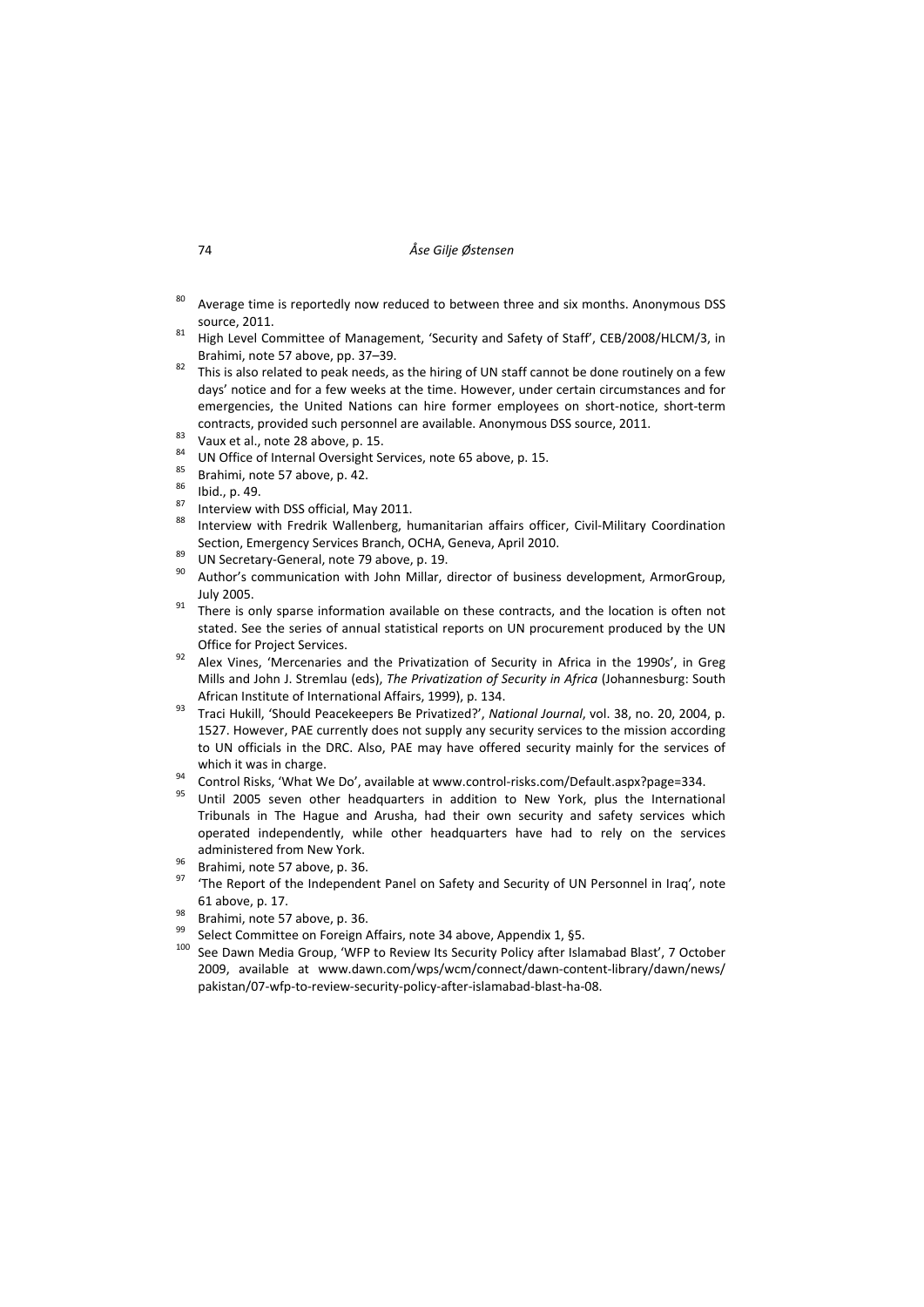[80] Average time is reportedly now reduced to between three and six months. Anonymous DSS source, 2011.

[81] High Level Committee of Management, 'Security and Safety of Staff', CEB/2008/HLCM/3, in Brahimi, note 57 above, pp. 37–39.

[82] This is also related to peak needs, as the hiring of UN staff cannot be done routinely on a few days' notice and for a few weeks at the time. However, under certain circumstances and for emergencies, the United Nations can hire former employees on short-notice, short-term contracts, provided such personnel are available. Anonymous DSS source, 2011.

[83] Vaux et al., note 28 above, p. 15.

[84] UN Office of Internal Oversight Services, note 65 above, p. 15.

[85] Brahimi, note 57 above, p. 42.

[86] Ibid., p. 49.

[87] Interview with DSS official, May 2011.

[88] Interview with Fredrik Wallenberg, humanitarian affairs officer, Civil-Military Coordination Section, Emergency Services Branch, OCHA, Geneva, April 2010.

[89] UN Secretary-General, note 79 above, p. 19.

[90] Author's communication with John Millar, director of business development, ArmorGroup, July 2005.

[91] There is only sparse information available on these contracts, and the location is often not stated. See the series of annual statistical reports on UN procurement produced by the UN Office for Project Services.

[92] Alex Vines, 'Mercenaries and the Privatization of Security in Africa in the 1990s', in Greg Mills and John J. Stremlau (eds), *The Privatization of Security in Africa* (Johannesburg: South African Institute of International Affairs, 1999), p. 134.

[93] Traci Hukill, 'Should Peacekeepers Be Privatized?', *National Journal*, vol. 38, no. 20, 2004, p. 1527. However, PAE currently does not supply any security services to the mission according to UN officials in the DRC. Also, PAE may have offered security mainly for the services of which it was in charge.

[94] Control Risks, 'What We Do', available at www.control-risks.com/Default.aspx?page=334.

[95] Until 2005 seven other headquarters in addition to New York, plus the International Tribunals in The Hague and Arusha, had their own security and safety services which operated independently, while other headquarters have had to rely on the services administered from New York.

[96] Brahimi, note 57 above, p. 36.

[97] 'The Report of the Independent Panel on Safety and Security of UN Personnel in Iraq', note 61 above, p. 17.

[98] Brahimi, note 57 above, p. 36.

[99] Select Committee on Foreign Affairs, note 34 above, Appendix 1, §5.

[100] See Dawn Media Group, 'WFP to Review Its Security Policy after Islamabad Blast', 7 October 2009, available at www.dawn.com/wps/wcm/connect/dawn-content-library/dawn/news/pakistan/07-wfp-to-review-security-policy-after-islamabad-blast-ha-08.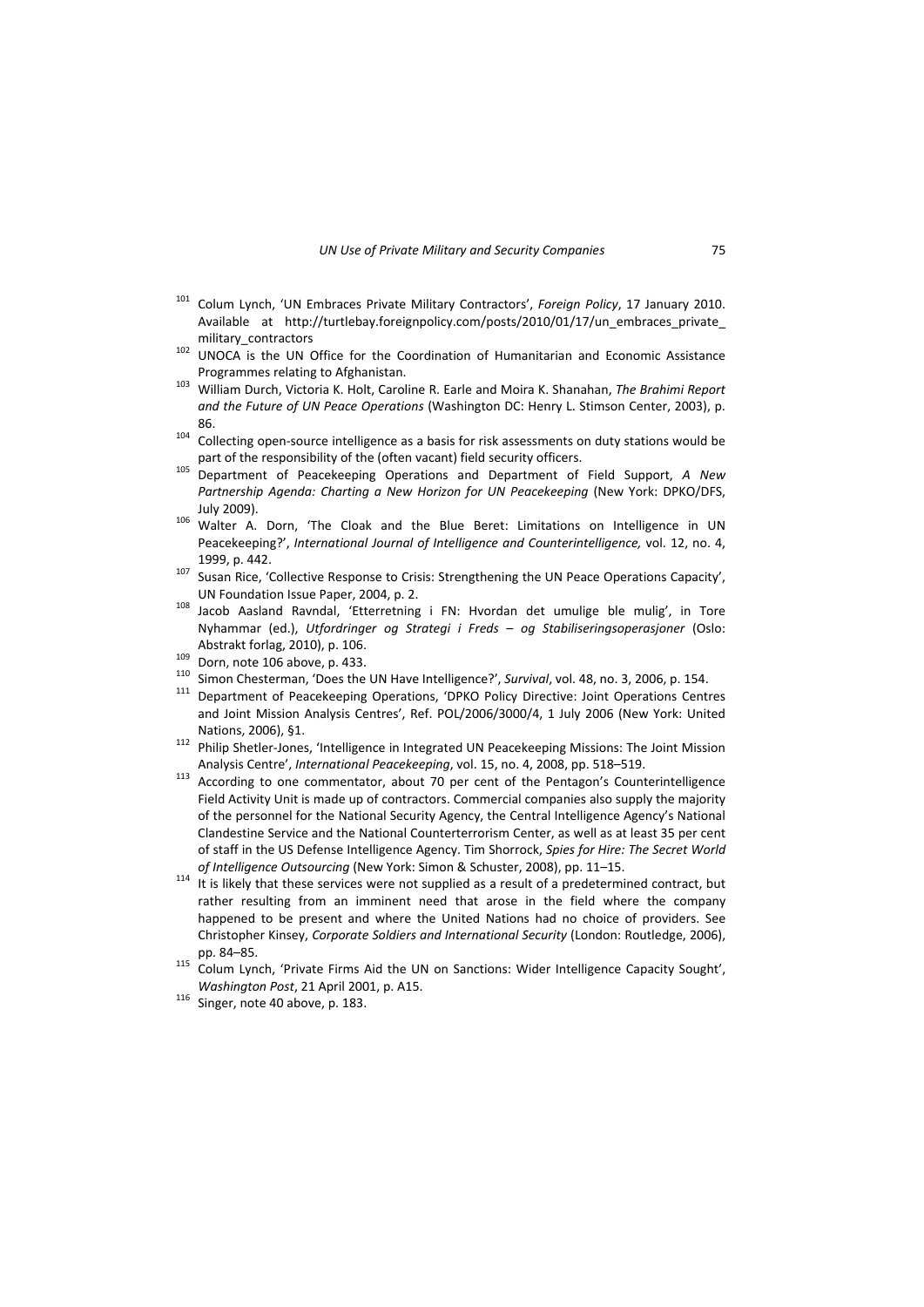[101] Colum Lynch, 'UN Embraces Private Military Contractors', *Foreign Policy*, 17 January 2010. Available at http://turtlebay.foreignpolicy.com/posts/2010/01/17/un_embraces_private_military_contractors

[102] UNOCA is the UN Office for the Coordination of Humanitarian and Economic Assistance Programmes relating to Afghanistan.

[103] William Durch, Victoria K. Holt, Caroline R. Earle and Moira K. Shanahan, *The Brahimi Report and the Future of UN Peace Operations* (Washington DC: Henry L. Stimson Center, 2003), p. 86.

[104] Collecting open-source intelligence as a basis for risk assessments on duty stations would be part of the responsibility of the (often vacant) field security officers.

[105] Department of Peacekeeping Operations and Department of Field Support, *A New Partnership Agenda: Charting a New Horizon for UN Peacekeeping* (New York: DPKO/DFS, July 2009).

[106] Walter A. Dorn, 'The Cloak and the Blue Beret: Limitations on Intelligence in UN Peacekeeping?', *International Journal of Intelligence and Counterintelligence,* vol. 12, no. 4, 1999, p. 442.

[107] Susan Rice, 'Collective Response to Crisis: Strengthening the UN Peace Operations Capacity', UN Foundation Issue Paper, 2004, p. 2.

[108] Jacob Aasland Ravndal, 'Etterretning i FN: Hvordan det umulige ble mulig', in Tore Nyhammar (ed.), *Utfordringer og Strategi i Freds – og Stabiliseringsoperasjoner* (Oslo: Abstrakt forlag, 2010), p. 106.

[109] Dorn, note 106 above, p. 433.

[110] Simon Chesterman, 'Does the UN Have Intelligence?', *Survival*, vol. 48, no. 3, 2006, p. 154.

[111] Department of Peacekeeping Operations, 'DPKO Policy Directive: Joint Operations Centres and Joint Mission Analysis Centres', Ref. POL/2006/3000/4, 1 July 2006 (New York: United Nations, 2006), §1.

[112] Philip Shetler-Jones, 'Intelligence in Integrated UN Peacekeeping Missions: The Joint Mission Analysis Centre', *International Peacekeeping*, vol. 15, no. 4, 2008, pp. 518–519.

[113] According to one commentator, about 70 per cent of the Pentagon's Counterintelligence Field Activity Unit is made up of contractors. Commercial companies also supply the majority of the personnel for the National Security Agency, the Central Intelligence Agency's National Clandestine Service and the National Counterterrorism Center, as well as at least 35 per cent of staff in the US Defense Intelligence Agency. Tim Shorrock, *Spies for Hire: The Secret World of Intelligence Outsourcing* (New York: Simon & Schuster, 2008), pp. 11–15.

[114] It is likely that these services were not supplied as a result of a predetermined contract, but rather resulting from an imminent need that arose in the field where the company happened to be present and where the United Nations had no choice of providers. See Christopher Kinsey, *Corporate Soldiers and International Security* (London: Routledge, 2006), pp. 84–85.

[115] Colum Lynch, 'Private Firms Aid the UN on Sanctions: Wider Intelligence Capacity Sought', *Washington Post*, 21 April 2001, p. A15.

[116] Singer, note 40 above, p. 183.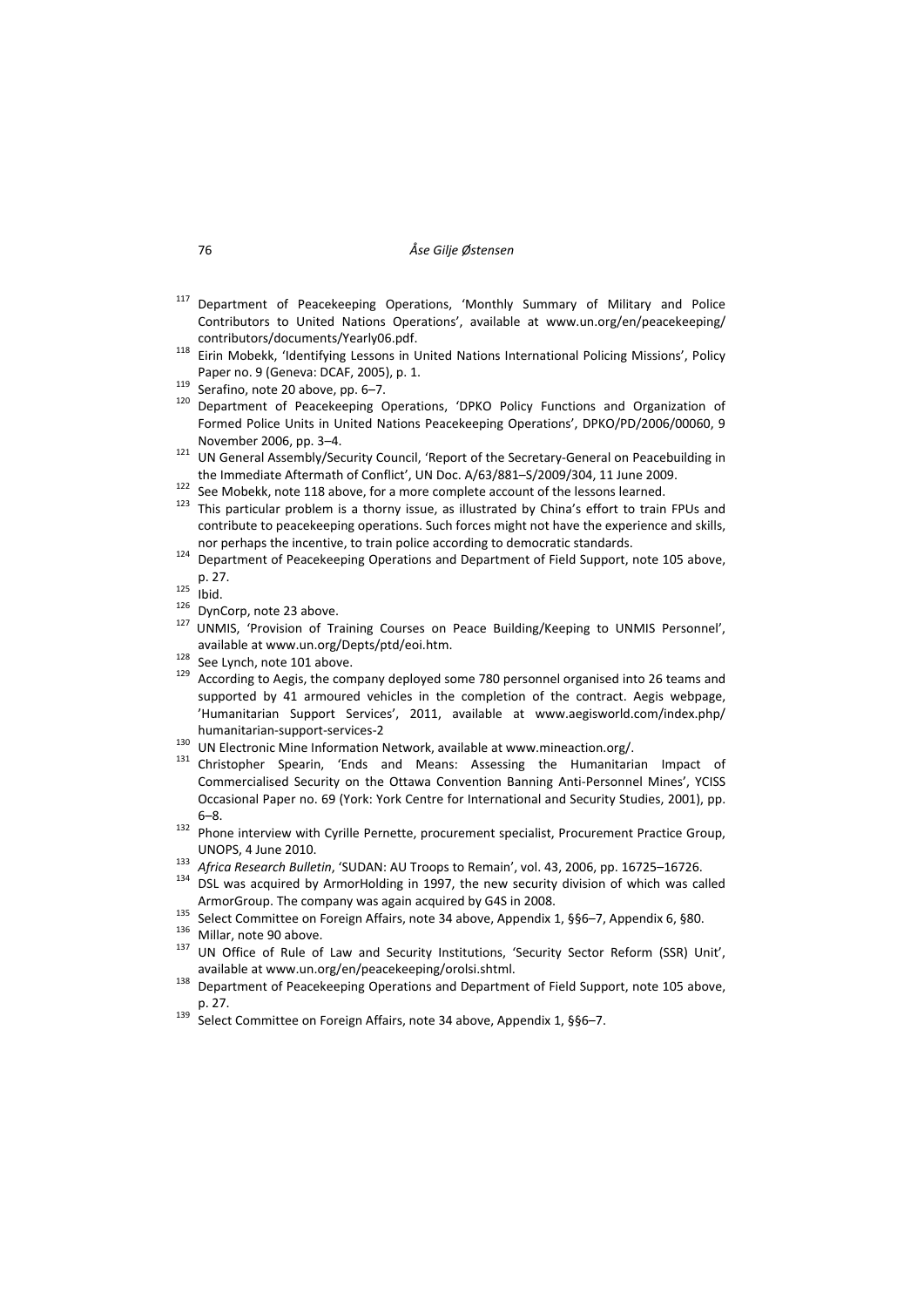[117] Department of Peacekeeping Operations, 'Monthly Summary of Military and Police Contributors to United Nations Operations', available at www.un.org/en/peacekeeping/contributors/documents/Yearly06.pdf.

[118] Eirin Mobekk, 'Identifying Lessons in United Nations International Policing Missions', Policy Paper no. 9 (Geneva: DCAF, 2005), p. 1.

[119] Serafino, note 20 above, pp. 6–7.

[120] Department of Peacekeeping Operations, 'DPKO Policy Functions and Organization of Formed Police Units in United Nations Peacekeeping Operations', DPKO/PD/2006/00060, 9 November 2006, pp. 3–4.

[121] UN General Assembly/Security Council, 'Report of the Secretary-General on Peacebuilding in the Immediate Aftermath of Conflict', UN Doc. A/63/881–S/2009/304, 11 June 2009.

[122] See Mobekk, note 118 above, for a more complete account of the lessons learned.

[123] This particular problem is a thorny issue, as illustrated by China's effort to train FPUs and contribute to peacekeeping operations. Such forces might not have the experience and skills, nor perhaps the incentive, to train police according to democratic standards.

[124] Department of Peacekeeping Operations and Department of Field Support, note 105 above, p. 27.

[125] Ibid.

[126] DynCorp, note 23 above.

[127] UNMIS, 'Provision of Training Courses on Peace Building/Keeping to UNMIS Personnel', available at www.un.org/Depts/ptd/eoi.htm.

[128] See Lynch, note 101 above.

[129] According to Aegis, the company deployed some 780 personnel organised into 26 teams and supported by 41 armoured vehicles in the completion of the contract. Aegis webpage, 'Humanitarian Support Services', 2011, available at www.aegisworld.com/index.php/humanitarian-support-services-2

[130] UN Electronic Mine Information Network, available at www.mineaction.org/.

[131] Christopher Spearin, 'Ends and Means: Assessing the Humanitarian Impact of Commercialised Security on the Ottawa Convention Banning Anti-Personnel Mines', YCISS Occasional Paper no. 69 (York: York Centre for International and Security Studies, 2001), pp. 6–8.

[132] Phone interview with Cyrille Pernette, procurement specialist, Procurement Practice Group, UNOPS, 4 June 2010.

[133] *Africa Research Bulletin*, 'SUDAN: AU Troops to Remain', vol. 43, 2006, pp. 16725–16726.

[134] DSL was acquired by ArmorHolding in 1997, the new security division of which was called ArmorGroup. The company was again acquired by G4S in 2008.

[135] Select Committee on Foreign Affairs, note 34 above, Appendix 1, §§6–7, Appendix 6, §80.

[136] Millar, note 90 above.

[137] UN Office of Rule of Law and Security Institutions, 'Security Sector Reform (SSR) Unit', available at www.un.org/en/peacekeeping/orolsi.shtml.

[138] Department of Peacekeeping Operations and Department of Field Support, note 105 above, p. 27.

[139] Select Committee on Foreign Affairs, note 34 above, Appendix 1, §§6–7.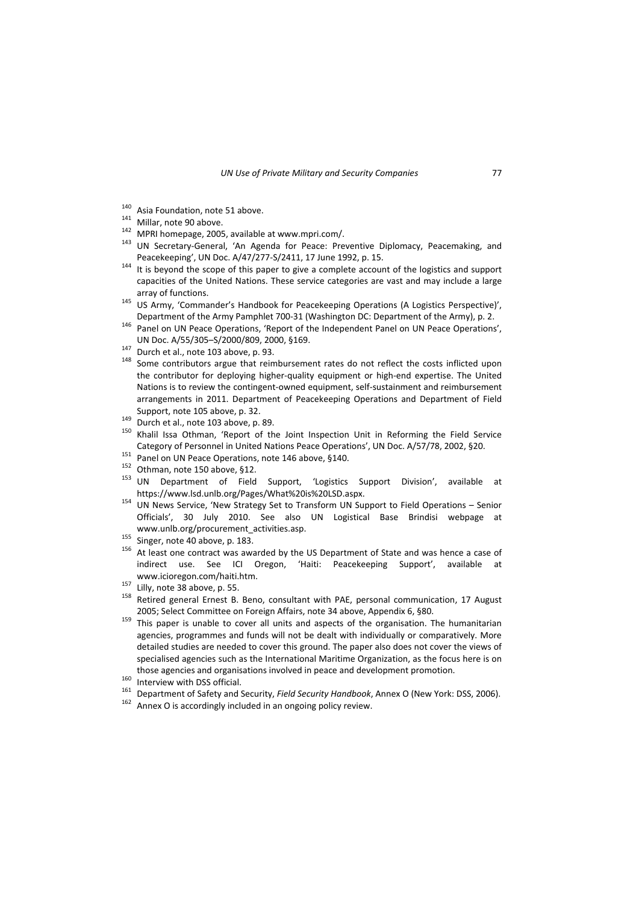[140] Asia Foundation, note 51 above.

[141] Millar, note 90 above.

[142] MPRI homepage, 2005, available at www.mpri.com/.

[143] UN Secretary-General, 'An Agenda for Peace: Preventive Diplomacy, Peacemaking, and Peacekeeping', UN Doc. A/47/277-S/2411, 17 June 1992, p. 15.

[144] It is beyond the scope of this paper to give a complete account of the logistics and support capacities of the United Nations. These service categories are vast and may include a large array of functions.

[145] US Army, 'Commander's Handbook for Peacekeeping Operations (A Logistics Perspective)', Department of the Army Pamphlet 700-31 (Washington DC: Department of the Army), p. 2.

[146] Panel on UN Peace Operations, 'Report of the Independent Panel on UN Peace Operations', UN Doc. A/55/305–S/2000/809, 2000, §169.

[147] Durch et al., note 103 above, p. 93.

[148] Some contributors argue that reimbursement rates do not reflect the costs inflicted upon the contributor for deploying higher-quality equipment or high-end expertise. The United Nations is to review the contingent-owned equipment, self-sustainment and reimbursement arrangements in 2011. Department of Peacekeeping Operations and Department of Field Support, note 105 above, p. 32.

[149] Durch et al., note 103 above, p. 89.

[150] Khalil Issa Othman, 'Report of the Joint Inspection Unit in Reforming the Field Service Category of Personnel in United Nations Peace Operations', UN Doc. A/57/78, 2002, §20.

[151] Panel on UN Peace Operations, note 146 above, §140.

[152] Othman, note 150 above, §12.

[153] UN Department of Field Support, 'Logistics Support Division', available at https://www.lsd.unlb.org/Pages/What%20is%20LSD.aspx.

[154] UN News Service, 'New Strategy Set to Transform UN Support to Field Operations – Senior Officials', 30 July 2010. See also UN Logistical Base Brindisi webpage at www.unlb.org/procurement_activities.asp.

[155] Singer, note 40 above, p. 183.

[156] At least one contract was awarded by the US Department of State and was hence a case of indirect use. See ICI Oregon, 'Haiti: Peacekeeping Support', available at www.icioregon.com/haiti.htm.

[157] Lilly, note 38 above, p. 55.

[158] Retired general Ernest B. Beno, consultant with PAE, personal communication, 17 August 2005; Select Committee on Foreign Affairs, note 34 above, Appendix 6, §80.

[159] This paper is unable to cover all units and aspects of the organisation. The humanitarian agencies, programmes and funds will not be dealt with individually or comparatively. More detailed studies are needed to cover this ground. The paper also does not cover the views of specialised agencies such as the International Maritime Organization, as the focus here is on those agencies and organisations involved in peace and development promotion.

[160] Interview with DSS official.

[161] Department of Safety and Security, *Field Security Handbook*, Annex O (New York: DSS, 2006).

[162] Annex O is accordingly included in an ongoing policy review.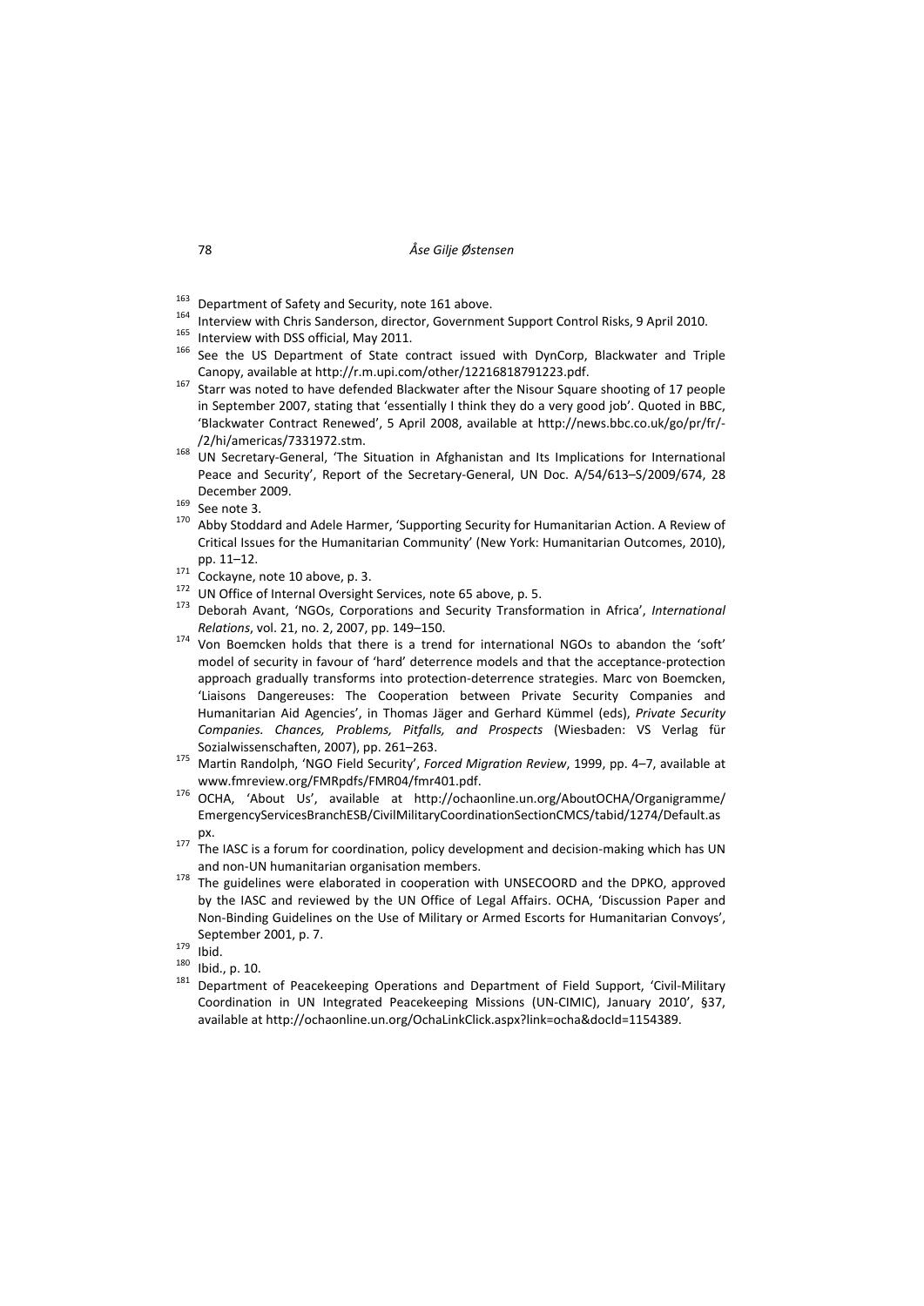163 Department of Safety and Security, note 161 above.

164 Interview with Chris Sanderson, director, Government Support Control Risks, 9 April 2010.

165 Interview with DSS official, May 2011.

166 See the US Department of State contract issued with DynCorp, Blackwater and Triple Canopy, available at http://r.m.upi.com/other/12216818791223.pdf.

167 Starr was noted to have defended Blackwater after the Nisour Square shooting of 17 people in September 2007, stating that 'essentially I think they do a very good job'. Quoted in BBC, 'Blackwater Contract Renewed', 5 April 2008, available at http://news.bbc.co.uk/go/pr/fr/-/2/hi/americas/7331972.stm.

168 UN Secretary-General, 'The Situation in Afghanistan and Its Implications for International Peace and Security', Report of the Secretary-General, UN Doc. A/54/613–S/2009/674, 28 December 2009.

169 See note 3.

170 Abby Stoddard and Adele Harmer, 'Supporting Security for Humanitarian Action. A Review of Critical Issues for the Humanitarian Community' (New York: Humanitarian Outcomes, 2010), pp. 11–12.

171 Cockayne, note 10 above, p. 3.

172 UN Office of Internal Oversight Services, note 65 above, p. 5.

173 Deborah Avant, 'NGOs, Corporations and Security Transformation in Africa', *International Relations*, vol. 21, no. 2, 2007, pp. 149–150.

174 Von Boemcken holds that there is a trend for international NGOs to abandon the 'soft' model of security in favour of 'hard' deterrence models and that the acceptance-protection approach gradually transforms into protection-deterrence strategies. Marc von Boemcken, 'Liaisons Dangereuses: The Cooperation between Private Security Companies and Humanitarian Aid Agencies', in Thomas Jäger and Gerhard Kümmel (eds), *Private Security Companies. Chances, Problems, Pitfalls, and Prospects* (Wiesbaden: VS Verlag für Sozialwissenschaften, 2007), pp. 261–263.

175 Martin Randolph, 'NGO Field Security', *Forced Migration Review*, 1999, pp. 4–7, available at www.fmreview.org/FMRpdfs/FMR04/fmr401.pdf.

176 OCHA, 'About Us', available at http://ochaonline.un.org/AboutOCHA/Organigramme/EmergencyServicesBranchESB/CivilMilitaryCoordinationSectionCMCS/tabid/1274/Default.aspx.

177 The IASC is a forum for coordination, policy development and decision-making which has UN and non-UN humanitarian organisation members.

178 The guidelines were elaborated in cooperation with UNSECOORD and the DPKO, approved by the IASC and reviewed by the UN Office of Legal Affairs. OCHA, 'Discussion Paper and Non-Binding Guidelines on the Use of Military or Armed Escorts for Humanitarian Convoys', September 2001, p. 7.

179 Ibid.

180 Ibid., p. 10.

181 Department of Peacekeeping Operations and Department of Field Support, 'Civil-Military Coordination in UN Integrated Peacekeeping Missions (UN-CIMIC), January 2010', §37, available at http://ochaonline.un.org/OchaLinkClick.aspx?link=ocha&docId=1154389.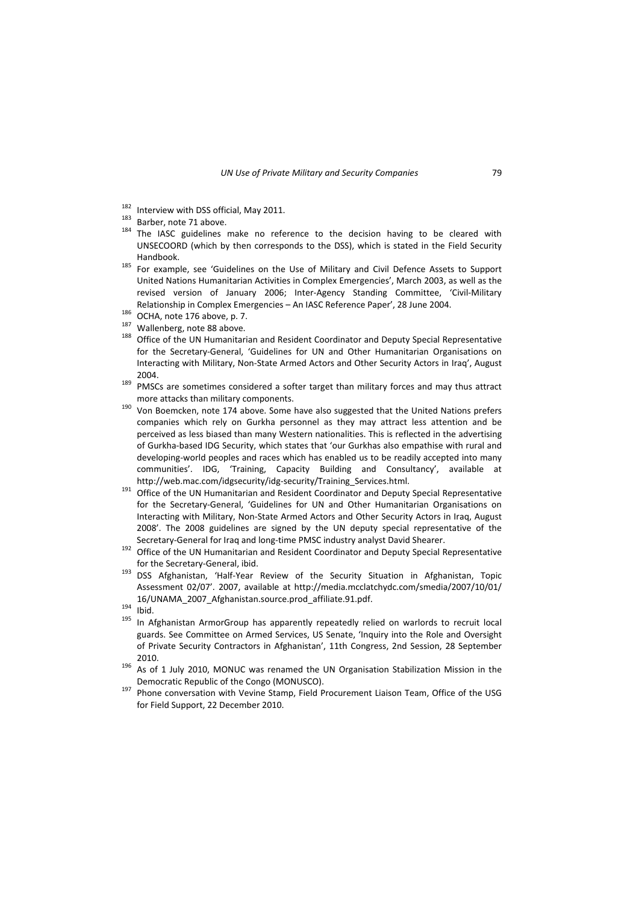[182] Interview with DSS official, May 2011.

[183] Barber, note 71 above.

[184] The IASC guidelines make no reference to the decision having to be cleared with UNSECOORD (which by then corresponds to the DSS), which is stated in the Field Security Handbook.

[185] For example, see 'Guidelines on the Use of Military and Civil Defence Assets to Support United Nations Humanitarian Activities in Complex Emergencies', March 2003, as well as the revised version of January 2006; Inter-Agency Standing Committee, 'Civil-Military Relationship in Complex Emergencies – An IASC Reference Paper', 28 June 2004.

[186] OCHA, note 176 above, p. 7.

[187] Wallenberg, note 88 above.

[188] Office of the UN Humanitarian and Resident Coordinator and Deputy Special Representative for the Secretary-General, 'Guidelines for UN and Other Humanitarian Organisations on Interacting with Military, Non-State Armed Actors and Other Security Actors in Iraq', August 2004.

[189] PMSCs are sometimes considered a softer target than military forces and may thus attract more attacks than military components.

[190] Von Boemcken, note 174 above. Some have also suggested that the United Nations prefers companies which rely on Gurkha personnel as they may attract less attention and be perceived as less biased than many Western nationalities. This is reflected in the advertising of Gurkha-based IDG Security, which states that 'our Gurkhas also empathise with rural and developing-world peoples and races which has enabled us to be readily accepted into many communities'. IDG, 'Training, Capacity Building and Consultancy', available at http://web.mac.com/idgsecurity/idg-security/Training_Services.html.

[191] Office of the UN Humanitarian and Resident Coordinator and Deputy Special Representative for the Secretary-General, 'Guidelines for UN and Other Humanitarian Organisations on Interacting with Military, Non-State Armed Actors and Other Security Actors in Iraq, August 2008'. The 2008 guidelines are signed by the UN deputy special representative of the Secretary-General for Iraq and long-time PMSC industry analyst David Shearer.

[192] Office of the UN Humanitarian and Resident Coordinator and Deputy Special Representative for the Secretary-General, ibid.

[193] DSS Afghanistan, 'Half-Year Review of the Security Situation in Afghanistan, Topic Assessment 02/07'. 2007, available at http://media.mcclatchydc.com/smedia/2007/10/01/16/UNAMA_2007_Afghanistan.source.prod_affiliate.91.pdf.

[194] Ibid.

[195] In Afghanistan ArmorGroup has apparently repeatedly relied on warlords to recruit local guards. See Committee on Armed Services, US Senate, 'Inquiry into the Role and Oversight of Private Security Contractors in Afghanistan', 11th Congress, 2nd Session, 28 September 2010.

[196] As of 1 July 2010, MONUC was renamed the UN Organisation Stabilization Mission in the Democratic Republic of the Congo (MONUSCO).

[197] Phone conversation with Vevine Stamp, Field Procurement Liaison Team, Office of the USG for Field Support, 22 December 2010.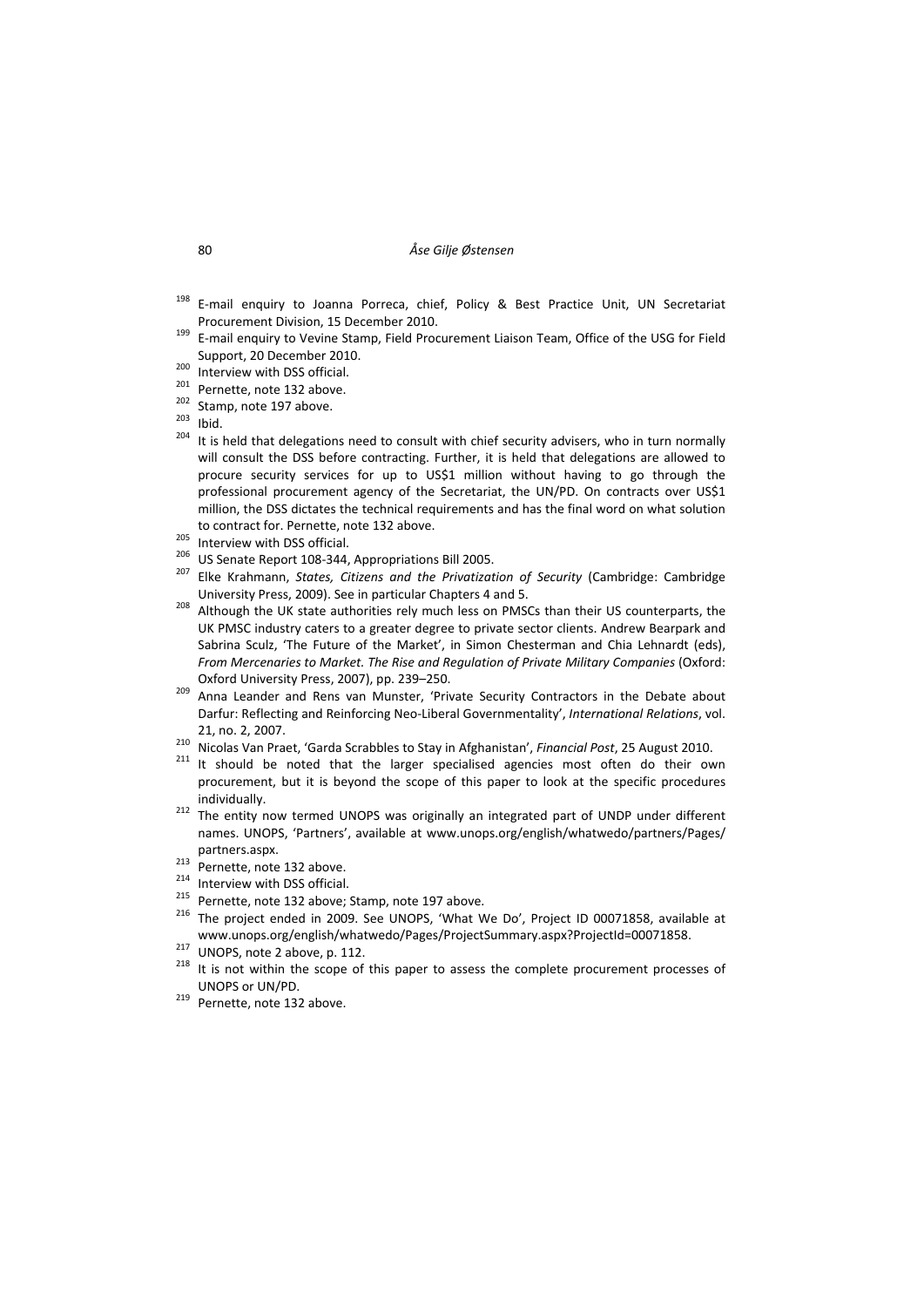[198] E-mail enquiry to Joanna Porreca, chief, Policy & Best Practice Unit, UN Secretariat Procurement Division, 15 December 2010.

[199] E-mail enquiry to Vevine Stamp, Field Procurement Liaison Team, Office of the USG for Field Support, 20 December 2010.

[200] Interview with DSS official.

[201] Pernette, note 132 above.

[202] Stamp, note 197 above.

[203] Ibid.

[204] It is held that delegations need to consult with chief security advisers, who in turn normally will consult the DSS before contracting. Further, it is held that delegations are allowed to procure security services for up to US$1 million without having to go through the professional procurement agency of the Secretariat, the UN/PD. On contracts over US$1 million, the DSS dictates the technical requirements and has the final word on what solution to contract for. Pernette, note 132 above.

[205] Interview with DSS official.

[206] US Senate Report 108-344, Appropriations Bill 2005.

[207] Elke Krahmann, *States, Citizens and the Privatization of Security* (Cambridge: Cambridge University Press, 2009). See in particular Chapters 4 and 5.

[208] Although the UK state authorities rely much less on PMSCs than their US counterparts, the UK PMSC industry caters to a greater degree to private sector clients. Andrew Bearpark and Sabrina Sculz, 'The Future of the Market', in Simon Chesterman and Chia Lehnardt (eds), *From Mercenaries to Market. The Rise and Regulation of Private Military Companies* (Oxford: Oxford University Press, 2007), pp. 239–250.

[209] Anna Leander and Rens van Munster, 'Private Security Contractors in the Debate about Darfur: Reflecting and Reinforcing Neo-Liberal Governmentality', *International Relations*, vol. 21, no. 2, 2007.

[210] Nicolas Van Praet, 'Garda Scrabbles to Stay in Afghanistan', *Financial Post*, 25 August 2010.

[211] It should be noted that the larger specialised agencies most often do their own procurement, but it is beyond the scope of this paper to look at the specific procedures individually.

[212] The entity now termed UNOPS was originally an integrated part of UNDP under different names. UNOPS, 'Partners', available at www.unops.org/english/whatwedo/partners/Pages/partners.aspx.

[213] Pernette, note 132 above.

[214] Interview with DSS official.

[215] Pernette, note 132 above; Stamp, note 197 above.

[216] The project ended in 2009. See UNOPS, 'What We Do', Project ID 00071858, available at www.unops.org/english/whatwedo/Pages/ProjectSummary.aspx?ProjectId=00071858.

[217] UNOPS, note 2 above, p. 112.

[218] It is not within the scope of this paper to assess the complete procurement processes of UNOPS or UN/PD.

[219] Pernette, note 132 above.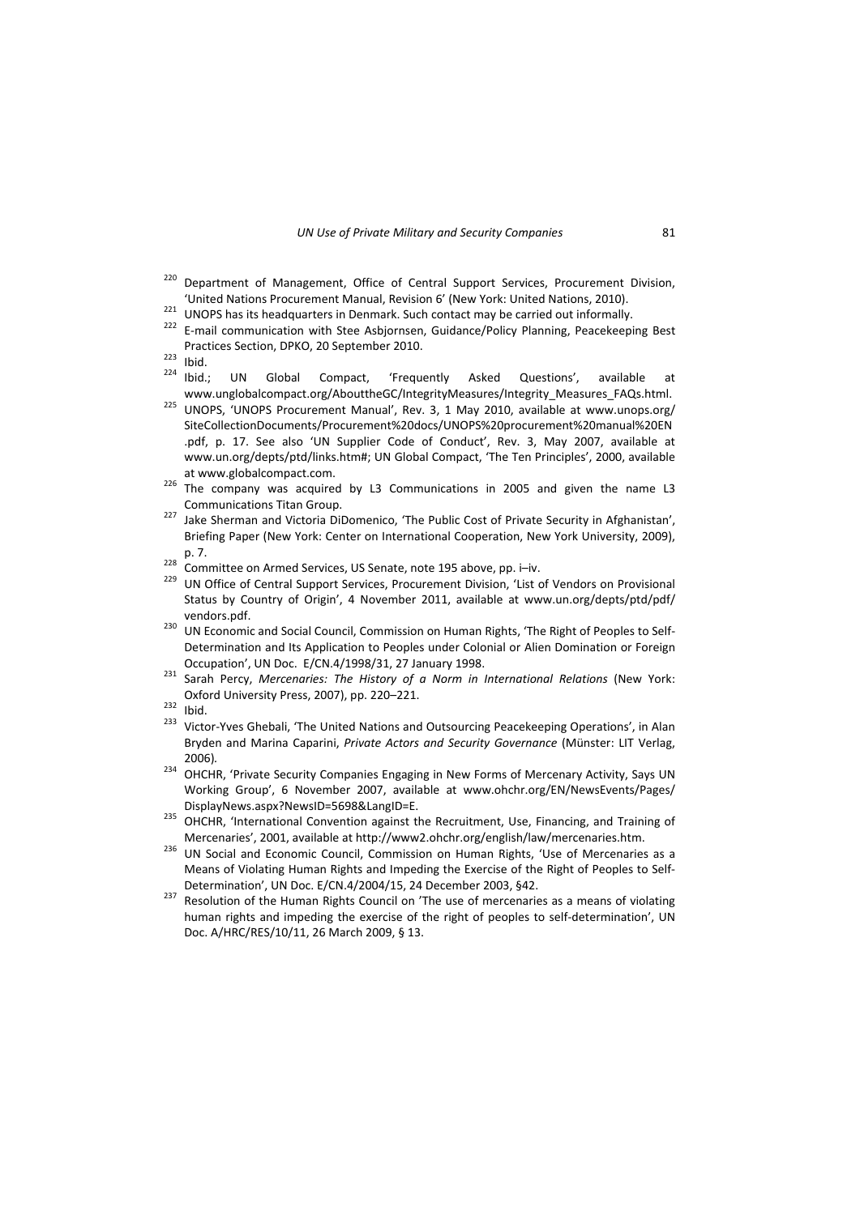[220] Department of Management, Office of Central Support Services, Procurement Division, 'United Nations Procurement Manual, Revision 6' (New York: United Nations, 2010).

[221] UNOPS has its headquarters in Denmark. Such contact may be carried out informally.

[222] E-mail communication with Stee Asbjornsen, Guidance/Policy Planning, Peacekeeping Best Practices Section, DPKO, 20 September 2010.

[223] Ibid.

[224] Ibid.; UN Global Compact, 'Frequently Asked Questions', available at www.unglobalcompact.org/AbouttheGC/IntegrityMeasures/Integrity_Measures_FAQs.html.

[225] UNOPS, 'UNOPS Procurement Manual', Rev. 3, 1 May 2010, available at www.unops.org/SiteCollectionDocuments/Procurement%20docs/UNOPS%20procurement%20manual%20EN.pdf, p. 17. See also 'UN Supplier Code of Conduct', Rev. 3, May 2007, available at www.un.org/depts/ptd/links.htm#; UN Global Compact, 'The Ten Principles', 2000, available at www.globalcompact.com.

[226] The company was acquired by L3 Communications in 2005 and given the name L3 Communications Titan Group.

[227] Jake Sherman and Victoria DiDomenico, 'The Public Cost of Private Security in Afghanistan', Briefing Paper (New York: Center on International Cooperation, New York University, 2009), p. 7.

[228] Committee on Armed Services, US Senate, note 195 above, pp. i–iv.

[229] UN Office of Central Support Services, Procurement Division, 'List of Vendors on Provisional Status by Country of Origin', 4 November 2011, available at www.un.org/depts/ptd/pdf/vendors.pdf.

[230] UN Economic and Social Council, Commission on Human Rights, 'The Right of Peoples to Self-Determination and Its Application to Peoples under Colonial or Alien Domination or Foreign Occupation', UN Doc. E/CN.4/1998/31, 27 January 1998.

[231] Sarah Percy, *Mercenaries: The History of a Norm in International Relations* (New York: Oxford University Press, 2007), pp. 220–221.

[232] Ibid.

[233] Victor-Yves Ghebali, 'The United Nations and Outsourcing Peacekeeping Operations', in Alan Bryden and Marina Caparini, *Private Actors and Security Governance* (Münster: LIT Verlag, 2006).

[234] OHCHR, 'Private Security Companies Engaging in New Forms of Mercenary Activity, Says UN Working Group', 6 November 2007, available at www.ohchr.org/EN/NewsEvents/Pages/DisplayNews.aspx?NewsID=5698&LangID=E.

[235] OHCHR, 'International Convention against the Recruitment, Use, Financing, and Training of Mercenaries', 2001, available at http://www2.ohchr.org/english/law/mercenaries.htm.

[236] UN Social and Economic Council, Commission on Human Rights, 'Use of Mercenaries as a Means of Violating Human Rights and Impeding the Exercise of the Right of Peoples to Self-Determination', UN Doc. E/CN.4/2004/15, 24 December 2003, §42.

[237] Resolution of the Human Rights Council on 'The use of mercenaries as a means of violating human rights and impeding the exercise of the right of peoples to self-determination', UN Doc. A/HRC/RES/10/11, 26 March 2009, § 13.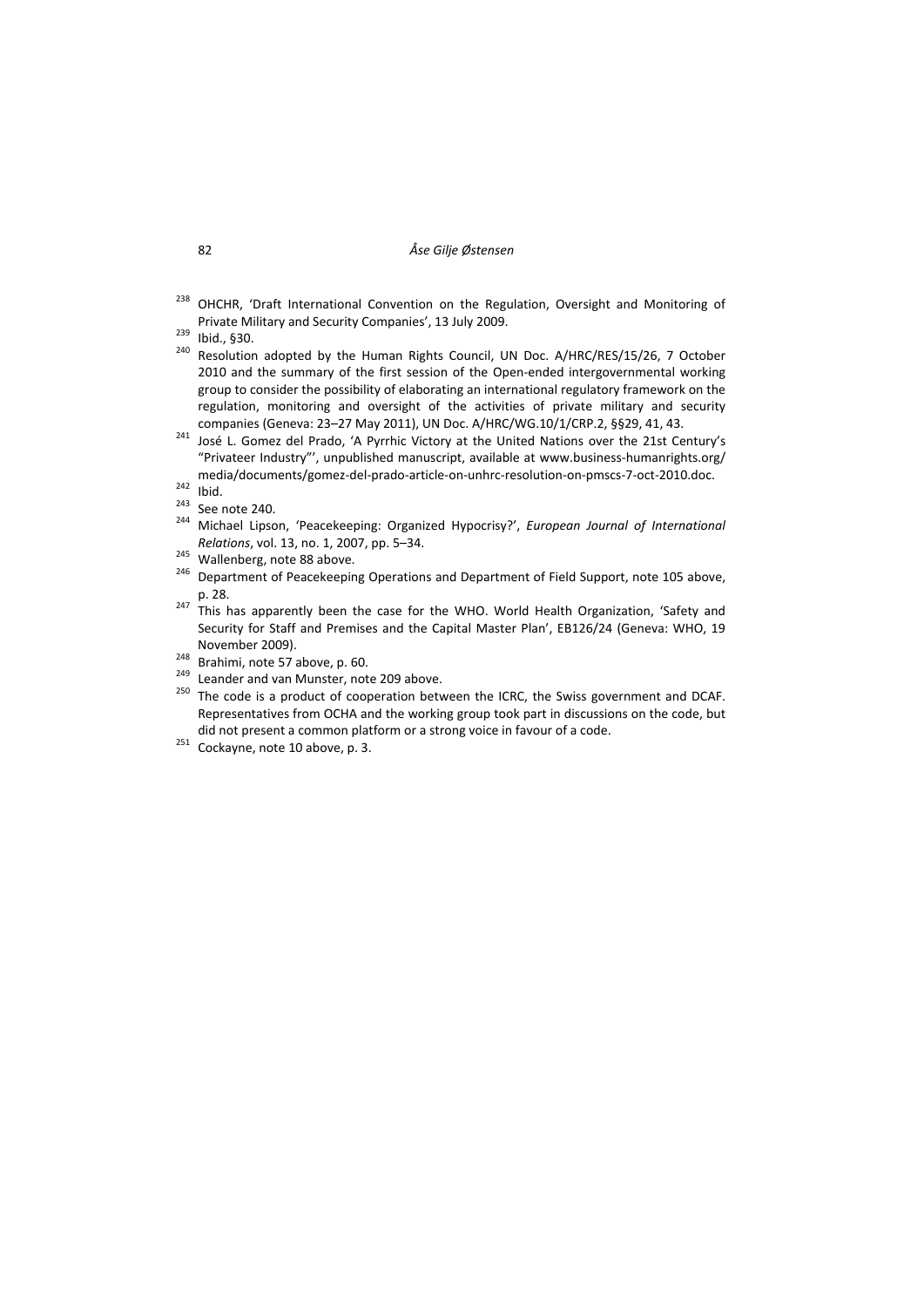[238] OHCHR, 'Draft International Convention on the Regulation, Oversight and Monitoring of Private Military and Security Companies', 13 July 2009.

[239] Ibid., §30.

[240] Resolution adopted by the Human Rights Council, UN Doc. A/HRC/RES/15/26, 7 October 2010 and the summary of the first session of the Open-ended intergovernmental working group to consider the possibility of elaborating an international regulatory framework on the regulation, monitoring and oversight of the activities of private military and security companies (Geneva: 23–27 May 2011), UN Doc. A/HRC/WG.10/1/CRP.2, §§29, 41, 43.

[241] José L. Gomez del Prado, 'A Pyrrhic Victory at the United Nations over the 21st Century's "Privateer Industry"', unpublished manuscript, available at www.business-humanrights.org/media/documents/gomez-del-prado-article-on-unhrc-resolution-on-pmscs-7-oct-2010.doc.

[242] Ibid.

[243] See note 240.

[244] Michael Lipson, 'Peacekeeping: Organized Hypocrisy?', *European Journal of International Relations*, vol. 13, no. 1, 2007, pp. 5–34.

[245] Wallenberg, note 88 above.

[246] Department of Peacekeeping Operations and Department of Field Support, note 105 above, p. 28.

[247] This has apparently been the case for the WHO. World Health Organization, 'Safety and Security for Staff and Premises and the Capital Master Plan', EB126/24 (Geneva: WHO, 19 November 2009).

[248] Brahimi, note 57 above, p. 60.

[249] Leander and van Munster, note 209 above.

[250] The code is a product of cooperation between the ICRC, the Swiss government and DCAF. Representatives from OCHA and the working group took part in discussions on the code, but did not present a common platform or a strong voice in favour of a code.

[251] Cockayne, note 10 above, p. 3.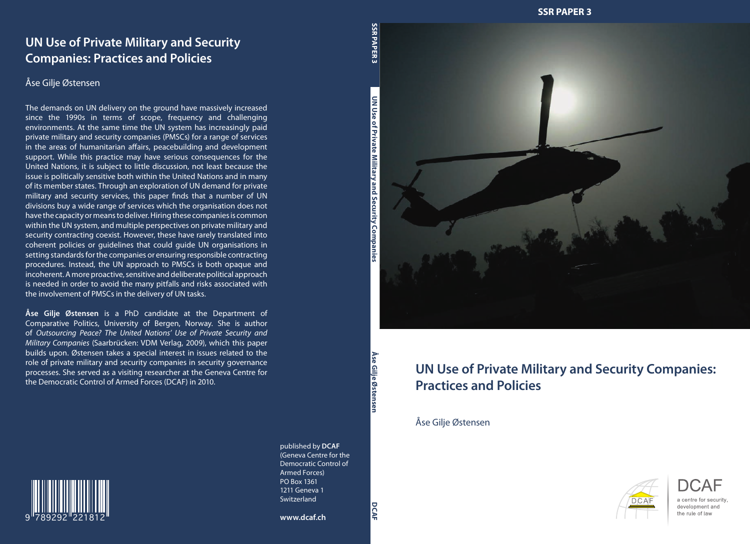## UN Use of Private Military and Security Companies: Practices and Policies

Åse Gilje Østensen

The demands on UN delivery on the ground have massively increased since the 1990s in terms of scope, frequency and challenging environments. At the same time the UN system has increasingly paid private military and security companies (PMSCs) for a range of services in the areas of humanitarian affairs, peacebuilding and development support. While this practice may have serious consequences for the United Nations, it is subject to little discussion, not least because the issue is politically sensitive both within the United Nations and in many of its member states. Through an exploration of UN demand for private military and security services, this paper finds that a number of UN divisions buy a wide range of services which the organisation does not have the capacity or means to deliver. Hiring these companies is common within the UN system, and multiple perspectives on private military and security contracting coexist. However, these have rarely translated into coherent policies or guidelines that could guide UN organisations in setting standards for the companies or ensuring responsible contracting procedures. Instead, the UN approach to PMSCs is both opaque and incoherent. A more proactive, sensitive and deliberate political approach is needed in order to avoid the many pitfalls and risks associated with the involvement of PMSCs in the delivery of UN tasks.

**Åse Gilje Østensen** is a PhD candidate at the Department of Comparative Politics, University of Bergen, Norway. She is author of *Outsourcing Peace? The United Nations' Use of Private Security and Military Companies* (Saarbrücken: VDM Verlag, 2009), which this paper builds upon. Østensen takes a special interest in issues related to the role of private military and security companies in security governance processes. She served as a visiting researcher at the Geneva Centre for the Democratic Control of Armed Forces (DCAF) in 2010.

9 789292 221812

published by **DCAF**
(Geneva Centre for the Democratic Control of Armed Forces)
PO Box 1361
1211 Geneva 1
Switzerland

**www.dcaf.ch**

**SSR PAPER 3**

**UN Use of Private Military and Security Companies**

**Åse Gilje Østensen**

**DCAF**

**SSR PAPER 3**

# UN Use of Private Military and Security Companies: Practices and Policies

Åse Gilje Østensen

DCAF
a centre for security, development and the rule of law